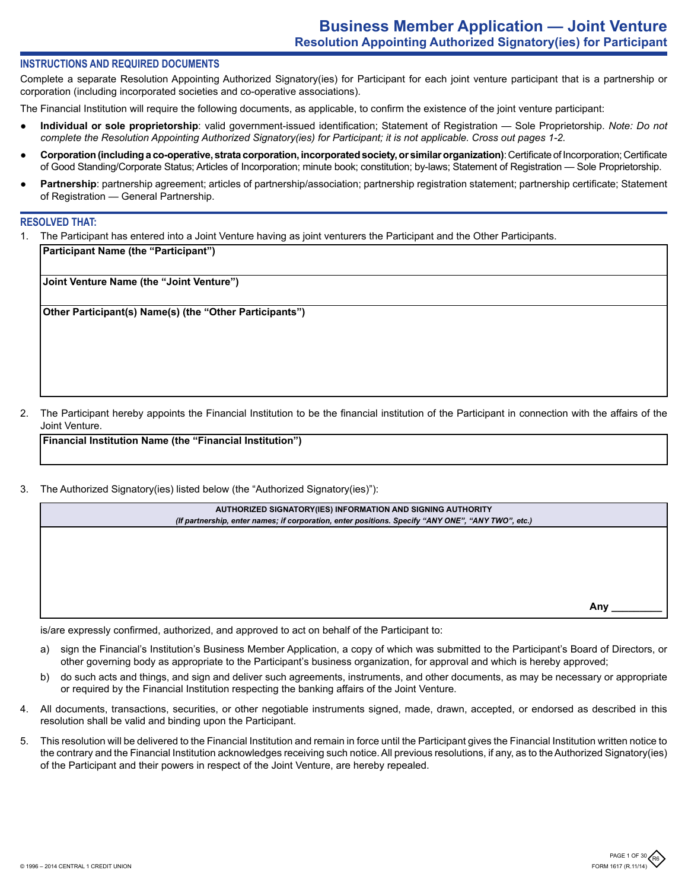# Business Member Application — Joint Venture

## Resolution Appointing Authorized Signatory(ies) for Participant

### INSTRUCTIONS AND REQUIRED DOCUMENTS

Complete a separate Resolution Appointing Authorized Signatory(ies) for Participant for each joint venture participant that is a partnership or corporation (including incorporated societies and co-operative associations).

The Financial Institution will require the following documents, as applicable, to confirm the existence of the joint venture participant:

- **Individual or sole proprietorship**: valid government-issued identification; Statement of Registration — Sole Proprietorship. *Note: Do not complete the Resolution Appointing Authorized Signatory(ies) for Participant; it is not applicable. Cross out pages 1-2.*
- **Corporation (including a co-operative, strata corporation, incorporated society, or similar organization)**: Certificate of Incorporation; Certificate of Good Standing/Corporate Status; Articles of Incorporation; minute book; constitution; by-laws; Statement of Registration — Sole Proprietorship.
- **Partnership**: partnership agreement; articles of partnership/association; partnership registration statement; partnership certificate; Statement of Registration — General Partnership.

### RESOLVED THAT:

1. The Participant has entered into a Joint Venture having as joint venturers the Participant and the Other Participants.

| **Participant Name (the "Participant")** |
|---|
| **Joint Venture Name (the "Joint Venture")** |
| **Other Participant(s) Name(s) (the "Other Participants")** |

2. The Participant hereby appoints the Financial Institution to be the financial institution of the Participant in connection with the affairs of the Joint Venture.

| **Financial Institution Name (the "Financial Institution")** |
|---|
| |

3. The Authorized Signatory(ies) listed below (the "Authorized Signatory(ies)"):

| **AUTHORIZED SIGNATORY(IES) INFORMATION AND SIGNING AUTHORITY** *(If partnership, enter names; if corporation, enter positions. Specify "ANY ONE", "ANY TWO", etc.)* |
|---|
| **Any** ________ |

is/are expressly confirmed, authorized, and approved to act on behalf of the Participant to:

a) sign the Financial's Institution's Business Member Application, a copy of which was submitted to the Participant's Board of Directors, or other governing body as appropriate to the Participant's business organization, for approval and which is hereby approved;

b) do such acts and things, and sign and deliver such agreements, instruments, and other documents, as may be necessary or appropriate or required by the Financial Institution respecting the banking affairs of the Joint Venture.

4. All documents, transactions, securities, or other negotiable instruments signed, made, drawn, accepted, or endorsed as described in this resolution shall be valid and binding upon the Participant.

5. This resolution will be delivered to the Financial Institution and remain in force until the Participant gives the Financial Institution written notice to the contrary and the Financial Institution acknowledges receiving such notice. All previous resolutions, if any, as to the Authorized Signatory(ies) of the Participant and their powers in respect of the Joint Venture, are hereby repealed.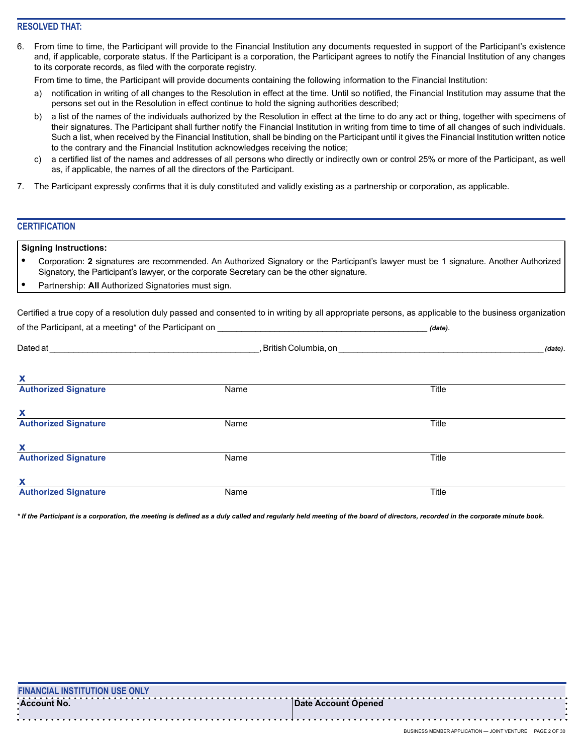## RESOLVED THAT:

6. From time to time, the Participant will provide to the Financial Institution any documents requested in support of the Participant's existence and, if applicable, corporate status. If the Participant is a corporation, the Participant agrees to notify the Financial Institution of any changes to its corporate records, as filed with the corporate registry.

   From time to time, the Participant will provide documents containing the following information to the Financial Institution:

   a) notification in writing of all changes to the Resolution in effect at the time. Until so notified, the Financial Institution may assume that the persons set out in the Resolution in effect continue to hold the signing authorities described;

   b) a list of the names of the individuals authorized by the Resolution in effect at the time to do any act or thing, together with specimens of their signatures. The Participant shall further notify the Financial Institution in writing from time to time of all changes of such individuals. Such a list, when received by the Financial Institution, shall be binding on the Participant until it gives the Financial Institution written notice to the contrary and the Financial Institution acknowledges receiving the notice;

   c) a certified list of the names and addresses of all persons who directly or indirectly own or control 25% or more of the Participant, as well as, if applicable, the names of all the directors of the Participant.

7. The Participant expressly confirms that it is duly constituted and validly existing as a partnership or corporation, as applicable.

## CERTIFICATION

**Signing Instructions:**

- Corporation: **2** signatures are recommended. An Authorized Signatory or the Participant's lawyer must be 1 signature. Another Authorized Signatory, the Participant's lawyer, or the corporate Secretary can be the other signature.
- Partnership: **All** Authorized Signatories must sign.

Certified a true copy of a resolution duly passed and consented to in writing by all appropriate persons, as applicable to the business organization of the Participant, at a meeting* of the Participant on _____________________________________________ *(date)*.

Dated at _____________________________________________, British Columbia, on _____________________________________________ *(date)*.

| X Authorized Signature | Name | Title |
|---|---|---|
| X Authorized Signature | Name | Title |
| X Authorized Signature | Name | Title |
| X Authorized Signature | Name | Title |

***\* If the Participant is a corporation, the meeting is defined as a duly called and regularly held meeting of the board of directors, recorded in the corporate minute book.***

## FINANCIAL INSTITUTION USE ONLY

| Account No. | Date Account Opened |
|---|---|
| | |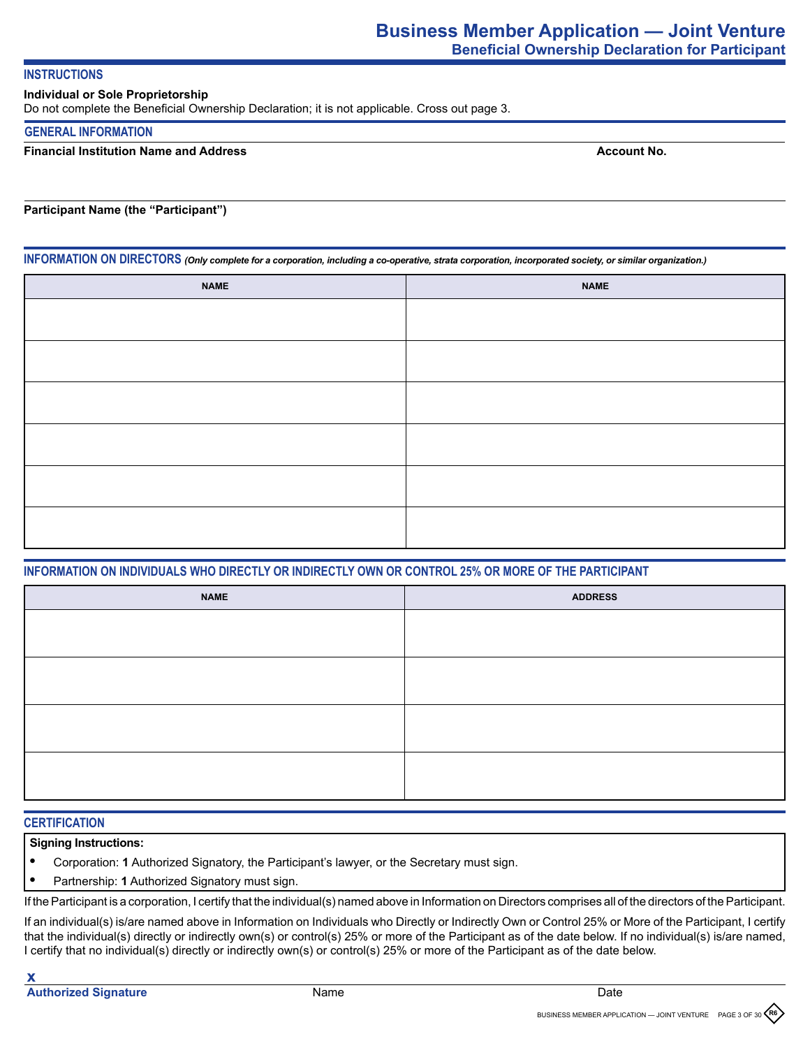# Business Member Application — Joint Venture

## Beneficial Ownership Declaration for Participant

### INSTRUCTIONS

**Individual or Sole Proprietorship**

Do not complete the Beneficial Ownership Declaration; it is not applicable. Cross out page 3.

### GENERAL INFORMATION

**Financial Institution Name and Address** **Account No.**

**Participant Name (the "Participant")**

### INFORMATION ON DIRECTORS *(Only complete for a corporation, including a co-operative, strata corporation, incorporated society, or similar organization.)*

| NAME | NAME |
|---|---|
| | |
| | |
| | |
| | |
| | |
| | |

### INFORMATION ON INDIVIDUALS WHO DIRECTLY OR INDIRECTLY OWN OR CONTROL 25% OR MORE OF THE PARTICIPANT

| NAME | ADDRESS |
|---|---|
| | |
| | |
| | |
| | |

### CERTIFICATION

**Signing Instructions:**

- Corporation: **1** Authorized Signatory, the Participant's lawyer, or the Secretary must sign.
- Partnership: **1** Authorized Signatory must sign.

If the Participant is a corporation, I certify that the individual(s) named above in Information on Directors comprises all of the directors of the Participant.

If an individual(s) is/are named above in Information on Individuals who Directly or Indirectly Own or Control 25% or More of the Participant, I certify that the individual(s) directly or indirectly own(s) or control(s) 25% or more of the Participant as of the date below. If no individual(s) is/are named, I certify that no individual(s) directly or indirectly own(s) or control(s) 25% or more of the Participant as of the date below.

**x**

**Authorized Signature** Name Date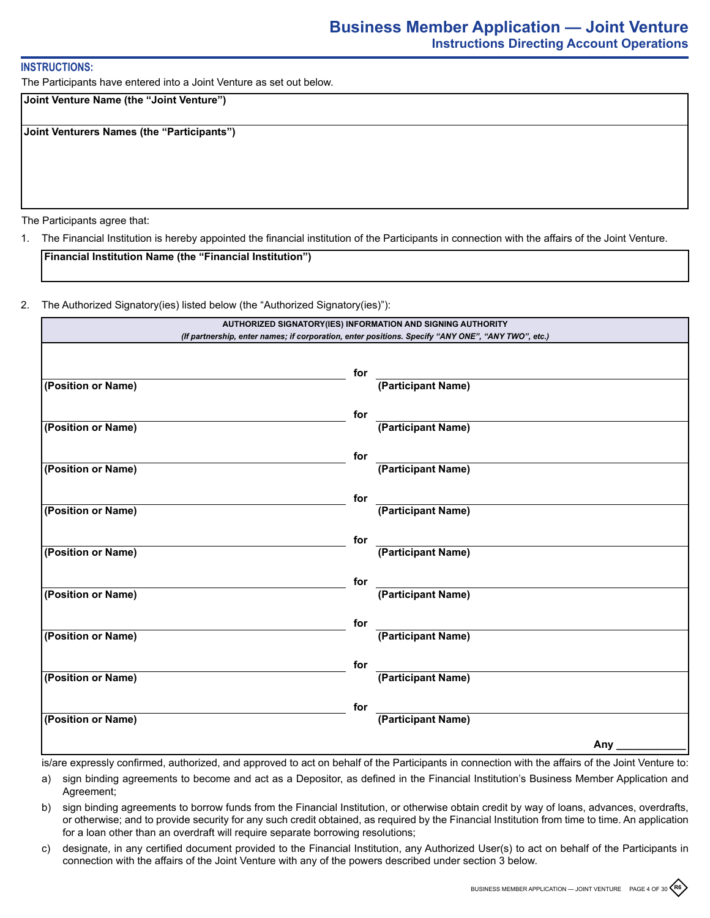# Business Member Application — Joint Venture

## Instructions Directing Account Operations

**INSTRUCTIONS:**

The Participants have entered into a Joint Venture as set out below.

| **Joint Venture Name (the "Joint Venture")** |
|---|
| |
| **Joint Venturers Names (the "Participants")** |
| |

The Participants agree that:

1. The Financial Institution is hereby appointed the financial institution of the Participants in connection with the affairs of the Joint Venture.

| **Financial Institution Name (the "Financial Institution")** |
|---|
| |

2. The Authorized Signatory(ies) listed below (the "Authorized Signatory(ies)"):

| **AUTHORIZED SIGNATORY(IES) INFORMATION AND SIGNING AUTHORITY** *(If partnership, enter names; if corporation, enter positions. Specify "ANY ONE", "ANY TWO", etc.)* | | |
|---|---|---|
| **(Position or Name)** | **for** | **(Participant Name)** |
| **(Position or Name)** | **for** | **(Participant Name)** |
| **(Position or Name)** | **for** | **(Participant Name)** |
| **(Position or Name)** | **for** | **(Participant Name)** |
| **(Position or Name)** | **for** | **(Participant Name)** |
| **(Position or Name)** | **for** | **(Participant Name)** |
| **(Position or Name)** | **for** | **(Participant Name)** |
| **(Position or Name)** | **for** | **(Participant Name)** |
| **(Position or Name)** | **for** | **(Participant Name)** |
| | | **Any** ___________ |

is/are expressly confirmed, authorized, and approved to act on behalf of the Participants in connection with the affairs of the Joint Venture to:

a) sign binding agreements to become and act as a Depositor, as defined in the Financial Institution's Business Member Application and Agreement;

b) sign binding agreements to borrow funds from the Financial Institution, or otherwise obtain credit by way of loans, advances, overdrafts, or otherwise; and to provide security for any such credit obtained, as required by the Financial Institution from time to time. An application for a loan other than an overdraft will require separate borrowing resolutions;

c) designate, in any certified document provided to the Financial Institution, any Authorized User(s) to act on behalf of the Participants in connection with the affairs of the Joint Venture with any of the powers described under section 3 below.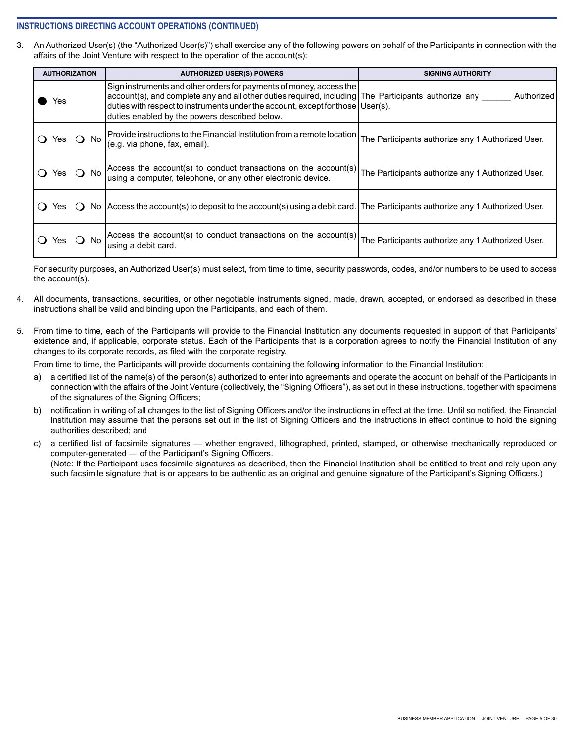## INSTRUCTIONS DIRECTING ACCOUNT OPERATIONS (CONTINUED)

3. An Authorized User(s) (the "Authorized User(s)") shall exercise any of the following powers on behalf of the Participants in connection with the affairs of the Joint Venture with respect to the operation of the account(s):

| AUTHORIZATION | AUTHORIZED USER(S) POWERS | SIGNING AUTHORITY |
|---|---|---|
| ● Yes | Sign instruments and other orders for payments of money, access the account(s), and complete any and all other duties required, including duties with respect to instruments under the account, except for those duties enabled by the powers described below. | The Participants authorize any ______ Authorized User(s). |
| ❍ Yes ❍ No | Provide instructions to the Financial Institution from a remote location (e.g. via phone, fax, email). | The Participants authorize any 1 Authorized User. |
| ❍ Yes ❍ No | Access the account(s) to conduct transactions on the account(s) using a computer, telephone, or any other electronic device. | The Participants authorize any 1 Authorized User. |
| ❍ Yes ❍ No | Access the account(s) to deposit to the account(s) using a debit card. | The Participants authorize any 1 Authorized User. |
| ❍ Yes ❍ No | Access the account(s) to conduct transactions on the account(s) using a debit card. | The Participants authorize any 1 Authorized User. |

For security purposes, an Authorized User(s) must select, from time to time, security passwords, codes, and/or numbers to be used to access the account(s).

4. All documents, transactions, securities, or other negotiable instruments signed, made, drawn, accepted, or endorsed as described in these instructions shall be valid and binding upon the Participants, and each of them.

5. From time to time, each of the Participants will provide to the Financial Institution any documents requested in support of that Participants' existence and, if applicable, corporate status. Each of the Participants that is a corporation agrees to notify the Financial Institution of any changes to its corporate records, as filed with the corporate registry.

   From time to time, the Participants will provide documents containing the following information to the Financial Institution:

   a) a certified list of the name(s) of the person(s) authorized to enter into agreements and operate the account on behalf of the Participants in connection with the affairs of the Joint Venture (collectively, the "Signing Officers"), as set out in these instructions, together with specimens of the signatures of the Signing Officers;

   b) notification in writing of all changes to the list of Signing Officers and/or the instructions in effect at the time. Until so notified, the Financial Institution may assume that the persons set out in the list of Signing Officers and the instructions in effect continue to hold the signing authorities described; and

   c) a certified list of facsimile signatures — whether engraved, lithographed, printed, stamped, or otherwise mechanically reproduced or computer-generated — of the Participant's Signing Officers.
   (Note: If the Participant uses facsimile signatures as described, then the Financial Institution shall be entitled to treat and rely upon any such facsimile signature that is or appears to be authentic as an original and genuine signature of the Participant's Signing Officers.)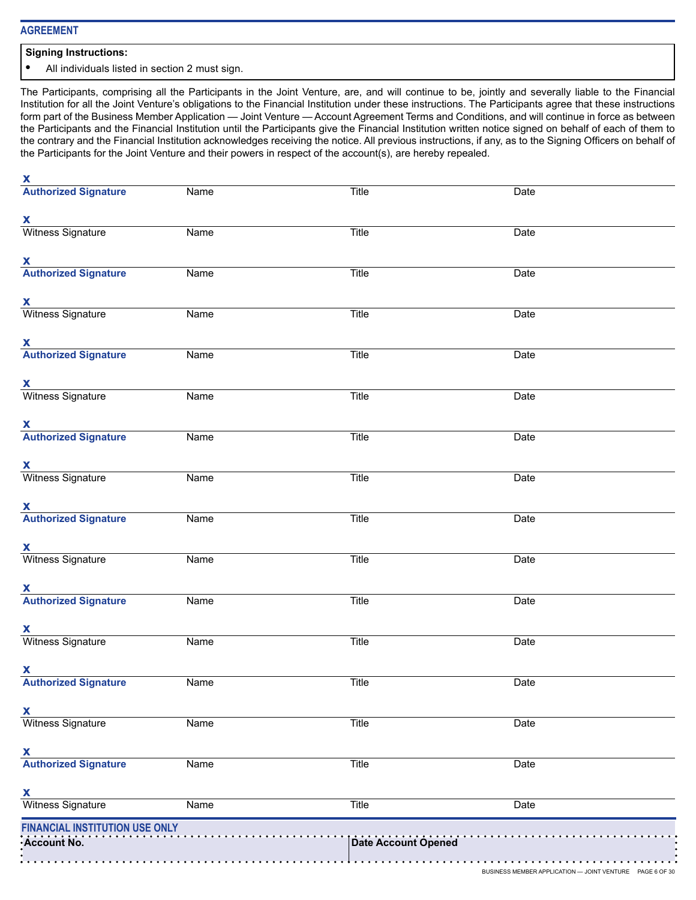## AGREEMENT

**Signing Instructions:**

- All individuals listed in section 2 must sign.

The Participants, comprising all the Participants in the Joint Venture, are, and will continue to be, jointly and severally liable to the Financial Institution for all the Joint Venture's obligations to the Financial Institution under these instructions. The Participants agree that these instructions form part of the Business Member Application — Joint Venture — Account Agreement Terms and Conditions, and will continue in force as between the Participants and the Financial Institution until the Participants give the Financial Institution written notice signed on behalf of each of them to the contrary and the Financial Institution acknowledges receiving the notice. All previous instructions, if any, as to the Signing Officers on behalf of the Participants for the Joint Venture and their powers in respect of the account(s), are hereby repealed.

| | | | |
|---|---|---|---|
| x **Authorized Signature** | Name | Title | Date |
| x Witness Signature | Name | Title | Date |
| x **Authorized Signature** | Name | Title | Date |
| x Witness Signature | Name | Title | Date |
| x **Authorized Signature** | Name | Title | Date |
| x Witness Signature | Name | Title | Date |
| x **Authorized Signature** | Name | Title | Date |
| x Witness Signature | Name | Title | Date |
| x **Authorized Signature** | Name | Title | Date |
| x Witness Signature | Name | Title | Date |
| x **Authorized Signature** | Name | Title | Date |
| x Witness Signature | Name | Title | Date |
| x **Authorized Signature** | Name | Title | Date |
| x Witness Signature | Name | Title | Date |
| x **Authorized Signature** | Name | Title | Date |
| x Witness Signature | Name | Title | Date |

## FINANCIAL INSTITUTION USE ONLY

| **Account No.** | **Date Account Opened** |
|---|---|
| | |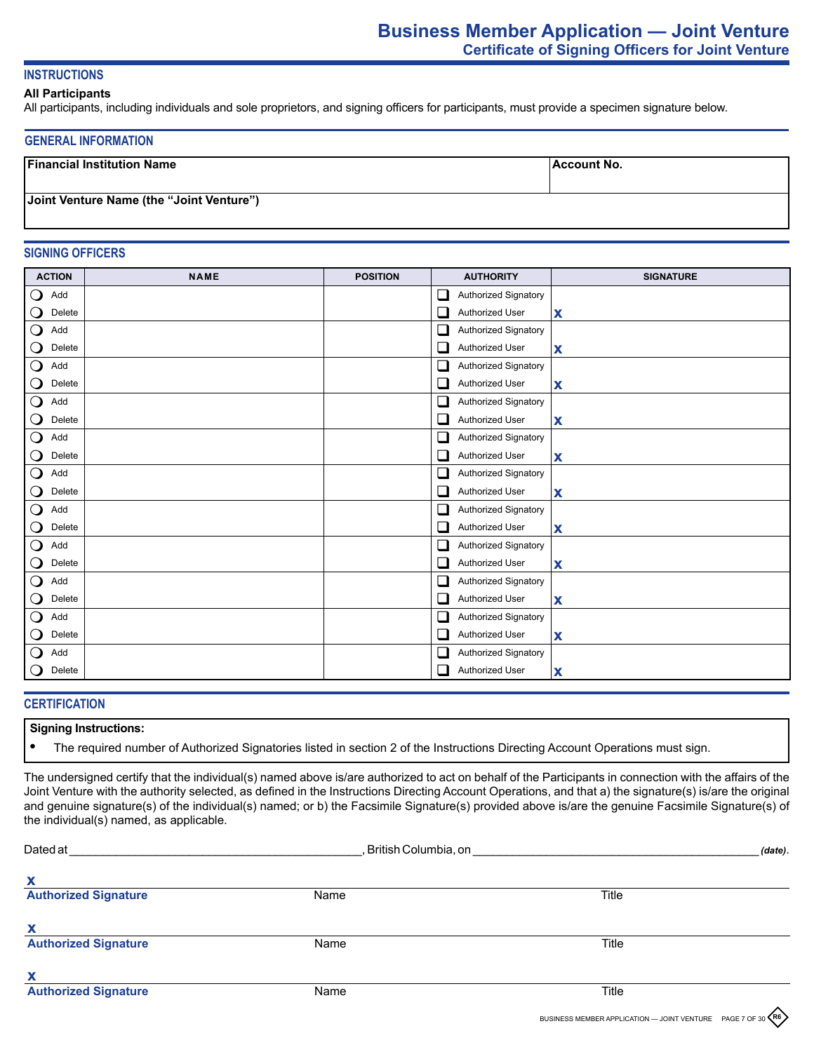# Business Member Application — Joint Venture

## Certificate of Signing Officers for Joint Venture

### INSTRUCTIONS

**All Participants**

All participants, including individuals and sole proprietors, and signing officers for participants, must provide a specimen signature below.

### GENERAL INFORMATION

| Financial Institution Name | Account No. |
|---|---|
| | |
| **Joint Venture Name (the "Joint Venture")** | |
| | |

### SIGNING OFFICERS

| ACTION | NAME | POSITION | AUTHORITY | SIGNATURE |
|---|---|---|---|---|
| ◯ Add ◯ Delete | | | ☐ Authorized Signatory ☐ Authorized User | X |
| ◯ Add ◯ Delete | | | ☐ Authorized Signatory ☐ Authorized User | X |
| ◯ Add ◯ Delete | | | ☐ Authorized Signatory ☐ Authorized User | X |
| ◯ Add ◯ Delete | | | ☐ Authorized Signatory ☐ Authorized User | X |
| ◯ Add ◯ Delete | | | ☐ Authorized Signatory ☐ Authorized User | X |
| ◯ Add ◯ Delete | | | ☐ Authorized Signatory ☐ Authorized User | X |
| ◯ Add ◯ Delete | | | ☐ Authorized Signatory ☐ Authorized User | X |
| ◯ Add ◯ Delete | | | ☐ Authorized Signatory ☐ Authorized User | X |
| ◯ Add ◯ Delete | | | ☐ Authorized Signatory ☐ Authorized User | X |
| ◯ Add ◯ Delete | | | ☐ Authorized Signatory ☐ Authorized User | X |
| ◯ Add ◯ Delete | | | ☐ Authorized Signatory ☐ Authorized User | X |

### CERTIFICATION

**Signing Instructions:**

- The required number of Authorized Signatories listed in section 2 of the Instructions Directing Account Operations must sign.

The undersigned certify that the individual(s) named above is/are authorized to act on behalf of the Participants in connection with the affairs of the Joint Venture with the authority selected, as defined in the Instructions Directing Account Operations, and that a) the signature(s) is/are the original and genuine signature(s) of the individual(s) named; or b) the Facsimile Signature(s) provided above is/are the genuine Facsimile Signature(s) of the individual(s) named, as applicable.

Dated at ____________________________________________, British Columbia, on ____________________________________________ *(date)*.

X ____________________________________________
**Authorized Signature** Name Title

X ____________________________________________
**Authorized Signature** Name Title

X ____________________________________________
**Authorized Signature** Name Title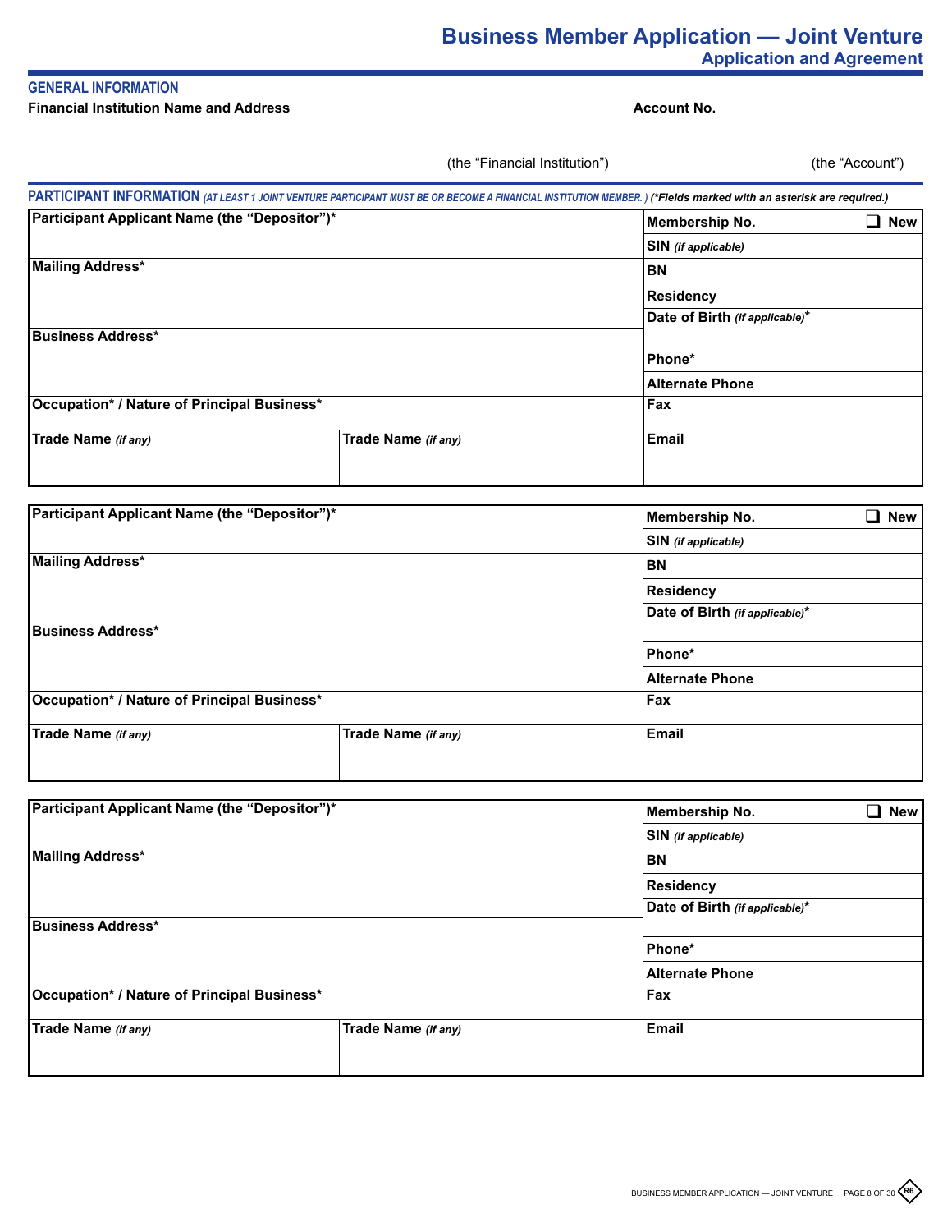# Business Member Application — Joint Venture

## Application and Agreement

### GENERAL INFORMATION

| Financial Institution Name and Address | Account No. |
| --- | --- |
| (the “Financial Institution”) | (the “Account”) |

### PARTICIPANT INFORMATION *(AT LEAST 1 JOINT VENTURE PARTICIPANT MUST BE OR BECOME A FINANCIAL INSTITUTION MEMBER. )* *(*Fields marked with an asterisk are required.)*

| | | |
| --- | --- | --- |
| **Participant Applicant Name (the “Depositor”)*** | | **Membership No.** ❑ **New** |
| | | **SIN** *(if applicable)* |
| **Mailing Address*** | | **BN** |
| | | **Residency** |
| | | **Date of Birth** *(if applicable)** |
| **Business Address*** | | **Phone*** |
| | | **Alternate Phone** |
| **Occupation* / Nature of Principal Business*** | | **Fax** |
| **Trade Name** *(if any)* | **Trade Name** *(if any)* | **Email** |

| | | |
| --- | --- | --- |
| **Participant Applicant Name (the “Depositor”)*** | | **Membership No.** ❑ **New** |
| | | **SIN** *(if applicable)* |
| **Mailing Address*** | | **BN** |
| | | **Residency** |
| | | **Date of Birth** *(if applicable)** |
| **Business Address*** | | **Phone*** |
| | | **Alternate Phone** |
| **Occupation* / Nature of Principal Business*** | | **Fax** |
| **Trade Name** *(if any)* | **Trade Name** *(if any)* | **Email** |

| | | |
| --- | --- | --- |
| **Participant Applicant Name (the “Depositor”)*** | | **Membership No.** ❑ **New** |
| | | **SIN** *(if applicable)* |
| **Mailing Address*** | | **BN** |
| | | **Residency** |
| | | **Date of Birth** *(if applicable)** |
| **Business Address*** | | **Phone*** |
| | | **Alternate Phone** |
| **Occupation* / Nature of Principal Business*** | | **Fax** |
| **Trade Name** *(if any)* | **Trade Name** *(if any)* | **Email** |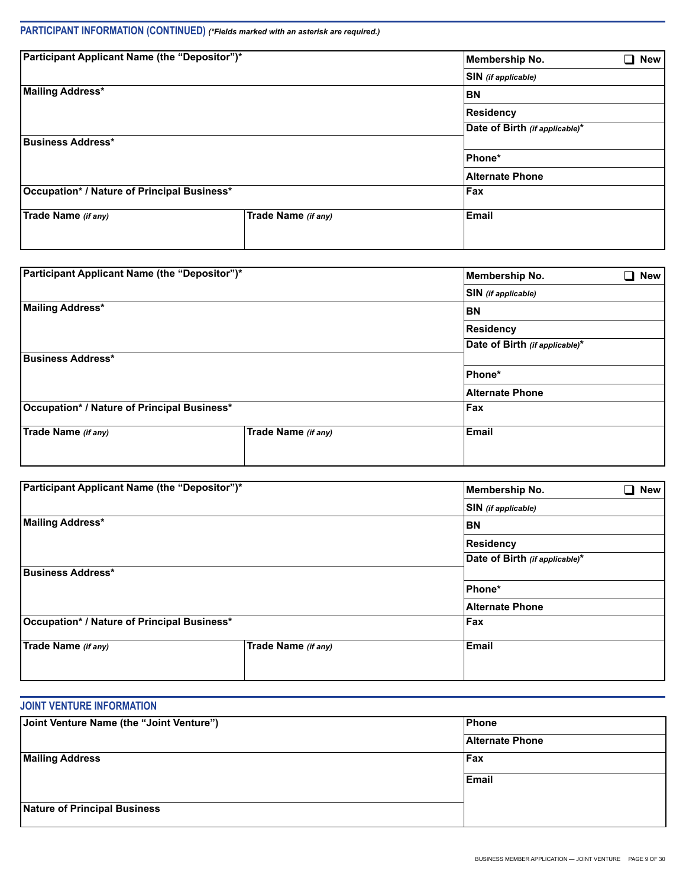## PARTICIPANT INFORMATION (CONTINUED) *(*Fields marked with an asterisk are required.)*

| Participant Applicant Name (the "Depositor")* | | Membership No. ☐ New |
|---|---|---|
| | | SIN *(if applicable)* |
| Mailing Address* | | BN |
| | | Residency |
| | | Date of Birth *(if applicable)** |
| Business Address* | | |
| | | Phone* |
| | | Alternate Phone |
| Occupation* / Nature of Principal Business* | | Fax |
| Trade Name *(if any)* | Trade Name *(if any)* | Email |

| Participant Applicant Name (the "Depositor")* | | Membership No. ☐ New |
|---|---|---|
| | | SIN *(if applicable)* |
| Mailing Address* | | BN |
| | | Residency |
| | | Date of Birth *(if applicable)** |
| Business Address* | | |
| | | Phone* |
| | | Alternate Phone |
| Occupation* / Nature of Principal Business* | | Fax |
| Trade Name *(if any)* | Trade Name *(if any)* | Email |

| Participant Applicant Name (the "Depositor")* | | Membership No. ☐ New |
|---|---|---|
| | | SIN *(if applicable)* |
| Mailing Address* | | BN |
| | | Residency |
| | | Date of Birth *(if applicable)** |
| Business Address* | | |
| | | Phone* |
| | | Alternate Phone |
| Occupation* / Nature of Principal Business* | | Fax |
| Trade Name *(if any)* | Trade Name *(if any)* | Email |

## JOINT VENTURE INFORMATION

| Joint Venture Name (the "Joint Venture") | Phone |
|---|---|
| | Alternate Phone |
| Mailing Address | Fax |
| | Email |
| Nature of Principal Business | |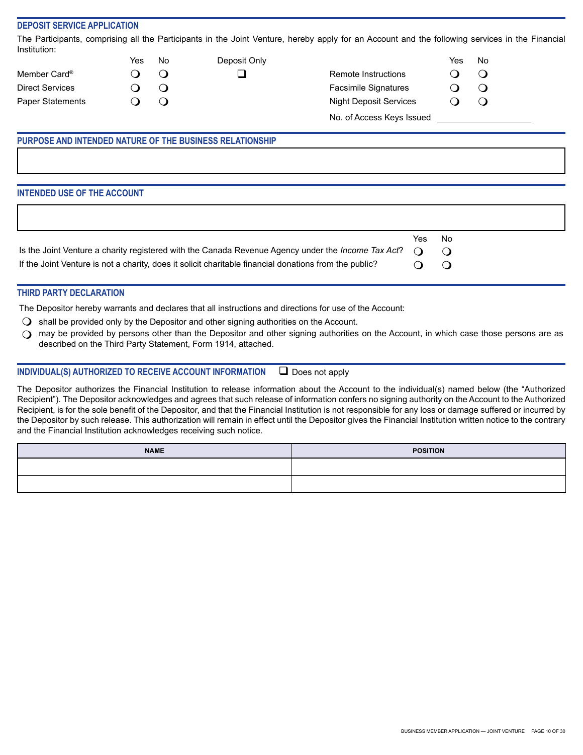## DEPOSIT SERVICE APPLICATION

The Participants, comprising all the Participants in the Joint Venture, hereby apply for an Account and the following services in the Financial Institution:

| | Yes | No | Deposit Only | | Yes | No |
|---|---|---|---|---|---|---|
| Member Card® | ❍ | ❍ | ☐ | Remote Instructions | ❍ | ❍ |
| Direct Services | ❍ | ❍ | | Facsimile Signatures | ❍ | ❍ |
| Paper Statements | ❍ | ❍ | | Night Deposit Services | ❍ | ❍ |
| | | | | No. of Access Keys Issued | ____________ | |

## PURPOSE AND INTENDED NATURE OF THE BUSINESS RELATIONSHIP

| |
|---|
| |

## INTENDED USE OF THE ACCOUNT

| |
|---|
| |

| | Yes | No |
|---|---|---|
| Is the Joint Venture a charity registered with the Canada Revenue Agency under the *Income Tax Act*? | ❍ | ❍ |
| If the Joint Venture is not a charity, does it solicit charitable financial donations from the public? | ❍ | ❍ |

## THIRD PARTY DECLARATION

The Depositor hereby warrants and declares that all instructions and directions for use of the Account:

- ❍ shall be provided only by the Depositor and other signing authorities on the Account.
- ❍ may be provided by persons other than the Depositor and other signing authorities on the Account, in which case those persons are as described on the Third Party Statement, Form 1914, attached.

## INDIVIDUAL(S) AUTHORIZED TO RECEIVE ACCOUNT INFORMATION ☐ Does not apply

The Depositor authorizes the Financial Institution to release information about the Account to the individual(s) named below (the "Authorized Recipient"). The Depositor acknowledges and agrees that such release of information confers no signing authority on the Account to the Authorized Recipient, is for the sole benefit of the Depositor, and that the Financial Institution is not responsible for any loss or damage suffered or incurred by the Depositor by such release. This authorization will remain in effect until the Depositor gives the Financial Institution written notice to the contrary and the Financial Institution acknowledges receiving such notice.

| NAME | POSITION |
|---|---|
| | |
| | |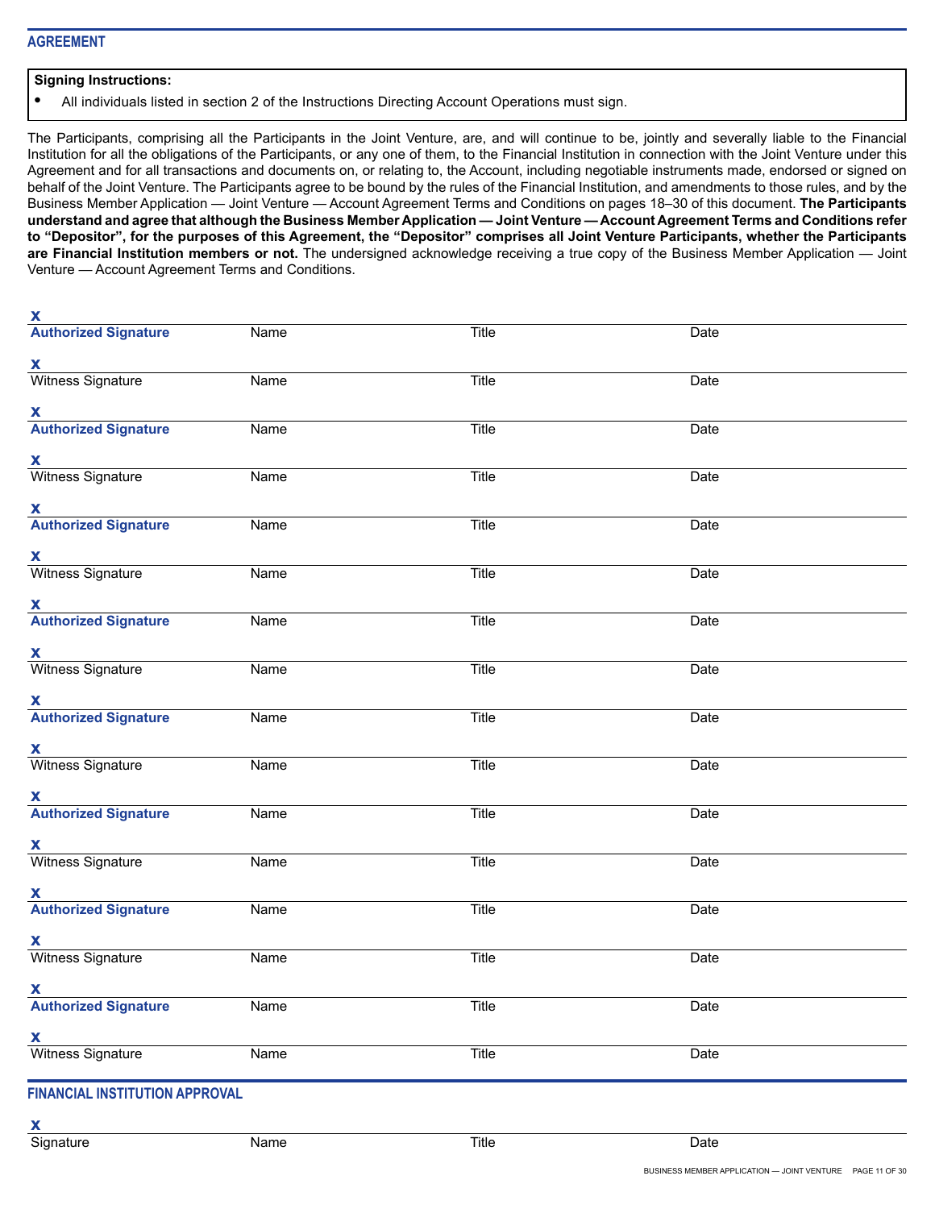## AGREEMENT

**Signing Instructions:**

- All individuals listed in section 2 of the Instructions Directing Account Operations must sign.

The Participants, comprising all the Participants in the Joint Venture, are, and will continue to be, jointly and severally liable to the Financial Institution for all the obligations of the Participants, or any one of them, to the Financial Institution in connection with the Joint Venture under this Agreement and for all transactions and documents on, or relating to, the Account, including negotiable instruments made, endorsed or signed on behalf of the Joint Venture. The Participants agree to be bound by the rules of the Financial Institution, and amendments to those rules, and by the Business Member Application — Joint Venture — Account Agreement Terms and Conditions on pages 18–30 of this document. **The Participants understand and agree that although the Business Member Application — Joint Venture — Account Agreement Terms and Conditions refer to "Depositor", for the purposes of this Agreement, the "Depositor" comprises all Joint Venture Participants, whether the Participants are Financial Institution members or not.** The undersigned acknowledge receiving a true copy of the Business Member Application — Joint Venture — Account Agreement Terms and Conditions.

| x | | | |
|---|---|---|---|
| **Authorized Signature** | Name | Title | Date |
| x | | | |
| Witness Signature | Name | Title | Date |
| x | | | |
| **Authorized Signature** | Name | Title | Date |
| x | | | |
| Witness Signature | Name | Title | Date |
| x | | | |
| **Authorized Signature** | Name | Title | Date |
| x | | | |
| Witness Signature | Name | Title | Date |
| x | | | |
| **Authorized Signature** | Name | Title | Date |
| x | | | |
| Witness Signature | Name | Title | Date |
| x | | | |
| **Authorized Signature** | Name | Title | Date |
| x | | | |
| Witness Signature | Name | Title | Date |
| x | | | |
| **Authorized Signature** | Name | Title | Date |
| x | | | |
| Witness Signature | Name | Title | Date |
| x | | | |
| **Authorized Signature** | Name | Title | Date |
| x | | | |
| Witness Signature | Name | Title | Date |
| x | | | |
| **Authorized Signature** | Name | Title | Date |
| x | | | |
| Witness Signature | Name | Title | Date |

## FINANCIAL INSTITUTION APPROVAL

| x | | | |
|---|---|---|---|
| Signature | Name | Title | Date |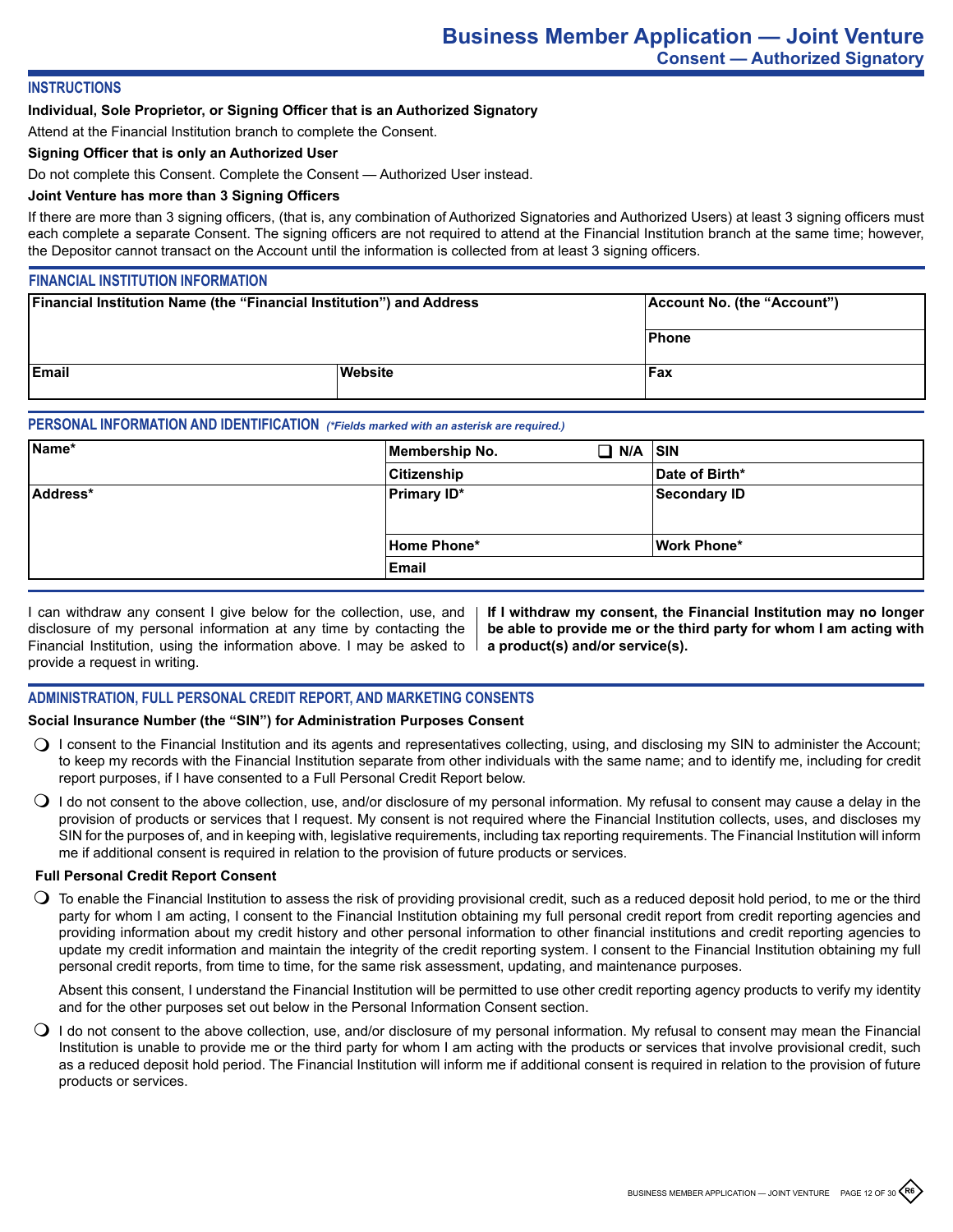# Business Member Application — Joint Venture

## Consent — Authorized Signatory

### INSTRUCTIONS

**Individual, Sole Proprietor, or Signing Officer that is an Authorized Signatory**

Attend at the Financial Institution branch to complete the Consent.

**Signing Officer that is only an Authorized User**

Do not complete this Consent. Complete the Consent — Authorized User instead.

**Joint Venture has more than 3 Signing Officers**

If there are more than 3 signing officers, (that is, any combination of Authorized Signatories and Authorized Users) at least 3 signing officers must each complete a separate Consent. The signing officers are not required to attend at the Financial Institution branch at the same time; however, the Depositor cannot transact on the Account until the information is collected from at least 3 signing officers.

### FINANCIAL INSTITUTION INFORMATION

| Financial Institution Name (the "Financial Institution") and Address | | Account No. (the "Account") |
|---|---|---|
| | | Phone |
| Email | Website | Fax |

### PERSONAL INFORMATION AND IDENTIFICATION *(\*Fields marked with an asterisk are required.)*

| Name* | Membership No. ❑ N/A | SIN |
|---|---|---|
| | Citizenship | Date of Birth* |
| Address* | Primary ID* | Secondary ID |
| | Home Phone* | Work Phone* |
| | Email | |

I can withdraw any consent I give below for the collection, use, and disclosure of my personal information at any time by contacting the Financial Institution, using the information above. I may be asked to provide a request in writing.

**If I withdraw my consent, the Financial Institution may no longer be able to provide me or the third party for whom I am acting with a product(s) and/or service(s).**

### ADMINISTRATION, FULL PERSONAL CREDIT REPORT, AND MARKETING CONSENTS

**Social Insurance Number (the "SIN") for Administration Purposes Consent**

- ❍ I consent to the Financial Institution and its agents and representatives collecting, using, and disclosing my SIN to administer the Account; to keep my records with the Financial Institution separate from other individuals with the same name; and to identify me, including for credit report purposes, if I have consented to a Full Personal Credit Report below.
- ❍ I do not consent to the above collection, use, and/or disclosure of my personal information. My refusal to consent may cause a delay in the provision of products or services that I request. My consent is not required where the Financial Institution collects, uses, and discloses my SIN for the purposes of, and in keeping with, legislative requirements, including tax reporting requirements. The Financial Institution will inform me if additional consent is required in relation to the provision of future products or services.

**Full Personal Credit Report Consent**

- ❍ To enable the Financial Institution to assess the risk of providing provisional credit, such as a reduced deposit hold period, to me or the third party for whom I am acting, I consent to the Financial Institution obtaining my full personal credit report from credit reporting agencies and providing information about my credit history and other personal information to other financial institutions and credit reporting agencies to update my credit information and maintain the integrity of the credit reporting system. I consent to the Financial Institution obtaining my full personal credit reports, from time to time, for the same risk assessment, updating, and maintenance purposes.

  Absent this consent, I understand the Financial Institution will be permitted to use other credit reporting agency products to verify my identity and for the other purposes set out below in the Personal Information Consent section.

- ❍ I do not consent to the above collection, use, and/or disclosure of my personal information. My refusal to consent may mean the Financial Institution is unable to provide me or the third party for whom I am acting with the products or services that involve provisional credit, such as a reduced deposit hold period. The Financial Institution will inform me if additional consent is required in relation to the provision of future products or services.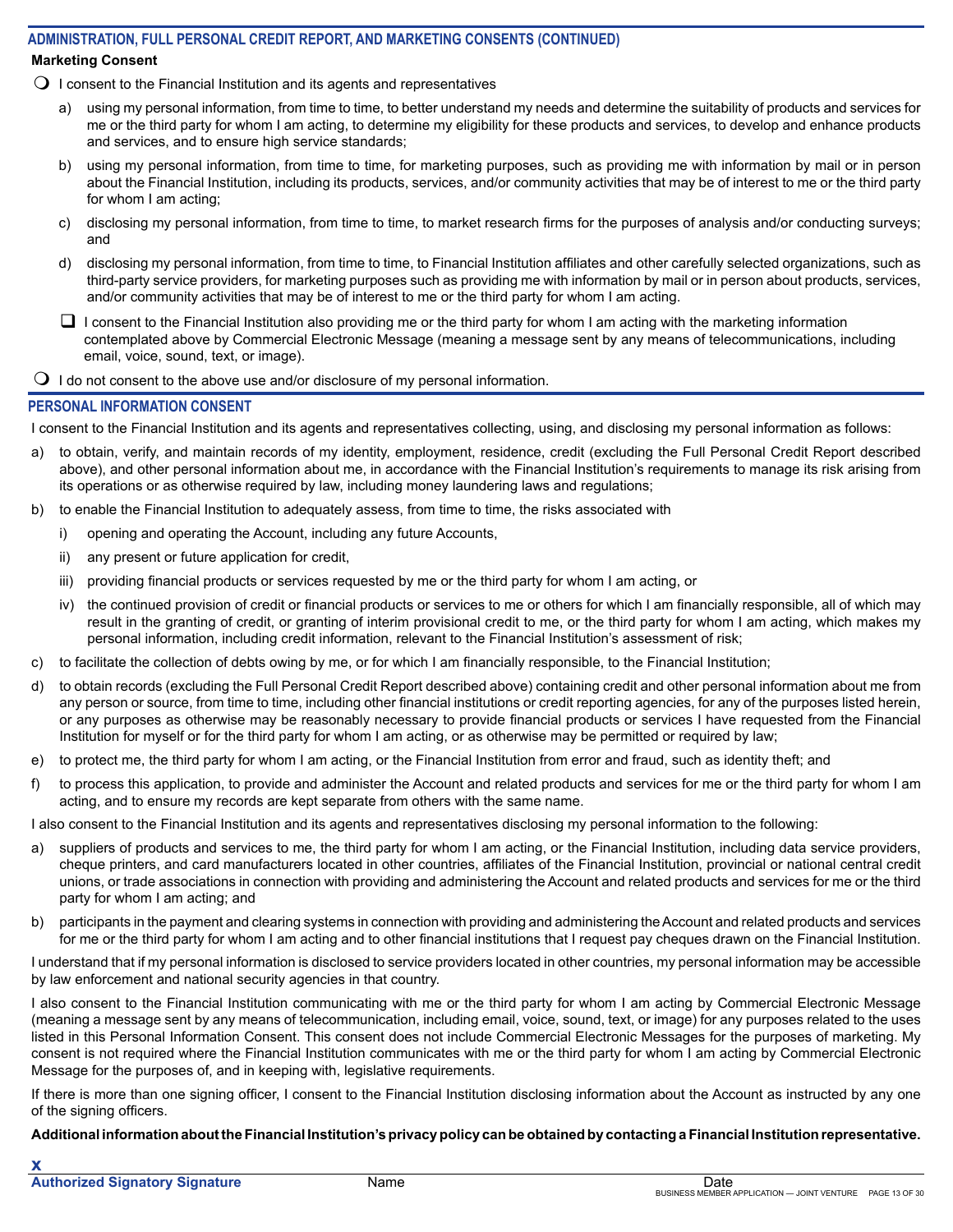## ADMINISTRATION, FULL PERSONAL CREDIT REPORT, AND MARKETING CONSENTS (CONTINUED)

**Marketing Consent**

- ❍ I consent to the Financial Institution and its agents and representatives

  a) using my personal information, from time to time, to better understand my needs and determine the suitability of products and services for me or the third party for whom I am acting, to determine my eligibility for these products and services, to develop and enhance products and services, and to ensure high service standards;

  b) using my personal information, from time to time, for marketing purposes, such as providing me with information by mail or in person about the Financial Institution, including its products, services, and/or community activities that may be of interest to me or the third party for whom I am acting;

  c) disclosing my personal information, from time to time, to market research firms for the purposes of analysis and/or conducting surveys; and

  d) disclosing my personal information, from time to time, to Financial Institution affiliates and other carefully selected organizations, such as third-party service providers, for marketing purposes such as providing me with information by mail or in person about products, services, and/or community activities that may be of interest to me or the third party for whom I am acting.

  - ☐ I consent to the Financial Institution also providing me or the third party for whom I am acting with the marketing information contemplated above by Commercial Electronic Message (meaning a message sent by any means of telecommunications, including email, voice, sound, text, or image).

- ❍ I do not consent to the above use and/or disclosure of my personal information.

## PERSONAL INFORMATION CONSENT

I consent to the Financial Institution and its agents and representatives collecting, using, and disclosing my personal information as follows:

a) to obtain, verify, and maintain records of my identity, employment, residence, credit (excluding the Full Personal Credit Report described above), and other personal information about me, in accordance with the Financial Institution's requirements to manage its risk arising from its operations or as otherwise required by law, including money laundering laws and regulations;

b) to enable the Financial Institution to adequately assess, from time to time, the risks associated with

   i) opening and operating the Account, including any future Accounts,

   ii) any present or future application for credit,

   iii) providing financial products or services requested by me or the third party for whom I am acting, or

   iv) the continued provision of credit or financial products or services to me or others for which I am financially responsible, all of which may result in the granting of credit, or granting of interim provisional credit to me, or the third party for whom I am acting, which makes my personal information, including credit information, relevant to the Financial Institution's assessment of risk;

c) to facilitate the collection of debts owing by me, or for which I am financially responsible, to the Financial Institution;

d) to obtain records (excluding the Full Personal Credit Report described above) containing credit and other personal information about me from any person or source, from time to time, including other financial institutions or credit reporting agencies, for any of the purposes listed herein, or any purposes as otherwise may be reasonably necessary to provide financial products or services I have requested from the Financial Institution for myself or for the third party for whom I am acting, or as otherwise may be permitted or required by law;

e) to protect me, the third party for whom I am acting, or the Financial Institution from error and fraud, such as identity theft; and

f) to process this application, to provide and administer the Account and related products and services for me or the third party for whom I am acting, and to ensure my records are kept separate from others with the same name.

I also consent to the Financial Institution and its agents and representatives disclosing my personal information to the following:

a) suppliers of products and services to me, the third party for whom I am acting, or the Financial Institution, including data service providers, cheque printers, and card manufacturers located in other countries, affiliates of the Financial Institution, provincial or national central credit unions, or trade associations in connection with providing and administering the Account and related products and services for me or the third party for whom I am acting; and

b) participants in the payment and clearing systems in connection with providing and administering the Account and related products and services for me or the third party for whom I am acting and to other financial institutions that I request pay cheques drawn on the Financial Institution.

I understand that if my personal information is disclosed to service providers located in other countries, my personal information may be accessible by law enforcement and national security agencies in that country.

I also consent to the Financial Institution communicating with me or the third party for whom I am acting by Commercial Electronic Message (meaning a message sent by any means of telecommunication, including email, voice, sound, text, or image) for any purposes related to the uses listed in this Personal Information Consent. This consent does not include Commercial Electronic Messages for the purposes of marketing. My consent is not required where the Financial Institution communicates with me or the third party for whom I am acting by Commercial Electronic Message for the purposes of, and in keeping with, legislative requirements.

If there is more than one signing officer, I consent to the Financial Institution disclosing information about the Account as instructed by any one of the signing officers.

**Additional information about the Financial Institution's privacy policy can be obtained by contacting a Financial Institution representative.**

**X**

| **Authorized Signatory Signature** | Name | Date |
|---|---|---|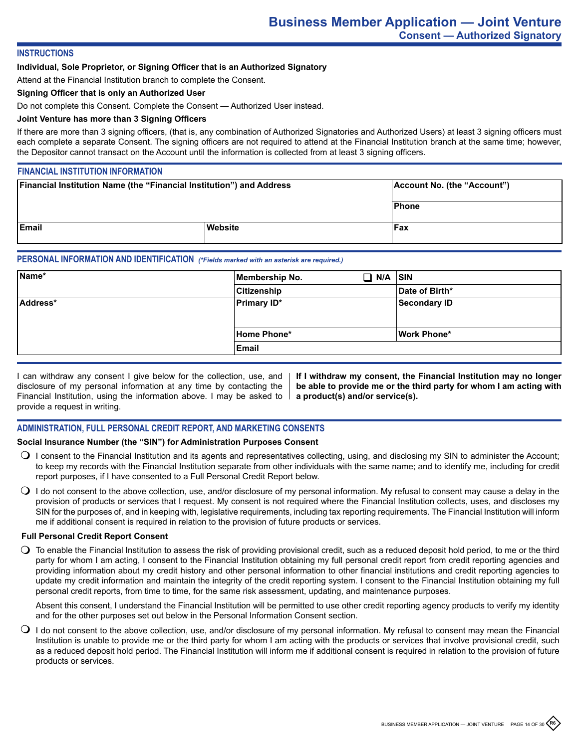# Business Member Application — Joint Venture
## Consent — Authorized Signatory

### INSTRUCTIONS

**Individual, Sole Proprietor, or Signing Officer that is an Authorized Signatory**

Attend at the Financial Institution branch to complete the Consent.

**Signing Officer that is only an Authorized User**

Do not complete this Consent. Complete the Consent — Authorized User instead.

**Joint Venture has more than 3 Signing Officers**

If there are more than 3 signing officers, (that is, any combination of Authorized Signatories and Authorized Users) at least 3 signing officers must each complete a separate Consent. The signing officers are not required to attend at the Financial Institution branch at the same time; however, the Depositor cannot transact on the Account until the information is collected from at least 3 signing officers.

### FINANCIAL INSTITUTION INFORMATION

| Financial Institution Name (the "Financial Institution") and Address | | Account No. (the "Account") |
|---|---|---|
| | | Phone |
| Email | Website | Fax |

### PERSONAL INFORMATION AND IDENTIFICATION *(*Fields marked with an asterisk are required.)*

| Name* | Membership No. ❑ N/A | SIN |
|---|---|---|
| | Citizenship | Date of Birth* |
| Address* | Primary ID* | Secondary ID |
| | Home Phone* | Work Phone* |
| | Email | |

I can withdraw any consent I give below for the collection, use, and disclosure of my personal information at any time by contacting the Financial Institution, using the information above. I may be asked to provide a request in writing.

**If I withdraw my consent, the Financial Institution may no longer be able to provide me or the third party for whom I am acting with a product(s) and/or service(s).**

### ADMINISTRATION, FULL PERSONAL CREDIT REPORT, AND MARKETING CONSENTS

**Social Insurance Number (the "SIN") for Administration Purposes Consent**

- ❍ I consent to the Financial Institution and its agents and representatives collecting, using, and disclosing my SIN to administer the Account; to keep my records with the Financial Institution separate from other individuals with the same name; and to identify me, including for credit report purposes, if I have consented to a Full Personal Credit Report below.
- ❍ I do not consent to the above collection, use, and/or disclosure of my personal information. My refusal to consent may cause a delay in the provision of products or services that I request. My consent is not required where the Financial Institution collects, uses, and discloses my SIN for the purposes of, and in keeping with, legislative requirements, including tax reporting requirements. The Financial Institution will inform me if additional consent is required in relation to the provision of future products or services.

**Full Personal Credit Report Consent**

- ❍ To enable the Financial Institution to assess the risk of providing provisional credit, such as a reduced deposit hold period, to me or the third party for whom I am acting, I consent to the Financial Institution obtaining my full personal credit report from credit reporting agencies and providing information about my credit history and other personal information to other financial institutions and credit reporting agencies to update my credit information and maintain the integrity of the credit reporting system. I consent to the Financial Institution obtaining my full personal credit reports, from time to time, for the same risk assessment, updating, and maintenance purposes.

  Absent this consent, I understand the Financial Institution will be permitted to use other credit reporting agency products to verify my identity and for the other purposes set out below in the Personal Information Consent section.

- ❍ I do not consent to the above collection, use, and/or disclosure of my personal information. My refusal to consent may mean the Financial Institution is unable to provide me or the third party for whom I am acting with the products or services that involve provisional credit, such as a reduced deposit hold period. The Financial Institution will inform me if additional consent is required in relation to the provision of future products or services.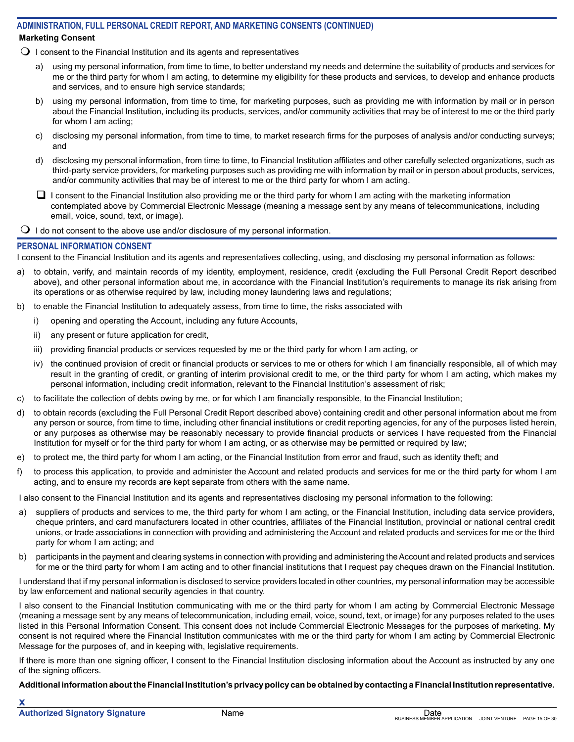## ADMINISTRATION, FULL PERSONAL CREDIT REPORT, AND MARKETING CONSENTS (CONTINUED)

**Marketing Consent**

- ❍ I consent to the Financial Institution and its agents and representatives

  a) using my personal information, from time to time, to better understand my needs and determine the suitability of products and services for me or the third party for whom I am acting, to determine my eligibility for these products and services, to develop and enhance products and services, and to ensure high service standards;

  b) using my personal information, from time to time, for marketing purposes, such as providing me with information by mail or in person about the Financial Institution, including its products, services, and/or community activities that may be of interest to me or the third party for whom I am acting;

  c) disclosing my personal information, from time to time, to market research firms for the purposes of analysis and/or conducting surveys; and

  d) disclosing my personal information, from time to time, to Financial Institution affiliates and other carefully selected organizations, such as third-party service providers, for marketing purposes such as providing me with information by mail or in person about products, services, and/or community activities that may be of interest to me or the third party for whom I am acting.

  ☐ I consent to the Financial Institution also providing me or the third party for whom I am acting with the marketing information contemplated above by Commercial Electronic Message (meaning a message sent by any means of telecommunications, including email, voice, sound, text, or image).

- ❍ I do not consent to the above use and/or disclosure of my personal information.

## PERSONAL INFORMATION CONSENT

I consent to the Financial Institution and its agents and representatives collecting, using, and disclosing my personal information as follows:

a) to obtain, verify, and maintain records of my identity, employment, residence, credit (excluding the Full Personal Credit Report described above), and other personal information about me, in accordance with the Financial Institution's requirements to manage its risk arising from its operations or as otherwise required by law, including money laundering laws and regulations;

b) to enable the Financial Institution to adequately assess, from time to time, the risks associated with

   i) opening and operating the Account, including any future Accounts,

   ii) any present or future application for credit,

   iii) providing financial products or services requested by me or the third party for whom I am acting, or

   iv) the continued provision of credit or financial products or services to me or others for which I am financially responsible, all of which may result in the granting of credit, or granting of interim provisional credit to me, or the third party for whom I am acting, which makes my personal information, including credit information, relevant to the Financial Institution's assessment of risk;

c) to facilitate the collection of debts owing by me, or for which I am financially responsible, to the Financial Institution;

d) to obtain records (excluding the Full Personal Credit Report described above) containing credit and other personal information about me from any person or source, from time to time, including other financial institutions or credit reporting agencies, for any of the purposes listed herein, or any purposes as otherwise may be reasonably necessary to provide financial products or services I have requested from the Financial Institution for myself or for the third party for whom I am acting, or as otherwise may be permitted or required by law;

e) to protect me, the third party for whom I am acting, or the Financial Institution from error and fraud, such as identity theft; and

f) to process this application, to provide and administer the Account and related products and services for me or the third party for whom I am acting, and to ensure my records are kept separate from others with the same name.

I also consent to the Financial Institution and its agents and representatives disclosing my personal information to the following:

a) suppliers of products and services to me, the third party for whom I am acting, or the Financial Institution, including data service providers, cheque printers, and card manufacturers located in other countries, affiliates of the Financial Institution, provincial or national central credit unions, or trade associations in connection with providing and administering the Account and related products and services for me or the third party for whom I am acting; and

b) participants in the payment and clearing systems in connection with providing and administering the Account and related products and services for me or the third party for whom I am acting and to other financial institutions that I request pay cheques drawn on the Financial Institution.

I understand that if my personal information is disclosed to service providers located in other countries, my personal information may be accessible by law enforcement and national security agencies in that country.

I also consent to the Financial Institution communicating with me or the third party for whom I am acting by Commercial Electronic Message (meaning a message sent by any means of telecommunication, including email, voice, sound, text, or image) for any purposes related to the uses listed in this Personal Information Consent. This consent does not include Commercial Electronic Messages for the purposes of marketing. My consent is not required where the Financial Institution communicates with me or the third party for whom I am acting by Commercial Electronic Message for the purposes of, and in keeping with, legislative requirements.

If there is more than one signing officer, I consent to the Financial Institution disclosing information about the Account as instructed by any one of the signing officers.

**Additional information about the Financial Institution's privacy policy can be obtained by contacting a Financial Institution representative.**

X

| Authorized Signatory Signature | Name | Date |
|---|---|---|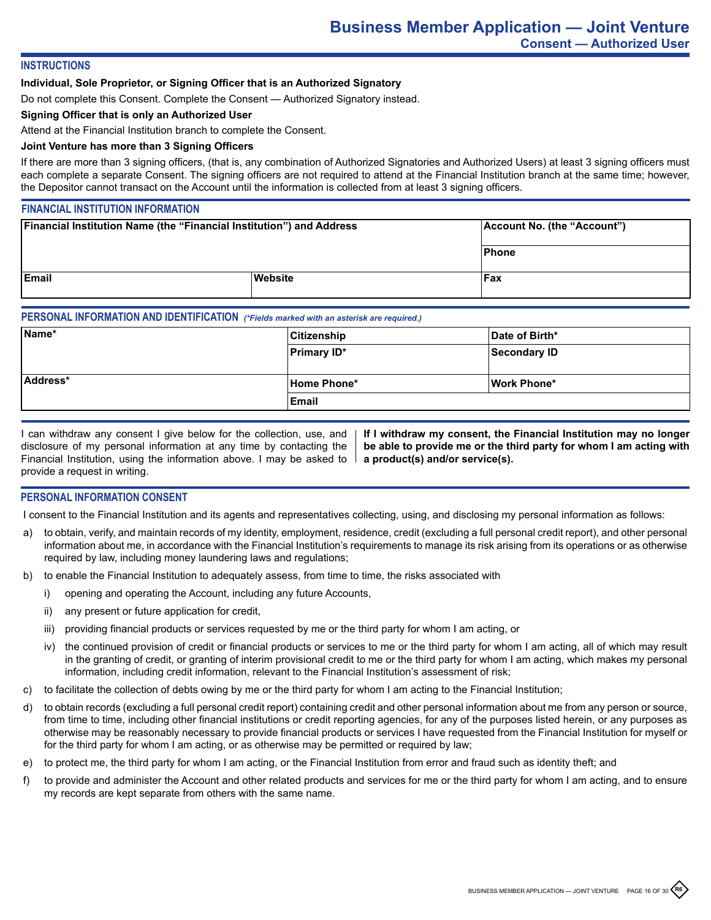# Business Member Application — Joint Venture
## Consent — Authorized User

### INSTRUCTIONS

**Individual, Sole Proprietor, or Signing Officer that is an Authorized Signatory**

Do not complete this Consent. Complete the Consent — Authorized Signatory instead.

**Signing Officer that is only an Authorized User**

Attend at the Financial Institution branch to complete the Consent.

**Joint Venture has more than 3 Signing Officers**

If there are more than 3 signing officers, (that is, any combination of Authorized Signatories and Authorized Users) at least 3 signing officers must each complete a separate Consent. The signing officers are not required to attend at the Financial Institution branch at the same time; however, the Depositor cannot transact on the Account until the information is collected from at least 3 signing officers.

### FINANCIAL INSTITUTION INFORMATION

| Financial Institution Name (the "Financial Institution") and Address | | Account No. (the "Account") |
|---|---|---|
| | | Phone |
| Email | Website | Fax |

### PERSONAL INFORMATION AND IDENTIFICATION *(*Fields marked with an asterisk are required.)*

| Name* | Citizenship | Date of Birth* |
|---|---|---|
| | Primary ID* | Secondary ID |
| Address* | Home Phone* | Work Phone* |
| | Email | |

I can withdraw any consent I give below for the collection, use, and disclosure of my personal information at any time by contacting the Financial Institution, using the information above. I may be asked to provide a request in writing.

**If I withdraw my consent, the Financial Institution may no longer be able to provide me or the third party for whom I am acting with a product(s) and/or service(s).**

### PERSONAL INFORMATION CONSENT

I consent to the Financial Institution and its agents and representatives collecting, using, and disclosing my personal information as follows:

a) to obtain, verify, and maintain records of my identity, employment, residence, credit (excluding a full personal credit report), and other personal information about me, in accordance with the Financial Institution's requirements to manage its risk arising from its operations or as otherwise required by law, including money laundering laws and regulations;

b) to enable the Financial Institution to adequately assess, from time to time, the risks associated with

   i) opening and operating the Account, including any future Accounts,

   ii) any present or future application for credit,

   iii) providing financial products or services requested by me or the third party for whom I am acting, or

   iv) the continued provision of credit or financial products or services to me or the third party for whom I am acting, all of which may result in the granting of credit, or granting of interim provisional credit to me or the third party for whom I am acting, which makes my personal information, including credit information, relevant to the Financial Institution's assessment of risk;

c) to facilitate the collection of debts owing by me or the third party for whom I am acting to the Financial Institution;

d) to obtain records (excluding a full personal credit report) containing credit and other personal information about me from any person or source, from time to time, including other financial institutions or credit reporting agencies, for any of the purposes listed herein, or any purposes as otherwise may be reasonably necessary to provide financial products or services I have requested from the Financial Institution for myself or for the third party for whom I am acting, or as otherwise may be permitted or required by law;

e) to protect me, the third party for whom I am acting, or the Financial Institution from error and fraud such as identity theft; and

f) to provide and administer the Account and other related products and services for me or the third party for whom I am acting, and to ensure my records are kept separate from others with the same name.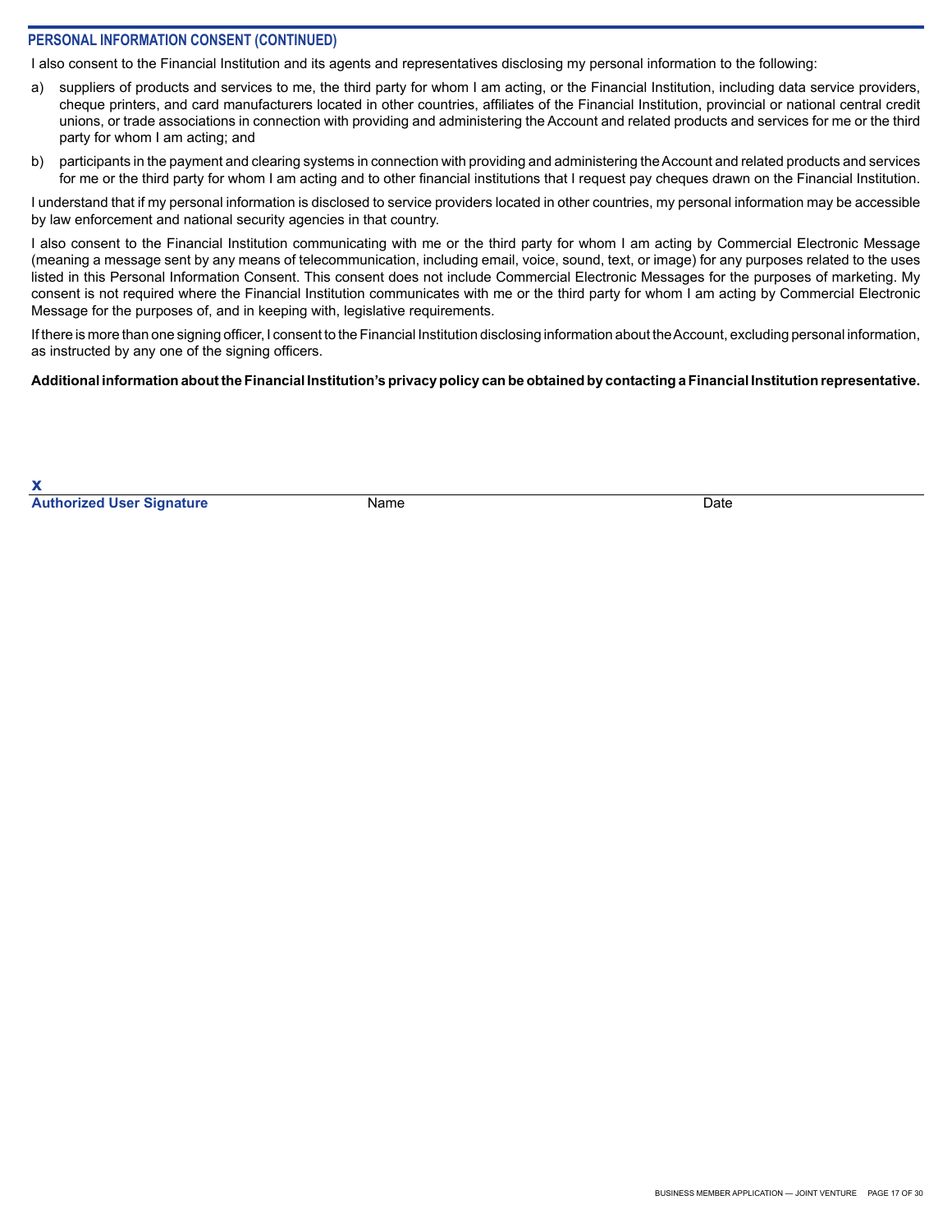## PERSONAL INFORMATION CONSENT (CONTINUED)

I also consent to the Financial Institution and its agents and representatives disclosing my personal information to the following:

a) suppliers of products and services to me, the third party for whom I am acting, or the Financial Institution, including data service providers, cheque printers, and card manufacturers located in other countries, affiliates of the Financial Institution, provincial or national central credit unions, or trade associations in connection with providing and administering the Account and related products and services for me or the third party for whom I am acting; and

b) participants in the payment and clearing systems in connection with providing and administering the Account and related products and services for me or the third party for whom I am acting and to other financial institutions that I request pay cheques drawn on the Financial Institution.

I understand that if my personal information is disclosed to service providers located in other countries, my personal information may be accessible by law enforcement and national security agencies in that country.

I also consent to the Financial Institution communicating with me or the third party for whom I am acting by Commercial Electronic Message (meaning a message sent by any means of telecommunication, including email, voice, sound, text, or image) for any purposes related to the uses listed in this Personal Information Consent. This consent does not include Commercial Electronic Messages for the purposes of marketing. My consent is not required where the Financial Institution communicates with me or the third party for whom I am acting by Commercial Electronic Message for the purposes of, and in keeping with, legislative requirements.

If there is more than one signing officer, I consent to the Financial Institution disclosing information about the Account, excluding personal information, as instructed by any one of the signing officers.

**Additional information about the Financial Institution's privacy policy can be obtained by contacting a Financial Institution representative.**

**X**

| **Authorized User Signature** | Name | Date |
|---|---|---|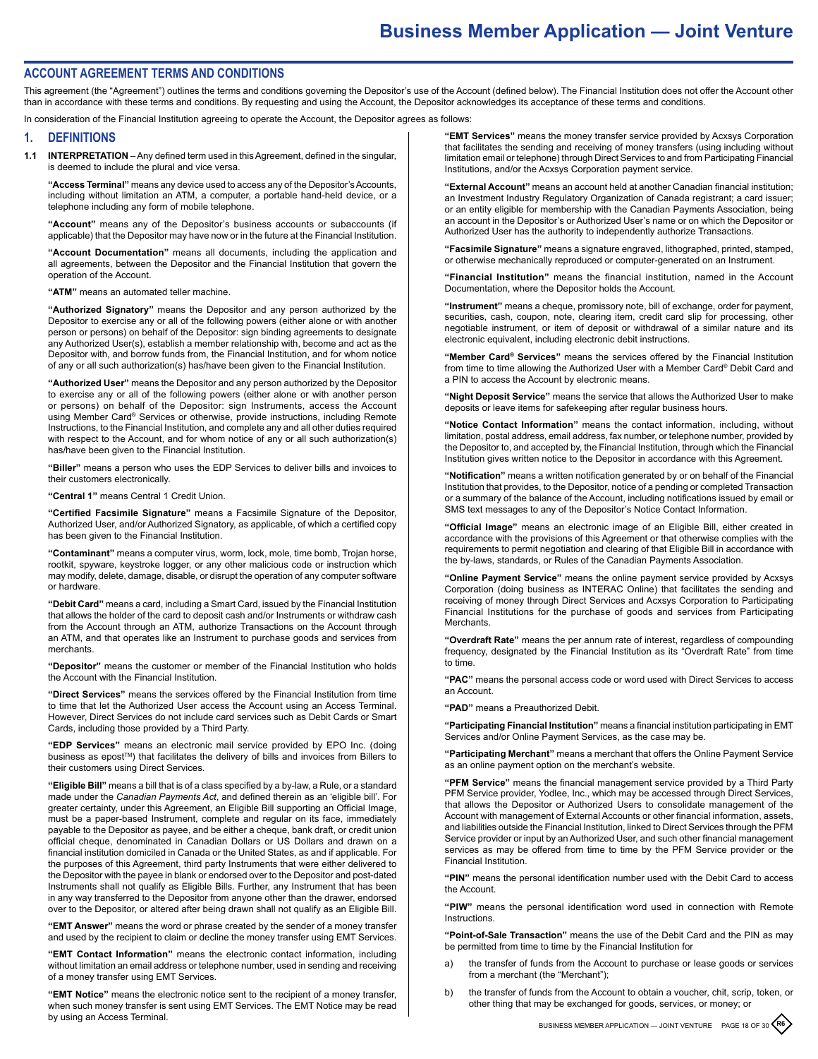# Business Member Application — Joint Venture

## ACCOUNT AGREEMENT TERMS AND CONDITIONS

This agreement (the "Agreement") outlines the terms and conditions governing the Depositor's use of the Account (defined below). The Financial Institution does not offer the Account other than in accordance with these terms and conditions. By requesting and using the Account, the Depositor acknowledges its acceptance of these terms and conditions.

In consideration of the Financial Institution agreeing to operate the Account, the Depositor agrees as follows:

## 1. DEFINITIONS

**1.1 INTERPRETATION** – Any defined term used in this Agreement, defined in the singular, is deemed to include the plural and vice versa.

**"Access Terminal"** means any device used to access any of the Depositor's Accounts, including without limitation an ATM, a computer, a portable hand-held device, or a telephone including any form of mobile telephone.

**"Account"** means any of the Depositor's business accounts or subaccounts (if applicable) that the Depositor may have now or in the future at the Financial Institution.

**"Account Documentation"** means all documents, including the application and all agreements, between the Depositor and the Financial Institution that govern the operation of the Account.

**"ATM"** means an automated teller machine.

**"Authorized Signatory"** means the Depositor and any person authorized by the Depositor to exercise any or all of the following powers (either alone or with another person or persons) on behalf of the Depositor: sign binding agreements to designate any Authorized User(s), establish a member relationship with, become and act as the Depositor with, and borrow funds from, the Financial Institution, and for whom notice of any or all such authorization(s) has/have been given to the Financial Institution.

**"Authorized User"** means the Depositor and any person authorized by the Depositor to exercise any or all of the following powers (either alone or with another person or persons) on behalf of the Depositor: sign Instruments, access the Account using Member Card® Services or otherwise, provide instructions, including Remote Instructions, to the Financial Institution, and complete any and all other duties required with respect to the Account, and for whom notice of any or all such authorization(s) has/have been given to the Financial Institution.

**"Biller"** means a person who uses the EDP Services to deliver bills and invoices to their customers electronically.

**"Central 1"** means Central 1 Credit Union.

**"Certified Facsimile Signature"** means a Facsimile Signature of the Depositor, Authorized User, and/or Authorized Signatory, as applicable, of which a certified copy has been given to the Financial Institution.

**"Contaminant"** means a computer virus, worm, lock, mole, time bomb, Trojan horse, rootkit, spyware, keystroke logger, or any other malicious code or instruction which may modify, delete, damage, disable, or disrupt the operation of any computer software or hardware.

**"Debit Card"** means a card, including a Smart Card, issued by the Financial Institution that allows the holder of the card to deposit cash and/or Instruments or withdraw cash from the Account through an ATM, authorize Transactions on the Account through an ATM, and that operates like an Instrument to purchase goods and services from merchants.

**"Depositor"** means the customer or member of the Financial Institution who holds the Account with the Financial Institution.

**"Direct Services"** means the services offered by the Financial Institution from time to time that let the Authorized User access the Account using an Access Terminal. However, Direct Services do not include card services such as Debit Cards or Smart Cards, including those provided by a Third Party.

**"EDP Services"** means an electronic mail service provided by EPO Inc. (doing business as epost™) that facilitates the delivery of bills and invoices from Billers to their customers using Direct Services.

**"Eligible Bill"** means a bill that is of a class specified by a by-law, a Rule, or a standard made under the *Canadian Payments Act*, and defined therein as an 'eligible bill'. For greater certainty, under this Agreement, an Eligible Bill supporting an Official Image, must be a paper-based Instrument, complete and regular on its face, immediately payable to the Depositor as payee, and be either a cheque, bank draft, or credit union official cheque, denominated in Canadian Dollars or US Dollars and drawn on a financial institution domiciled in Canada or the United States, as and if applicable. For the purposes of this Agreement, third party Instruments that were either delivered to the Depositor with the payee in blank or endorsed over to the Depositor and post-dated Instruments shall not qualify as Eligible Bills. Further, any Instrument that has been in any way transferred to the Depositor from anyone other than the drawer, endorsed over to the Depositor, or altered after being drawn shall not qualify as an Eligible Bill.

**"EMT Answer"** means the word or phrase created by the sender of a money transfer and used by the recipient to claim or decline the money transfer using EMT Services.

**"EMT Contact Information"** means the electronic contact information, including without limitation an email address or telephone number, used in sending and receiving of a money transfer using EMT Services.

**"EMT Notice"** means the electronic notice sent to the recipient of a money transfer, when such money transfer is sent using EMT Services. The EMT Notice may be read by using an Access Terminal.

**"EMT Services"** means the money transfer service provided by Acxsys Corporation that facilitates the sending and receiving of money transfers (using including without limitation email or telephone) through Direct Services to and from Participating Financial Institutions, and/or the Acxsys Corporation payment service.

**"External Account"** means an account held at another Canadian financial institution; an Investment Industry Regulatory Organization of Canada registrant; a card issuer; or an entity eligible for membership with the Canadian Payments Association, being an account in the Depositor's or Authorized User's name or on which the Depositor or Authorized User has the authority to independently authorize Transactions.

**"Facsimile Signature"** means a signature engraved, lithographed, printed, stamped, or otherwise mechanically reproduced or computer-generated on an Instrument.

**"Financial Institution"** means the financial institution, named in the Account Documentation, where the Depositor holds the Account.

**"Instrument"** means a cheque, promissory note, bill of exchange, order for payment, securities, cash, coupon, note, clearing item, credit card slip for processing, other negotiable instrument, or item of deposit or withdrawal of a similar nature and its electronic equivalent, including electronic debit instructions.

**"Member Card® Services"** means the services offered by the Financial Institution from time to time allowing the Authorized User with a Member Card® Debit Card and a PIN to access the Account by electronic means.

**"Night Deposit Service"** means the service that allows the Authorized User to make deposits or leave items for safekeeping after regular business hours.

**"Notice Contact Information"** means the contact information, including, without limitation, postal address, email address, fax number, or telephone number, provided by the Depositor to, and accepted by, the Financial Institution, through which the Financial Institution gives written notice to the Depositor in accordance with this Agreement.

**"Notification"** means a written notification generated by or on behalf of the Financial Institution that provides, to the Depositor, notice of a pending or completed Transaction or a summary of the balance of the Account, including notifications issued by email or SMS text messages to any of the Depositor's Notice Contact Information.

**"Official Image"** means an electronic image of an Eligible Bill, either created in accordance with the provisions of this Agreement or that otherwise complies with the requirements to permit negotiation and clearing of that Eligible Bill in accordance with the by-laws, standards, or Rules of the Canadian Payments Association.

**"Online Payment Service"** means the online payment service provided by Acxsys Corporation (doing business as INTERAC Online) that facilitates the sending and receiving of money through Direct Services and Acxsys Corporation to Participating Financial Institutions for the purchase of goods and services from Participating Merchants.

**"Overdraft Rate"** means the per annum rate of interest, regardless of compounding frequency, designated by the Financial Institution as its "Overdraft Rate" from time to time.

**"PAC"** means the personal access code or word used with Direct Services to access an Account.

**"PAD"** means a Preauthorized Debit.

**"Participating Financial Institution"** means a financial institution participating in EMT Services and/or Online Payment Services, as the case may be.

**"Participating Merchant"** means a merchant that offers the Online Payment Service as an online payment option on the merchant's website.

**"PFM Service"** means the financial management service provided by a Third Party PFM Service provider, Yodlee, Inc., which may be accessed through Direct Services, that allows the Depositor or Authorized Users to consolidate management of the Account with management of External Accounts or other financial information, assets, and liabilities outside the Financial Institution, linked to Direct Services through the PFM Service provider or input by an Authorized User, and such other financial management services as may be offered from time to time by the PFM Service provider or the Financial Institution.

**"PIN"** means the personal identification number used with the Debit Card to access the Account.

**"PIW"** means the personal identification word used in connection with Remote Instructions.

**"Point-of-Sale Transaction"** means the use of the Debit Card and the PIN as may be permitted from time to time by the Financial Institution for

a) the transfer of funds from the Account to purchase or lease goods or services from a merchant (the "Merchant");

b) the transfer of funds from the Account to obtain a voucher, chit, scrip, token, or other thing that may be exchanged for goods, services, or money; or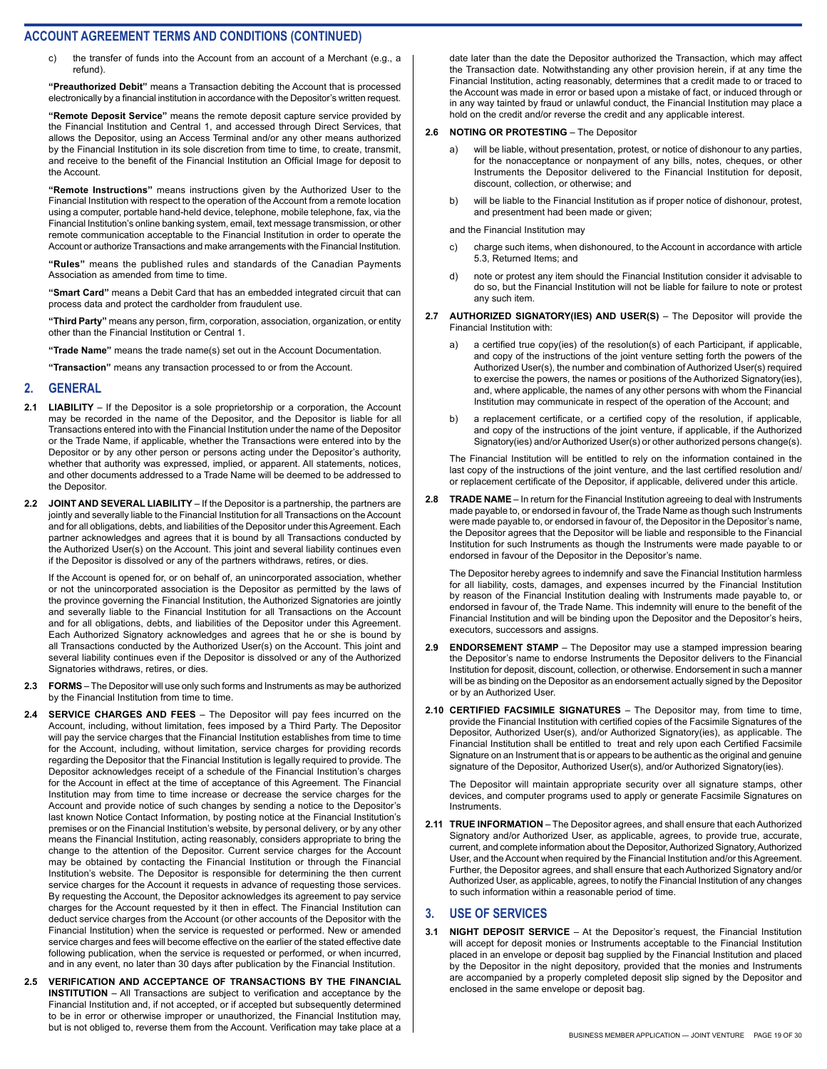c) the transfer of funds into the Account from an account of a Merchant (e.g., a refund).

**"Preauthorized Debit"** means a Transaction debiting the Account that is processed electronically by a financial institution in accordance with the Depositor's written request.

**"Remote Deposit Service"** means the remote deposit capture service provided by the Financial Institution and Central 1, and accessed through Direct Services, that allows the Depositor, using an Access Terminal and/or any other means authorized by the Financial Institution in its sole discretion from time to time, to create, transmit, and receive to the benefit of the Financial Institution an Official Image for deposit to the Account.

**"Remote Instructions"** means instructions given by the Authorized User to the Financial Institution with respect to the operation of the Account from a remote location using a computer, portable hand-held device, telephone, mobile telephone, fax, via the Financial Institution's online banking system, email, text message transmission, or other remote communication acceptable to the Financial Institution in order to operate the Account or authorize Transactions and make arrangements with the Financial Institution.

**"Rules"** means the published rules and standards of the Canadian Payments Association as amended from time to time.

**"Smart Card"** means a Debit Card that has an embedded integrated circuit that can process data and protect the cardholder from fraudulent use.

**"Third Party"** means any person, firm, corporation, association, organization, or entity other than the Financial Institution or Central 1.

**"Trade Name"** means the trade name(s) set out in the Account Documentation.

**"Transaction"** means any transaction processed to or from the Account.

## 2. GENERAL

**2.1 LIABILITY** – If the Depositor is a sole proprietorship or a corporation, the Account may be recorded in the name of the Depositor, and the Depositor is liable for all Transactions entered into with the Financial Institution under the name of the Depositor or the Trade Name, if applicable, whether the Transactions were entered into by the Depositor or by any other person or persons acting under the Depositor's authority, whether that authority was expressed, implied, or apparent. All statements, notices, and other documents addressed to a Trade Name will be deemed to be addressed to the Depositor.

**2.2 JOINT AND SEVERAL LIABILITY** – If the Depositor is a partnership, the partners are jointly and severally liable to the Financial Institution for all Transactions on the Account and for all obligations, debts, and liabilities of the Depositor under this Agreement. Each partner acknowledges and agrees that it is bound by all Transactions conducted by the Authorized User(s) on the Account. This joint and several liability continues even if the Depositor is dissolved or any of the partners withdraws, retires, or dies.

If the Account is opened for, or on behalf of, an unincorporated association, whether or not the unincorporated association is the Depositor as permitted by the laws of the province governing the Financial Institution, the Authorized Signatories are jointly and severally liable to the Financial Institution for all Transactions on the Account and for all obligations, debts, and liabilities of the Depositor under this Agreement. Each Authorized Signatory acknowledges and agrees that he or she is bound by all Transactions conducted by the Authorized User(s) on the Account. This joint and several liability continues even if the Depositor is dissolved or any of the Authorized Signatories withdraws, retires, or dies.

**2.3 FORMS** – The Depositor will use only such forms and Instruments as may be authorized by the Financial Institution from time to time.

**2.4 SERVICE CHARGES AND FEES** – The Depositor will pay fees incurred on the Account, including, without limitation, fees imposed by a Third Party. The Depositor will pay the service charges that the Financial Institution establishes from time to time for the Account, including, without limitation, service charges for providing records regarding the Depositor that the Financial Institution is legally required to provide. The Depositor acknowledges receipt of a schedule of the Financial Institution's charges for the Account in effect at the time of acceptance of this Agreement. The Financial Institution may from time to time increase or decrease the service charges for the Account and provide notice of such changes by sending a notice to the Depositor's last known Notice Contact Information, by posting notice at the Financial Institution's premises or on the Financial Institution's website, by personal delivery, or by any other means the Financial Institution, acting reasonably, considers appropriate to bring the change to the attention of the Depositor. Current service charges for the Account may be obtained by contacting the Financial Institution or through the Financial Institution's website. The Depositor is responsible for determining the then current service charges for the Account it requests in advance of requesting those services. By requesting the Account, the Depositor acknowledges its agreement to pay service charges for the Account requested by it then in effect. The Financial Institution can deduct service charges from the Account (or other accounts of the Depositor with the Financial Institution) when the service is requested or performed. New or amended service charges and fees will become effective on the earlier of the stated effective date following publication, when the service is requested or performed, or when incurred, and in any event, no later than 30 days after publication by the Financial Institution.

**2.5 VERIFICATION AND ACCEPTANCE OF TRANSACTIONS BY THE FINANCIAL INSTITUTION** – All Transactions are subject to verification and acceptance by the Financial Institution and, if not accepted, or if accepted but subsequently determined to be in error or otherwise improper or unauthorized, the Financial Institution may, but is not obliged to, reverse them from the Account. Verification may take place at a date later than the date the Depositor authorized the Transaction, which may affect the Transaction date. Notwithstanding any other provision herein, if at any time the Financial Institution, acting reasonably, determines that a credit made to or traced to the Account was made in error or based upon a mistake of fact, or induced through or in any way tainted by fraud or unlawful conduct, the Financial Institution may place a hold on the credit and/or reverse the credit and any applicable interest.

**2.6 NOTING OR PROTESTING** – The Depositor

a) will be liable, without presentation, protest, or notice of dishonour to any parties, for the nonacceptance or nonpayment of any bills, notes, cheques, or other Instruments the Depositor delivered to the Financial Institution for deposit, discount, collection, or otherwise; and

b) will be liable to the Financial Institution as if proper notice of dishonour, protest, and presentment had been made or given;

and the Financial Institution may

c) charge such items, when dishonoured, to the Account in accordance with article 5.3, Returned Items; and

d) note or protest any item should the Financial Institution consider it advisable to do so, but the Financial Institution will not be liable for failure to note or protest any such item.

**2.7 AUTHORIZED SIGNATORY(IES) AND USER(S)** – The Depositor will provide the Financial Institution with:

a) a certified true copy(ies) of the resolution(s) of each Participant, if applicable, and copy of the instructions of the joint venture setting forth the powers of the Authorized User(s), the number and combination of Authorized User(s) required to exercise the powers, the names or positions of the Authorized Signatory(ies), and, where applicable, the names of any other persons with whom the Financial Institution may communicate in respect of the operation of the Account; and

b) a replacement certificate, or a certified copy of the resolution, if applicable, and copy of the instructions of the joint venture, if applicable, if the Authorized Signatory(ies) and/or Authorized User(s) or other authorized persons change(s).

The Financial Institution will be entitled to rely on the information contained in the last copy of the instructions of the joint venture, and the last certified resolution and/or replacement certificate of the Depositor, if applicable, delivered under this article.

**2.8 TRADE NAME** – In return for the Financial Institution agreeing to deal with Instruments made payable to, or endorsed in favour of, the Trade Name as though such Instruments were made payable to, or endorsed in favour of, the Depositor in the Depositor's name, the Depositor agrees that the Depositor will be liable and responsible to the Financial Institution for such Instruments as though the Instruments were made payable to or endorsed in favour of the Depositor in the Depositor's name.

The Depositor hereby agrees to indemnify and save the Financial Institution harmless for all liability, costs, damages, and expenses incurred by the Financial Institution by reason of the Financial Institution dealing with Instruments made payable to, or endorsed in favour of, the Trade Name. This indemnity will enure to the benefit of the Financial Institution and will be binding upon the Depositor and the Depositor's heirs, executors, successors and assigns.

**2.9 ENDORSEMENT STAMP** – The Depositor may use a stamped impression bearing the Depositor's name to endorse Instruments the Depositor delivers to the Financial Institution for deposit, discount, collection, or otherwise. Endorsement in such a manner will be as binding on the Depositor as an endorsement actually signed by the Depositor or by an Authorized User.

**2.10 CERTIFIED FACSIMILE SIGNATURES** – The Depositor may, from time to time, provide the Financial Institution with certified copies of the Facsimile Signatures of the Depositor, Authorized User(s), and/or Authorized Signatory(ies), as applicable. The Financial Institution shall be entitled to treat and rely upon each Certified Facsimile Signature on an Instrument that is or appears to be authentic as the original and genuine signature of the Depositor, Authorized User(s), and/or Authorized Signatory(ies).

The Depositor will maintain appropriate security over all signature stamps, other devices, and computer programs used to apply or generate Facsimile Signatures on Instruments.

**2.11 TRUE INFORMATION** – The Depositor agrees, and shall ensure that each Authorized Signatory and/or Authorized User, as applicable, agrees, to provide true, accurate, current, and complete information about the Depositor, Authorized Signatory, Authorized User, and the Account when required by the Financial Institution and/or this Agreement. Further, the Depositor agrees, and shall ensure that each Authorized Signatory and/or Authorized User, as applicable, agrees, to notify the Financial Institution of any changes to such information within a reasonable period of time.

## 3. USE OF SERVICES

**3.1 NIGHT DEPOSIT SERVICE** – At the Depositor's request, the Financial Institution will accept for deposit monies or Instruments acceptable to the Financial Institution placed in an envelope or deposit bag supplied by the Financial Institution and placed by the Depositor in the night depository, provided that the monies and Instruments are accompanied by a properly completed deposit slip signed by the Depositor and enclosed in the same envelope or deposit bag.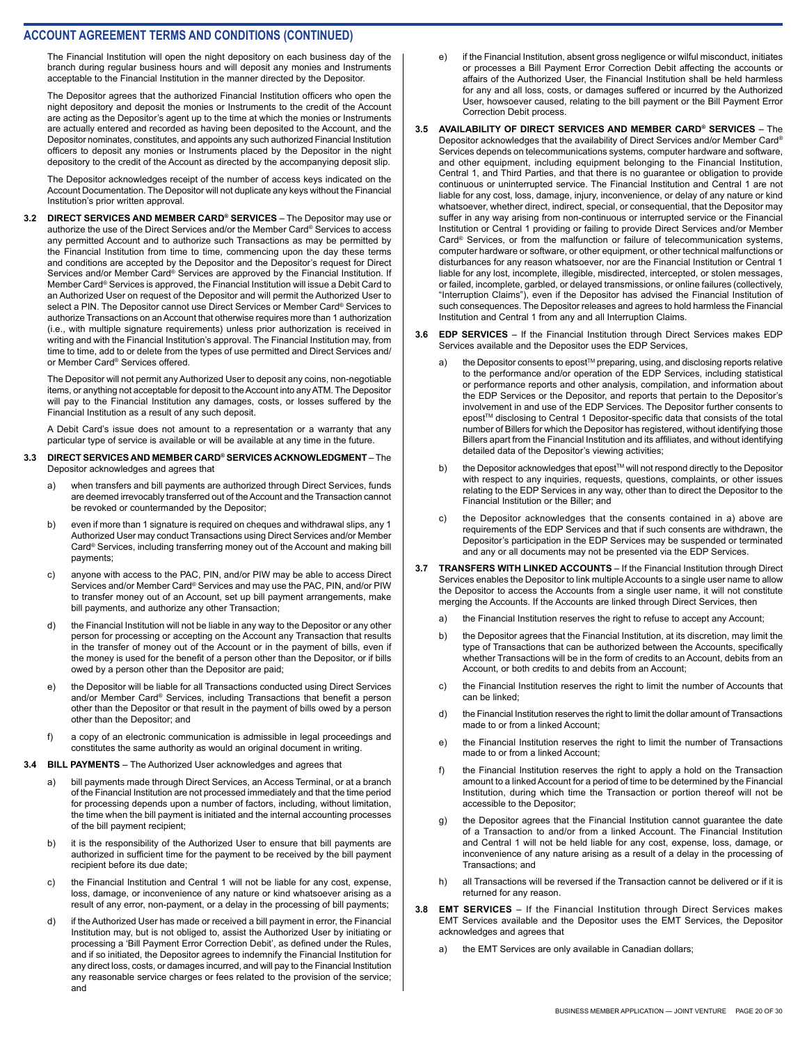## ACCOUNT AGREEMENT TERMS AND CONDITIONS (CONTINUED)

The Financial Institution will open the night depository on each business day of the branch during regular business hours and will deposit any monies and Instruments acceptable to the Financial Institution in the manner directed by the Depositor.

The Depositor agrees that the authorized Financial Institution officers who open the night depository and deposit the monies or Instruments to the credit of the Account are acting as the Depositor's agent up to the time at which the monies or Instruments are actually entered and recorded as having been deposited to the Account, and the Depositor nominates, constitutes, and appoints any such authorized Financial Institution officers to deposit any monies or Instruments placed by the Depositor in the night depository to the credit of the Account as directed by the accompanying deposit slip.

The Depositor acknowledges receipt of the number of access keys indicated on the Account Documentation. The Depositor will not duplicate any keys without the Financial Institution's prior written approval.

**3.2 DIRECT SERVICES AND MEMBER CARD® SERVICES** – The Depositor may use or authorize the use of the Direct Services and/or the Member Card® Services to access any permitted Account and to authorize such Transactions as may be permitted by the Financial Institution from time to time, commencing upon the day these terms and conditions are accepted by the Depositor and the Depositor's request for Direct Services and/or Member Card® Services are approved by the Financial Institution. If Member Card® Services is approved, the Financial Institution will issue a Debit Card to an Authorized User on request of the Depositor and will permit the Authorized User to select a PIN. The Depositor cannot use Direct Services or Member Card® Services to authorize Transactions on an Account that otherwise requires more than 1 authorization (i.e., with multiple signature requirements) unless prior authorization is received in writing and with the Financial Institution's approval. The Financial Institution may, from time to time, add to or delete from the types of use permitted and Direct Services and/or Member Card® Services offered.

The Depositor will not permit any Authorized User to deposit any coins, non-negotiable items, or anything not acceptable for deposit to the Account into any ATM. The Depositor will pay to the Financial Institution any damages, costs, or losses suffered by the Financial Institution as a result of any such deposit.

A Debit Card's issue does not amount to a representation or a warranty that any particular type of service is available or will be available at any time in the future.

**3.3 DIRECT SERVICES AND MEMBER CARD® SERVICES ACKNOWLEDGMENT** – The Depositor acknowledges and agrees that

a) when transfers and bill payments are authorized through Direct Services, funds are deemed irrevocably transferred out of the Account and the Transaction cannot be revoked or countermanded by the Depositor;

b) even if more than 1 signature is required on cheques and withdrawal slips, any 1 Authorized User may conduct Transactions using Direct Services and/or Member Card® Services, including transferring money out of the Account and making bill payments;

c) anyone with access to the PAC, PIN, and/or PIW may be able to access Direct Services and/or Member Card® Services and may use the PAC, PIN, and/or PIW to transfer money out of an Account, set up bill payment arrangements, make bill payments, and authorize any other Transaction;

d) the Financial Institution will not be liable in any way to the Depositor or any other person for processing or accepting on the Account any Transaction that results in the transfer of money out of the Account or in the payment of bills, even if the money is used for the benefit of a person other than the Depositor, or if bills owed by a person other than the Depositor are paid;

e) the Depositor will be liable for all Transactions conducted using Direct Services and/or Member Card® Services, including Transactions that benefit a person other than the Depositor or that result in the payment of bills owed by a person other than the Depositor; and

f) a copy of an electronic communication is admissible in legal proceedings and constitutes the same authority as would an original document in writing.

**3.4 BILL PAYMENTS** – The Authorized User acknowledges and agrees that

a) bill payments made through Direct Services, an Access Terminal, or at a branch of the Financial Institution are not processed immediately and that the time period for processing depends upon a number of factors, including, without limitation, the time when the bill payment is initiated and the internal accounting processes of the bill payment recipient;

b) it is the responsibility of the Authorized User to ensure that bill payments are authorized in sufficient time for the payment to be received by the bill payment recipient before its due date;

c) the Financial Institution and Central 1 will not be liable for any cost, expense, loss, damage, or inconvenience of any nature or kind whatsoever arising as a result of any error, non-payment, or a delay in the processing of bill payments;

d) if the Authorized User has made or received a bill payment in error, the Financial Institution may, but is not obliged to, assist the Authorized User by initiating or processing a 'Bill Payment Error Correction Debit', as defined under the Rules, and if so initiated, the Depositor agrees to indemnify the Financial Institution for any direct loss, costs, or damages incurred, and will pay to the Financial Institution any reasonable service charges or fees related to the provision of the service; and

e) if the Financial Institution, absent gross negligence or wilful misconduct, initiates or processes a Bill Payment Error Correction Debit affecting the accounts or affairs of the Authorized User, the Financial Institution shall be held harmless for any and all loss, costs, or damages suffered or incurred by the Authorized User, howsoever caused, relating to the bill payment or the Bill Payment Error Correction Debit process.

**3.5 AVAILABILITY OF DIRECT SERVICES AND MEMBER CARD® SERVICES** – The Depositor acknowledges that the availability of Direct Services and/or Member Card® Services depends on telecommunications systems, computer hardware and software, and other equipment, including equipment belonging to the Financial Institution, Central 1, and Third Parties, and that there is no guarantee or obligation to provide continuous or uninterrupted service. The Financial Institution and Central 1 are not liable for any cost, loss, damage, injury, inconvenience, or delay of any nature or kind whatsoever, whether direct, indirect, special, or consequential, that the Depositor may suffer in any way arising from non-continuous or interrupted service or the Financial Institution or Central 1 providing or failing to provide Direct Services and/or Member Card® Services, or from the malfunction or failure of telecommunication systems, computer hardware or software, or other equipment, or other technical malfunctions or disturbances for any reason whatsoever, nor are the Financial Institution or Central 1 liable for any lost, incomplete, illegible, misdirected, intercepted, or stolen messages, or failed, incomplete, garbled, or delayed transmissions, or online failures (collectively, "Interruption Claims"), even if the Depositor has advised the Financial Institution of such consequences. The Depositor releases and agrees to hold harmless the Financial Institution and Central 1 from any and all Interruption Claims.

**3.6 EDP SERVICES** – If the Financial Institution through Direct Services makes EDP Services available and the Depositor uses the EDP Services,

a) the Depositor consents to epost™ preparing, using, and disclosing reports relative to the performance and/or operation of the EDP Services, including statistical or performance reports and other analysis, compilation, and information about the EDP Services or the Depositor, and reports that pertain to the Depositor's involvement in and use of the EDP Services. The Depositor further consents to epost™ disclosing to Central 1 Depositor-specific data that consists of the total number of Billers for which the Depositor has registered, without identifying those Billers apart from the Financial Institution and its affiliates, and without identifying detailed data of the Depositor's viewing activities;

b) the Depositor acknowledges that epost™ will not respond directly to the Depositor with respect to any inquiries, requests, questions, complaints, or other issues relating to the EDP Services in any way, other than to direct the Depositor to the Financial Institution or the Biller; and

c) the Depositor acknowledges that the consents contained in a) above are requirements of the EDP Services and that if such consents are withdrawn, the Depositor's participation in the EDP Services may be suspended or terminated and any or all documents may not be presented via the EDP Services.

**3.7 TRANSFERS WITH LINKED ACCOUNTS** – If the Financial Institution through Direct Services enables the Depositor to link multiple Accounts to a single user name to allow the Depositor to access the Accounts from a single user name, it will not constitute merging the Accounts. If the Accounts are linked through Direct Services, then

a) the Financial Institution reserves the right to refuse to accept any Account;

b) the Depositor agrees that the Financial Institution, at its discretion, may limit the type of Transactions that can be authorized between the Accounts, specifically whether Transactions will be in the form of credits to an Account, debits from an Account, or both credits to and debits from an Account;

c) the Financial Institution reserves the right to limit the number of Accounts that can be linked;

d) the Financial Institution reserves the right to limit the dollar amount of Transactions made to or from a linked Account;

e) the Financial Institution reserves the right to limit the number of Transactions made to or from a linked Account;

f) the Financial Institution reserves the right to apply a hold on the Transaction amount to a linked Account for a period of time to be determined by the Financial Institution, during which time the Transaction or portion thereof will not be accessible to the Depositor;

g) the Depositor agrees that the Financial Institution cannot guarantee the date of a Transaction to and/or from a linked Account. The Financial Institution and Central 1 will not be held liable for any cost, expense, loss, damage, or inconvenience of any nature arising as a result of a delay in the processing of Transactions; and

h) all Transactions will be reversed if the Transaction cannot be delivered or if it is returned for any reason.

**3.8 EMT SERVICES** – If the Financial Institution through Direct Services makes EMT Services available and the Depositor uses the EMT Services, the Depositor acknowledges and agrees that

a) the EMT Services are only available in Canadian dollars;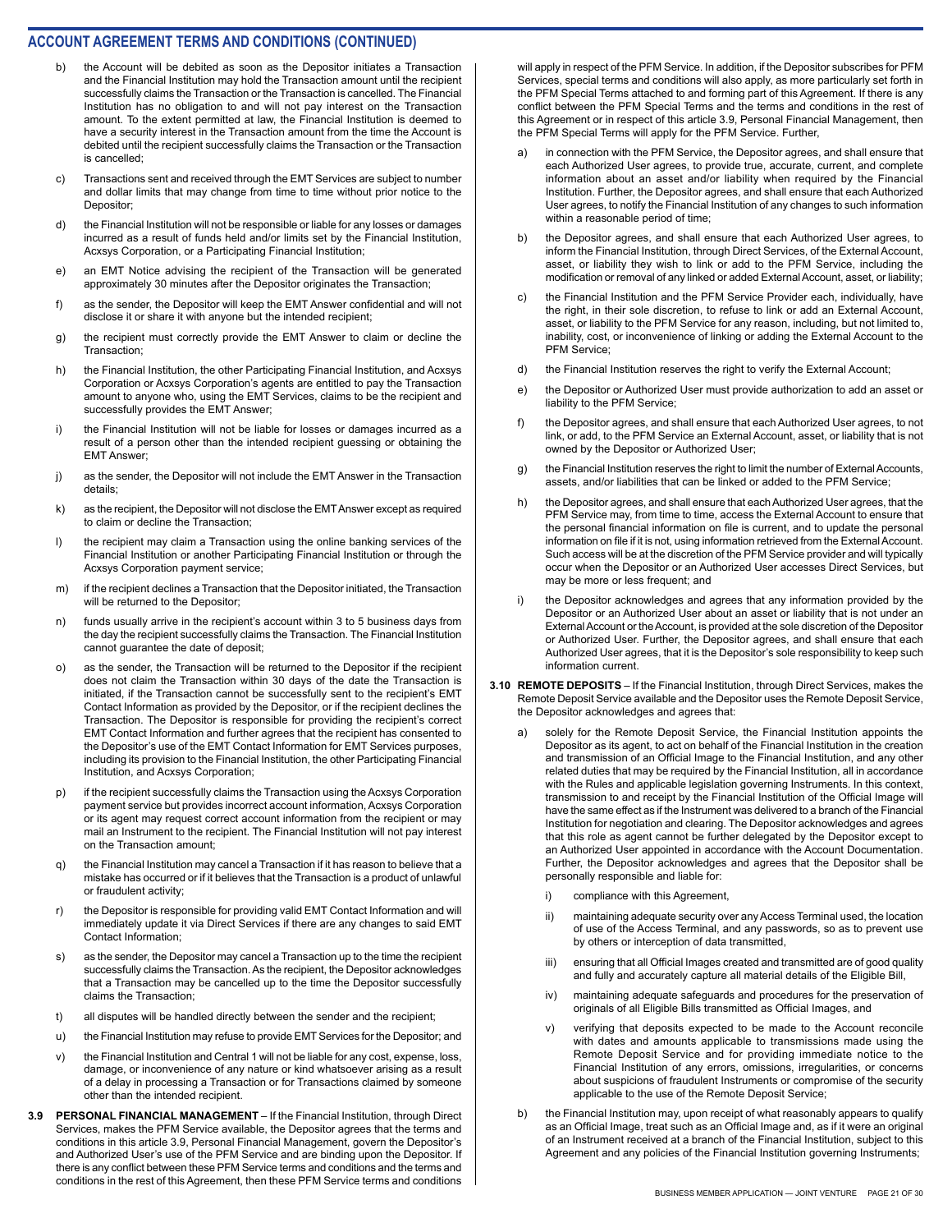## ACCOUNT AGREEMENT TERMS AND CONDITIONS (CONTINUED)

b) the Account will be debited as soon as the Depositor initiates a Transaction and the Financial Institution may hold the Transaction amount until the recipient successfully claims the Transaction or the Transaction is cancelled. The Financial Institution has no obligation to and will not pay interest on the Transaction amount. To the extent permitted at law, the Financial Institution is deemed to have a security interest in the Transaction amount from the time the Account is debited until the recipient successfully claims the Transaction or the Transaction is cancelled;

c) Transactions sent and received through the EMT Services are subject to number and dollar limits that may change from time to time without prior notice to the Depositor;

d) the Financial Institution will not be responsible or liable for any losses or damages incurred as a result of funds held and/or limits set by the Financial Institution, Acxsys Corporation, or a Participating Financial Institution;

e) an EMT Notice advising the recipient of the Transaction will be generated approximately 30 minutes after the Depositor originates the Transaction;

f) as the sender, the Depositor will keep the EMT Answer confidential and will not disclose it or share it with anyone but the intended recipient;

g) the recipient must correctly provide the EMT Answer to claim or decline the Transaction;

h) the Financial Institution, the other Participating Financial Institution, and Acxsys Corporation or Acxsys Corporation's agents are entitled to pay the Transaction amount to anyone who, using the EMT Services, claims to be the recipient and successfully provides the EMT Answer;

i) the Financial Institution will not be liable for losses or damages incurred as a result of a person other than the intended recipient guessing or obtaining the EMT Answer;

j) as the sender, the Depositor will not include the EMT Answer in the Transaction details;

k) as the recipient, the Depositor will not disclose the EMT Answer except as required to claim or decline the Transaction;

l) the recipient may claim a Transaction using the online banking services of the Financial Institution or another Participating Financial Institution or through the Acxsys Corporation payment service;

m) if the recipient declines a Transaction that the Depositor initiated, the Transaction will be returned to the Depositor;

n) funds usually arrive in the recipient's account within 3 to 5 business days from the day the recipient successfully claims the Transaction. The Financial Institution cannot guarantee the date of deposit;

o) as the sender, the Transaction will be returned to the Depositor if the recipient does not claim the Transaction within 30 days of the date the Transaction is initiated, if the Transaction cannot be successfully sent to the recipient's EMT Contact Information as provided by the Depositor, or if the recipient declines the Transaction. The Depositor is responsible for providing the recipient's correct EMT Contact Information and further agrees that the recipient has consented to the Depositor's use of the EMT Contact Information for EMT Services purposes, including its provision to the Financial Institution, the other Participating Financial Institution, and Acxsys Corporation;

p) if the recipient successfully claims the Transaction using the Acxsys Corporation payment service but provides incorrect account information, Acxsys Corporation or its agent may request correct account information from the recipient or may mail an Instrument to the recipient. The Financial Institution will not pay interest on the Transaction amount;

q) the Financial Institution may cancel a Transaction if it has reason to believe that a mistake has occurred or if it believes that the Transaction is a product of unlawful or fraudulent activity;

r) the Depositor is responsible for providing valid EMT Contact Information and will immediately update it via Direct Services if there are any changes to said EMT Contact Information;

s) as the sender, the Depositor may cancel a Transaction up to the time the recipient successfully claims the Transaction. As the recipient, the Depositor acknowledges that a Transaction may be cancelled up to the time the Depositor successfully claims the Transaction;

t) all disputes will be handled directly between the sender and the recipient;

u) the Financial Institution may refuse to provide EMT Services for the Depositor; and

v) the Financial Institution and Central 1 will not be liable for any cost, expense, loss, damage, or inconvenience of any nature or kind whatsoever arising as a result of a delay in processing a Transaction or for Transactions claimed by someone other than the intended recipient.

**3.9 PERSONAL FINANCIAL MANAGEMENT** – If the Financial Institution, through Direct Services, makes the PFM Service available, the Depositor agrees that the terms and conditions in this article 3.9, Personal Financial Management, govern the Depositor's and Authorized User's use of the PFM Service and are binding upon the Depositor. If there is any conflict between these PFM Service terms and conditions and the terms and conditions in the rest of this Agreement, then these PFM Service terms and conditions will apply in respect of the PFM Service. In addition, if the Depositor subscribes for PFM Services, special terms and conditions will also apply, as more particularly set forth in the PFM Special Terms attached to and forming part of this Agreement. If there is any conflict between the PFM Special Terms and the terms and conditions in the rest of this Agreement or in respect of this article 3.9, Personal Financial Management, then the PFM Special Terms will apply for the PFM Service. Further,

a) in connection with the PFM Service, the Depositor agrees, and shall ensure that each Authorized User agrees, to provide true, accurate, current, and complete information about an asset and/or liability when required by the Financial Institution. Further, the Depositor agrees, and shall ensure that each Authorized User agrees, to notify the Financial Institution of any changes to such information within a reasonable period of time;

b) the Depositor agrees, and shall ensure that each Authorized User agrees, to inform the Financial Institution, through Direct Services, of the External Account, asset, or liability they wish to link or add to the PFM Service, including the modification or removal of any linked or added External Account, asset, or liability;

c) the Financial Institution and the PFM Service Provider each, individually, have the right, in their sole discretion, to refuse to link or add an External Account, asset, or liability to the PFM Service for any reason, including, but not limited to, inability, cost, or inconvenience of linking or adding the External Account to the PFM Service;

d) the Financial Institution reserves the right to verify the External Account;

e) the Depositor or Authorized User must provide authorization to add an asset or liability to the PFM Service;

f) the Depositor agrees, and shall ensure that each Authorized User agrees, to not link, or add, to the PFM Service an External Account, asset, or liability that is not owned by the Depositor or Authorized User;

g) the Financial Institution reserves the right to limit the number of External Accounts, assets, and/or liabilities that can be linked or added to the PFM Service;

h) the Depositor agrees, and shall ensure that each Authorized User agrees, that the PFM Service may, from time to time, access the External Account to ensure that the personal financial information on file is current, and to update the personal information on file if it is not, using information retrieved from the External Account. Such access will be at the discretion of the PFM Service provider and will typically occur when the Depositor or an Authorized User accesses Direct Services, but may be more or less frequent; and

i) the Depositor acknowledges and agrees that any information provided by the Depositor or an Authorized User about an asset or liability that is not under an External Account or the Account, is provided at the sole discretion of the Depositor or Authorized User. Further, the Depositor agrees, and shall ensure that each Authorized User agrees, that it is the Depositor's sole responsibility to keep such information current.

**3.10 REMOTE DEPOSITS** – If the Financial Institution, through Direct Services, makes the Remote Deposit Service available and the Depositor uses the Remote Deposit Service, the Depositor acknowledges and agrees that:

a) solely for the Remote Deposit Service, the Financial Institution appoints the Depositor as its agent, to act on behalf of the Financial Institution in the creation and transmission of an Official Image to the Financial Institution, and any other related duties that may be required by the Financial Institution, all in accordance with the Rules and applicable legislation governing Instruments. In this context, transmission to and receipt by the Financial Institution of the Official Image will have the same effect as if the Instrument was delivered to a branch of the Financial Institution for negotiation and clearing. The Depositor acknowledges and agrees that this role as agent cannot be further delegated by the Depositor except to an Authorized User appointed in accordance with the Account Documentation. Further, the Depositor acknowledges and agrees that the Depositor shall be personally responsible and liable for:

   i) compliance with this Agreement,

   ii) maintaining adequate security over any Access Terminal used, the location of use of the Access Terminal, and any passwords, so as to prevent use by others or interception of data transmitted,

   iii) ensuring that all Official Images created and transmitted are of good quality and fully and accurately capture all material details of the Eligible Bill,

   iv) maintaining adequate safeguards and procedures for the preservation of originals of all Eligible Bills transmitted as Official Images, and

   v) verifying that deposits expected to be made to the Account reconcile with dates and amounts applicable to transmissions made using the Remote Deposit Service and for providing immediate notice to the Financial Institution of any errors, omissions, irregularities, or concerns about suspicions of fraudulent Instruments or compromise of the security applicable to the use of the Remote Deposit Service;

b) the Financial Institution may, upon receipt of what reasonably appears to qualify as an Official Image, treat such as an Official Image and, as if it were an original of an Instrument received at a branch of the Financial Institution, subject to this Agreement and any policies of the Financial Institution governing Instruments;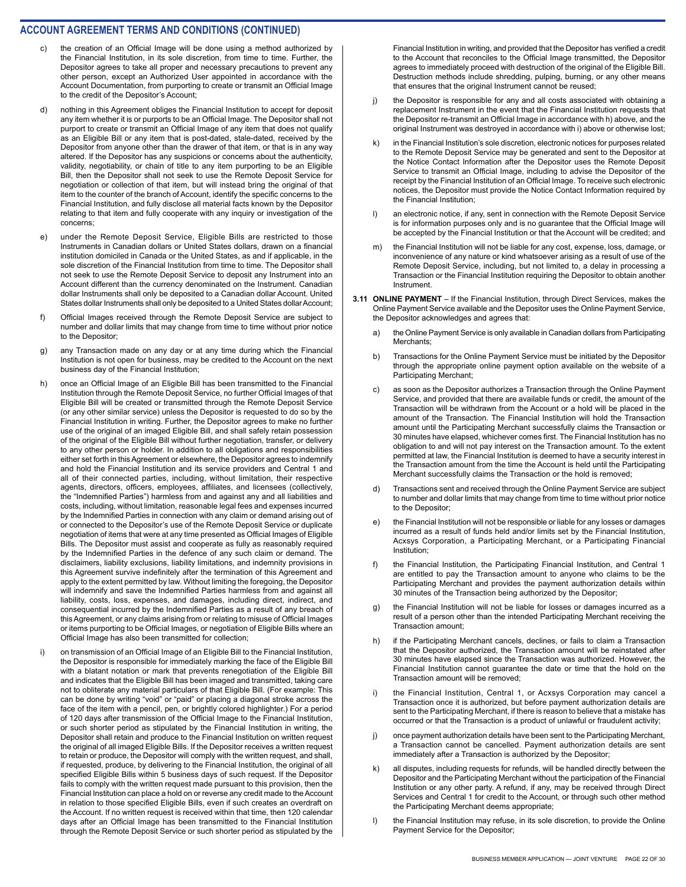## ACCOUNT AGREEMENT TERMS AND CONDITIONS (CONTINUED)

c) the creation of an Official Image will be done using a method authorized by the Financial Institution, in its sole discretion, from time to time. Further, the Depositor agrees to take all proper and necessary precautions to prevent any other person, except an Authorized User appointed in accordance with the Account Documentation, from purporting to create or transmit an Official Image to the credit of the Depositor's Account;

d) nothing in this Agreement obliges the Financial Institution to accept for deposit any item whether it is or purports to be an Official Image. The Depositor shall not purport to create or transmit an Official Image of any item that does not qualify as an Eligible Bill or any item that is post-dated, stale-dated, received by the Depositor from anyone other than the drawer of that item, or that is in any way altered. If the Depositor has any suspicions or concerns about the authenticity, validity, negotiability, or chain of title to any item purporting to be an Eligible Bill, then the Depositor shall not seek to use the Remote Deposit Service for negotiation or collection of that item, but will instead bring the original of that item to the counter of the branch of Account, identify the specific concerns to the Financial Institution, and fully disclose all material facts known by the Depositor relating to that item and fully cooperate with any inquiry or investigation of the concerns;

e) under the Remote Deposit Service, Eligible Bills are restricted to those Instruments in Canadian dollars or United States dollars, drawn on a financial institution domiciled in Canada or the United States, as and if applicable, in the sole discretion of the Financial Institution from time to time. The Depositor shall not seek to use the Remote Deposit Service to deposit any Instrument into an Account different than the currency denominated on the Instrument. Canadian dollar Instruments shall only be deposited to a Canadian dollar Account. United States dollar Instruments shall only be deposited to a United States dollar Account;

f) Official Images received through the Remote Deposit Service are subject to number and dollar limits that may change from time to time without prior notice to the Depositor;

g) any Transaction made on any day or at any time during which the Financial Institution is not open for business, may be credited to the Account on the next business day of the Financial Institution;

h) once an Official Image of an Eligible Bill has been transmitted to the Financial Institution through the Remote Deposit Service, no further Official Images of that Eligible Bill will be created or transmitted through the Remote Deposit Service (or any other similar service) unless the Depositor is requested to do so by the Financial Institution in writing. Further, the Depositor agrees to make no further use of the original of an imaged Eligible Bill, and shall safely retain possession of the original of the Eligible Bill without further negotiation, transfer, or delivery to any other person or holder. In addition to all obligations and responsibilities either set forth in this Agreement or elsewhere, the Depositor agrees to indemnify and hold the Financial Institution and its service providers and Central 1 and all of their connected parties, including, without limitation, their respective agents, directors, officers, employees, affiliates, and licensees (collectively, the "Indemnified Parties") harmless from and against any and all liabilities and costs, including, without limitation, reasonable legal fees and expenses incurred by the Indemnified Parties in connection with any claim or demand arising out of or connected to the Depositor's use of the Remote Deposit Service or duplicate negotiation of items that were at any time presented as Official Images of Eligible Bills. The Depositor must assist and cooperate as fully as reasonably required by the Indemnified Parties in the defence of any such claim or demand. The disclaimers, liability exclusions, liability limitations, and indemnity provisions in this Agreement survive indefinitely after the termination of this Agreement and apply to the extent permitted by law. Without limiting the foregoing, the Depositor will indemnify and save the Indemnified Parties harmless from and against all liability, costs, loss, expenses, and damages, including direct, indirect, and consequential incurred by the Indemnified Parties as a result of any breach of this Agreement, or any claims arising from or relating to misuse of Official Images or items purporting to be Official Images, or negotiation of Eligible Bills where an Official Image has also been transmitted for collection;

i) on transmission of an Official Image of an Eligible Bill to the Financial Institution, the Depositor is responsible for immediately marking the face of the Eligible Bill with a blatant notation or mark that prevents renegotiation of the Eligible Bill and indicates that the Eligible Bill has been imaged and transmitted, taking care not to obliterate any material particulars of that Eligible Bill. (For example: This can be done by writing "void" or "paid" or placing a diagonal stroke across the face of the item with a pencil, pen, or brightly colored highlighter.) For a period of 120 days after transmission of the Official Image to the Financial Institution, or such shorter period as stipulated by the Financial Institution in writing, the Depositor shall retain and produce to the Financial Institution on written request the original of all imaged Eligible Bills. If the Depositor receives a written request to retain or produce, the Depositor will comply with the written request, and shall, if requested, produce, by delivering to the Financial Institution, the original of all specified Eligible Bills within 5 business days of such request. If the Depositor fails to comply with the written request made pursuant to this provision, then the Financial Institution can place a hold on or reverse any credit made to the Account in relation to those specified Eligible Bills, even if such creates an overdraft on the Account. If no written request is received within that time, then 120 calendar days after an Official Image has been transmitted to the Financial Institution through the Remote Deposit Service or such shorter period as stipulated by the Financial Institution in writing, and provided that the Depositor has verified a credit to the Account that reconciles to the Official Image transmitted, the Depositor agrees to immediately proceed with destruction of the original of the Eligible Bill. Destruction methods include shredding, pulping, burning, or any other means that ensures that the original Instrument cannot be reused;

j) the Depositor is responsible for any and all costs associated with obtaining a replacement Instrument in the event that the Financial Institution requests that the Depositor re-transmit an Official Image in accordance with h) above, and the original Instrument was destroyed in accordance with i) above or otherwise lost;

k) in the Financial Institution's sole discretion, electronic notices for purposes related to the Remote Deposit Service may be generated and sent to the Depositor at the Notice Contact Information after the Depositor uses the Remote Deposit Service to transmit an Official Image, including to advise the Depositor of the receipt by the Financial Institution of an Official Image. To receive such electronic notices, the Depositor must provide the Notice Contact Information required by the Financial Institution;

l) an electronic notice, if any, sent in connection with the Remote Deposit Service is for information purposes only and is no guarantee that the Official Image will be accepted by the Financial Institution or that the Account will be credited; and

m) the Financial Institution will not be liable for any cost, expense, loss, damage, or inconvenience of any nature or kind whatsoever arising as a result of use of the Remote Deposit Service, including, but not limited to, a delay in processing a Transaction or the Financial Institution requiring the Depositor to obtain another Instrument.

**3.11 ONLINE PAYMENT** – If the Financial Institution, through Direct Services, makes the Online Payment Service available and the Depositor uses the Online Payment Service, the Depositor acknowledges and agrees that:

a) the Online Payment Service is only available in Canadian dollars from Participating Merchants;

b) Transactions for the Online Payment Service must be initiated by the Depositor through the appropriate online payment option available on the website of a Participating Merchant;

c) as soon as the Depositor authorizes a Transaction through the Online Payment Service, and provided that there are available funds or credit, the amount of the Transaction will be withdrawn from the Account or a hold will be placed in the amount of the Transaction. The Financial Institution will hold the Transaction amount until the Participating Merchant successfully claims the Transaction or 30 minutes have elapsed, whichever comes first. The Financial Institution has no obligation to and will not pay interest on the Transaction amount. To the extent permitted at law, the Financial Institution is deemed to have a security interest in the Transaction amount from the time the Account is held until the Participating Merchant successfully claims the Transaction or the hold is removed;

d) Transactions sent and received through the Online Payment Service are subject to number and dollar limits that may change from time to time without prior notice to the Depositor;

e) the Financial Institution will not be responsible or liable for any losses or damages incurred as a result of funds held and/or limits set by the Financial Institution, Acxsys Corporation, a Participating Merchant, or a Participating Financial Institution;

f) the Financial Institution, the Participating Financial Institution, and Central 1 are entitled to pay the Transaction amount to anyone who claims to be the Participating Merchant and provides the payment authorization details within 30 minutes of the Transaction being authorized by the Depositor;

g) the Financial Institution will not be liable for losses or damages incurred as a result of a person other than the intended Participating Merchant receiving the Transaction amount;

h) if the Participating Merchant cancels, declines, or fails to claim a Transaction that the Depositor authorized, the Transaction amount will be reinstated after 30 minutes have elapsed since the Transaction was authorized. However, the Financial Institution cannot guarantee the date or time that the hold on the Transaction amount will be removed;

i) the Financial Institution, Central 1, or Acxsys Corporation may cancel a Transaction once it is authorized, but before payment authorization details are sent to the Participating Merchant, if there is reason to believe that a mistake has occurred or that the Transaction is a product of unlawful or fraudulent activity;

j) once payment authorization details have been sent to the Participating Merchant, a Transaction cannot be cancelled. Payment authorization details are sent immediately after a Transaction is authorized by the Depositor;

k) all disputes, including requests for refunds, will be handled directly between the Depositor and the Participating Merchant without the participation of the Financial Institution or any other party. A refund, if any, may be received through Direct Services and Central 1 for credit to the Account, or through such other method the Participating Merchant deems appropriate;

l) the Financial Institution may refuse, in its sole discretion, to provide the Online Payment Service for the Depositor;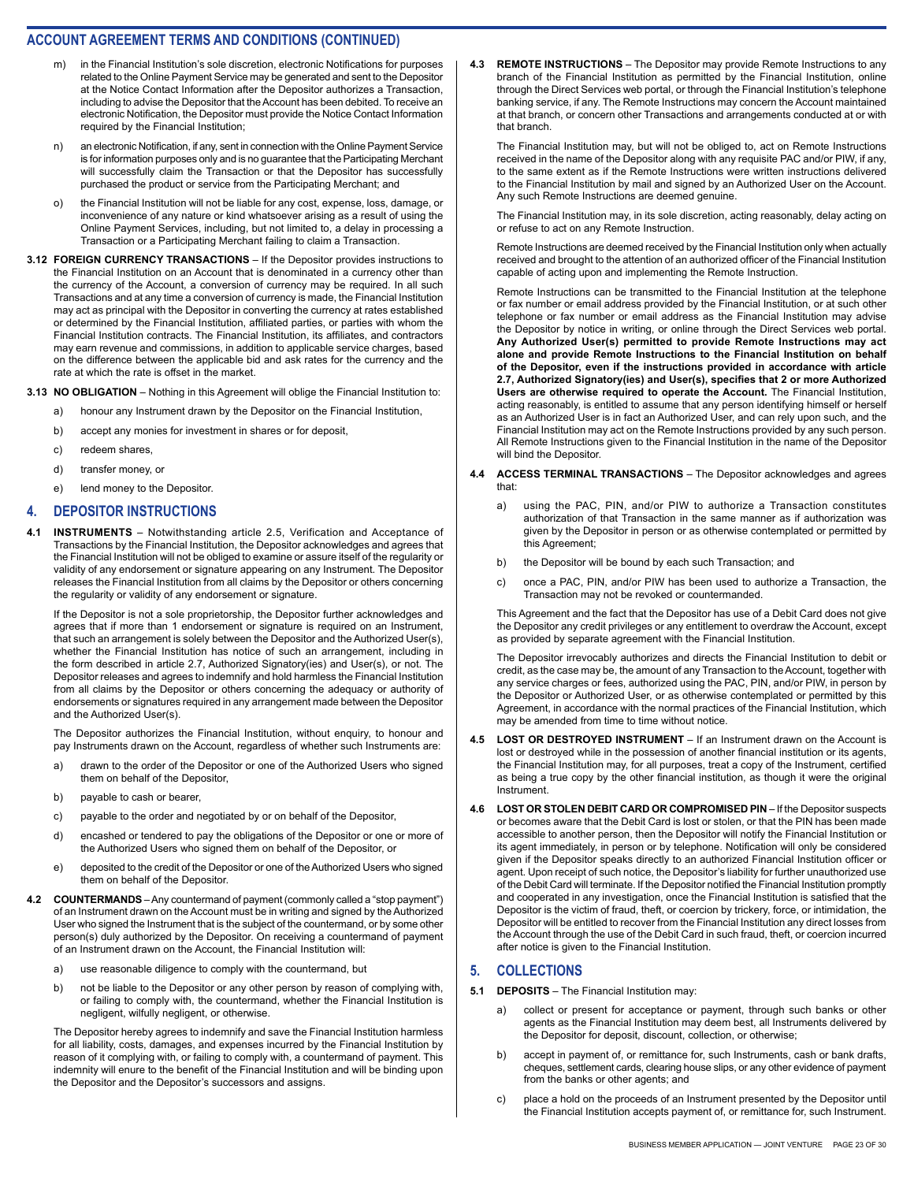## ACCOUNT AGREEMENT TERMS AND CONDITIONS (CONTINUED)

m) in the Financial Institution's sole discretion, electronic Notifications for purposes related to the Online Payment Service may be generated and sent to the Depositor at the Notice Contact Information after the Depositor authorizes a Transaction, including to advise the Depositor that the Account has been debited. To receive an electronic Notification, the Depositor must provide the Notice Contact Information required by the Financial Institution;

n) an electronic Notification, if any, sent in connection with the Online Payment Service is for information purposes only and is no guarantee that the Participating Merchant will successfully claim the Transaction or that the Depositor has successfully purchased the product or service from the Participating Merchant; and

o) the Financial Institution will not be liable for any cost, expense, loss, damage, or inconvenience of any nature or kind whatsoever arising as a result of using the Online Payment Services, including, but not limited to, a delay in processing a Transaction or a Participating Merchant failing to claim a Transaction.

**3.12 FOREIGN CURRENCY TRANSACTIONS** – If the Depositor provides instructions to the Financial Institution on an Account that is denominated in a currency other than the currency of the Account, a conversion of currency may be required. In all such Transactions and at any time a conversion of currency is made, the Financial Institution may act as principal with the Depositor in converting the currency at rates established or determined by the Financial Institution, affiliated parties, or parties with whom the Financial Institution contracts. The Financial Institution, its affiliates, and contractors may earn revenue and commissions, in addition to applicable service charges, based on the difference between the applicable bid and ask rates for the currency and the rate at which the rate is offset in the market.

**3.13 NO OBLIGATION** – Nothing in this Agreement will oblige the Financial Institution to:

a) honour any Instrument drawn by the Depositor on the Financial Institution,

b) accept any monies for investment in shares or for deposit,

c) redeem shares,

d) transfer money, or

e) lend money to the Depositor.

## 4. DEPOSITOR INSTRUCTIONS

**4.1 INSTRUMENTS** – Notwithstanding article 2.5, Verification and Acceptance of Transactions by the Financial Institution, the Depositor acknowledges and agrees that the Financial Institution will not be obliged to examine or assure itself of the regularity or validity of any endorsement or signature appearing on any Instrument. The Depositor releases the Financial Institution from all claims by the Depositor or others concerning the regularity or validity of any endorsement or signature.

If the Depositor is not a sole proprietorship, the Depositor further acknowledges and agrees that if more than 1 endorsement or signature is required on an Instrument, that such an arrangement is solely between the Depositor and the Authorized User(s), whether the Financial Institution has notice of such an arrangement, including in the form described in article 2.7, Authorized Signatory(ies) and User(s), or not. The Depositor releases and agrees to indemnify and hold harmless the Financial Institution from all claims by the Depositor or others concerning the adequacy or authority of endorsements or signatures required in any arrangement made between the Depositor and the Authorized User(s).

The Depositor authorizes the Financial Institution, without enquiry, to honour and pay Instruments drawn on the Account, regardless of whether such Instruments are:

a) drawn to the order of the Depositor or one of the Authorized Users who signed them on behalf of the Depositor,

b) payable to cash or bearer,

c) payable to the order and negotiated by or on behalf of the Depositor,

d) encashed or tendered to pay the obligations of the Depositor or one or more of the Authorized Users who signed them on behalf of the Depositor, or

e) deposited to the credit of the Depositor or one of the Authorized Users who signed them on behalf of the Depositor.

**4.2 COUNTERMANDS** – Any countermand of payment (commonly called a "stop payment") of an Instrument drawn on the Account must be in writing and signed by the Authorized User who signed the Instrument that is the subject of the countermand, or by some other person(s) duly authorized by the Depositor. On receiving a countermand of payment of an Instrument drawn on the Account, the Financial Institution will:

a) use reasonable diligence to comply with the countermand, but

b) not be liable to the Depositor or any other person by reason of complying with, or failing to comply with, the countermand, whether the Financial Institution is negligent, wilfully negligent, or otherwise.

The Depositor hereby agrees to indemnify and save the Financial Institution harmless for all liability, costs, damages, and expenses incurred by the Financial Institution by reason of it complying with, or failing to comply with, a countermand of payment. This indemnity will enure to the benefit of the Financial Institution and will be binding upon the Depositor and the Depositor's successors and assigns.

**4.3 REMOTE INSTRUCTIONS** – The Depositor may provide Remote Instructions to any branch of the Financial Institution as permitted by the Financial Institution, online through the Direct Services web portal, or through the Financial Institution's telephone banking service, if any. The Remote Instructions may concern the Account maintained at that branch, or concern other Transactions and arrangements conducted at or with that branch.

The Financial Institution may, but will not be obliged to, act on Remote Instructions received in the name of the Depositor along with any requisite PAC and/or PIW, if any, to the same extent as if the Remote Instructions were written instructions delivered to the Financial Institution by mail and signed by an Authorized User on the Account. Any such Remote Instructions are deemed genuine.

The Financial Institution may, in its sole discretion, acting reasonably, delay acting on or refuse to act on any Remote Instruction.

Remote Instructions are deemed received by the Financial Institution only when actually received and brought to the attention of an authorized officer of the Financial Institution capable of acting upon and implementing the Remote Instruction.

Remote Instructions can be transmitted to the Financial Institution at the telephone or fax number or email address provided by the Financial Institution, or at such other telephone or fax number or email address as the Financial Institution may advise the Depositor by notice in writing, or online through the Direct Services web portal. **Any Authorized User(s) permitted to provide Remote Instructions may act alone and provide Remote Instructions to the Financial Institution on behalf of the Depositor, even if the instructions provided in accordance with article 2.7, Authorized Signatory(ies) and User(s), specifies that 2 or more Authorized Users are otherwise required to operate the Account.** The Financial Institution, acting reasonably, is entitled to assume that any person identifying himself or herself as an Authorized User is in fact an Authorized User, and can rely upon such, and the Financial Institution may act on the Remote Instructions provided by any such person. All Remote Instructions given to the Financial Institution in the name of the Depositor will bind the Depositor.

**4.4 ACCESS TERMINAL TRANSACTIONS** – The Depositor acknowledges and agrees that:

a) using the PAC, PIN, and/or PIW to authorize a Transaction constitutes authorization of that Transaction in the same manner as if authorization was given by the Depositor in person or as otherwise contemplated or permitted by this Agreement;

b) the Depositor will be bound by each such Transaction; and

c) once a PAC, PIN, and/or PIW has been used to authorize a Transaction, the Transaction may not be revoked or countermanded.

This Agreement and the fact that the Depositor has use of a Debit Card does not give the Depositor any credit privileges or any entitlement to overdraw the Account, except as provided by separate agreement with the Financial Institution.

The Depositor irrevocably authorizes and directs the Financial Institution to debit or credit, as the case may be, the amount of any Transaction to the Account, together with any service charges or fees, authorized using the PAC, PIN, and/or PIW, in person by the Depositor or Authorized User, or as otherwise contemplated or permitted by this Agreement, in accordance with the normal practices of the Financial Institution, which may be amended from time to time without notice.

**4.5 LOST OR DESTROYED INSTRUMENT** – If an Instrument drawn on the Account is lost or destroyed while in the possession of another financial institution or its agents, the Financial Institution may, for all purposes, treat a copy of the Instrument, certified as being a true copy by the other financial institution, as though it were the original Instrument.

**4.6 LOST OR STOLEN DEBIT CARD OR COMPROMISED PIN** – If the Depositor suspects or becomes aware that the Debit Card is lost or stolen, or that the PIN has been made accessible to another person, then the Depositor will notify the Financial Institution or its agent immediately, in person or by telephone. Notification will only be considered given if the Depositor speaks directly to an authorized Financial Institution officer or agent. Upon receipt of such notice, the Depositor's liability for further unauthorized use of the Debit Card will terminate. If the Depositor notified the Financial Institution promptly and cooperated in any investigation, once the Financial Institution is satisfied that the Depositor is the victim of fraud, theft, or coercion by trickery, force, or intimidation, the Depositor will be entitled to recover from the Financial Institution any direct losses from the Account through the use of the Debit Card in such fraud, theft, or coercion incurred after notice is given to the Financial Institution.

## 5. COLLECTIONS

**5.1 DEPOSITS** – The Financial Institution may:

a) collect or present for acceptance or payment, through such banks or other agents as the Financial Institution may deem best, all Instruments delivered by the Depositor for deposit, discount, collection, or otherwise;

b) accept in payment of, or remittance for, such Instruments, cash or bank drafts, cheques, settlement cards, clearing house slips, or any other evidence of payment from the banks or other agents; and

c) place a hold on the proceeds of an Instrument presented by the Depositor until the Financial Institution accepts payment of, or remittance for, such Instrument.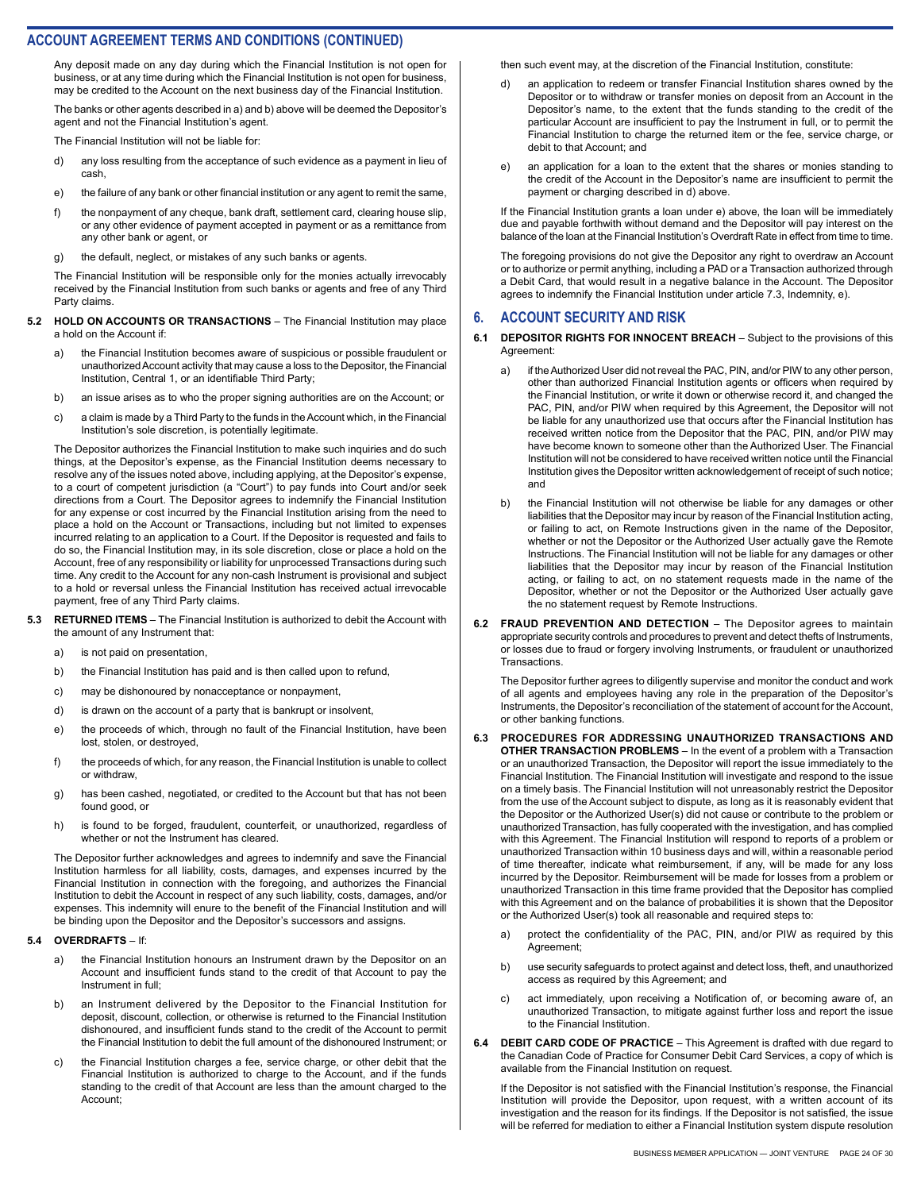## ACCOUNT AGREEMENT TERMS AND CONDITIONS (CONTINUED)

Any deposit made on any day during which the Financial Institution is not open for business, or at any time during which the Financial Institution is not open for business, may be credited to the Account on the next business day of the Financial Institution.

The banks or other agents described in a) and b) above will be deemed the Depositor's agent and not the Financial Institution's agent.

The Financial Institution will not be liable for:

d) any loss resulting from the acceptance of such evidence as a payment in lieu of cash,

e) the failure of any bank or other financial institution or any agent to remit the same,

f) the nonpayment of any cheque, bank draft, settlement card, clearing house slip, or any other evidence of payment accepted in payment or as a remittance from any other bank or agent, or

g) the default, neglect, or mistakes of any such banks or agents.

The Financial Institution will be responsible only for the monies actually irrevocably received by the Financial Institution from such banks or agents and free of any Third Party claims.

**5.2 HOLD ON ACCOUNTS OR TRANSACTIONS** – The Financial Institution may place a hold on the Account if:

a) the Financial Institution becomes aware of suspicious or possible fraudulent or unauthorized Account activity that may cause a loss to the Depositor, the Financial Institution, Central 1, or an identifiable Third Party;

b) an issue arises as to who the proper signing authorities are on the Account; or

c) a claim is made by a Third Party to the funds in the Account which, in the Financial Institution's sole discretion, is potentially legitimate.

The Depositor authorizes the Financial Institution to make such inquiries and do such things, at the Depositor's expense, as the Financial Institution deems necessary to resolve any of the issues noted above, including applying, at the Depositor's expense, to a court of competent jurisdiction (a "Court") to pay funds into Court and/or seek directions from a Court. The Depositor agrees to indemnify the Financial Institution for any expense or cost incurred by the Financial Institution arising from the need to place a hold on the Account or Transactions, including but not limited to expenses incurred relating to an application to a Court. If the Depositor is requested and fails to do so, the Financial Institution may, in its sole discretion, close or place a hold on the Account, free of any responsibility or liability for unprocessed Transactions during such time. Any credit to the Account for any non-cash Instrument is provisional and subject to a hold or reversal unless the Financial Institution has received actual irrevocable payment, free of any Third Party claims.

**5.3 RETURNED ITEMS** – The Financial Institution is authorized to debit the Account with the amount of any Instrument that:

a) is not paid on presentation,

b) the Financial Institution has paid and is then called upon to refund,

c) may be dishonoured by nonacceptance or nonpayment,

d) is drawn on the account of a party that is bankrupt or insolvent,

e) the proceeds of which, through no fault of the Financial Institution, have been lost, stolen, or destroyed,

f) the proceeds of which, for any reason, the Financial Institution is unable to collect or withdraw,

g) has been cashed, negotiated, or credited to the Account but that has not been found good, or

h) is found to be forged, fraudulent, counterfeit, or unauthorized, regardless of whether or not the Instrument has cleared.

The Depositor further acknowledges and agrees to indemnify and save the Financial Institution harmless for all liability, costs, damages, and expenses incurred by the Financial Institution in connection with the foregoing, and authorizes the Financial Institution to debit the Account in respect of any such liability, costs, damages, and/or expenses. This indemnity will enure to the benefit of the Financial Institution and will be binding upon the Depositor and the Depositor's successors and assigns.

**5.4 OVERDRAFTS** – If:

a) the Financial Institution honours an Instrument drawn by the Depositor on an Account and insufficient funds stand to the credit of that Account to pay the Instrument in full;

b) an Instrument delivered by the Depositor to the Financial Institution for deposit, discount, collection, or otherwise is returned to the Financial Institution dishonoured, and insufficient funds stand to the credit of the Account to permit the Financial Institution to debit the full amount of the dishonoured Instrument; or

c) the Financial Institution charges a fee, service charge, or other debit that the Financial Institution is authorized to charge to the Account, and if the funds standing to the credit of that Account are less than the amount charged to the Account;

then such event may, at the discretion of the Financial Institution, constitute:

d) an application to redeem or transfer Financial Institution shares owned by the Depositor or to withdraw or transfer monies on deposit from an Account in the Depositor's name, to the extent that the funds standing to the credit of the particular Account are insufficient to pay the Instrument in full, or to permit the Financial Institution to charge the returned item or the fee, service charge, or debit to that Account; and

e) an application for a loan to the extent that the shares or monies standing to the credit of the Account in the Depositor's name are insufficient to permit the payment or charging described in d) above.

If the Financial Institution grants a loan under e) above, the loan will be immediately due and payable forthwith without demand and the Depositor will pay interest on the balance of the loan at the Financial Institution's Overdraft Rate in effect from time to time.

The foregoing provisions do not give the Depositor any right to overdraw an Account or to authorize or permit anything, including a PAD or a Transaction authorized through a Debit Card, that would result in a negative balance in the Account. The Depositor agrees to indemnify the Financial Institution under article 7.3, Indemnity, e).

## 6. ACCOUNT SECURITY AND RISK

**6.1 DEPOSITOR RIGHTS FOR INNOCENT BREACH** – Subject to the provisions of this Agreement:

a) if the Authorized User did not reveal the PAC, PIN, and/or PIW to any other person, other than authorized Financial Institution agents or officers when required by the Financial Institution, or write it down or otherwise record it, and changed the PAC, PIN, and/or PIW when required by this Agreement, the Depositor will not be liable for any unauthorized use that occurs after the Financial Institution has received written notice from the Depositor that the PAC, PIN, and/or PIW may have become known to someone other than the Authorized User. The Financial Institution will not be considered to have received written notice until the Financial Institution gives the Depositor written acknowledgement of receipt of such notice; and

b) the Financial Institution will not otherwise be liable for any damages or other liabilities that the Depositor may incur by reason of the Financial Institution acting, or failing to act, on Remote Instructions given in the name of the Depositor, whether or not the Depositor or the Authorized User actually gave the Remote Instructions. The Financial Institution will not be liable for any damages or other liabilities that the Depositor may incur by reason of the Financial Institution acting, or failing to act, on no statement requests made in the name of the Depositor, whether or not the Depositor or the Authorized User actually gave the no statement request by Remote Instructions.

**6.2 FRAUD PREVENTION AND DETECTION** – The Depositor agrees to maintain appropriate security controls and procedures to prevent and detect thefts of Instruments, or losses due to fraud or forgery involving Instruments, or fraudulent or unauthorized Transactions.

The Depositor further agrees to diligently supervise and monitor the conduct and work of all agents and employees having any role in the preparation of the Depositor's Instruments, the Depositor's reconciliation of the statement of account for the Account, or other banking functions.

**6.3 PROCEDURES FOR ADDRESSING UNAUTHORIZED TRANSACTIONS AND OTHER TRANSACTION PROBLEMS** – In the event of a problem with a Transaction or an unauthorized Transaction, the Depositor will report the issue immediately to the Financial Institution. The Financial Institution will investigate and respond to the issue on a timely basis. The Financial Institution will not unreasonably restrict the Depositor from the use of the Account subject to dispute, as long as it is reasonably evident that the Depositor or the Authorized User(s) did not cause or contribute to the problem or unauthorized Transaction, has fully cooperated with the investigation, and has complied with this Agreement. The Financial Institution will respond to reports of a problem or unauthorized Transaction within 10 business days and will, within a reasonable period of time thereafter, indicate what reimbursement, if any, will be made for any loss incurred by the Depositor. Reimbursement will be made for losses from a problem or unauthorized Transaction in this time frame provided that the Depositor has complied with this Agreement and on the balance of probabilities it is shown that the Depositor or the Authorized User(s) took all reasonable and required steps to:

a) protect the confidentiality of the PAC, PIN, and/or PIW as required by this Agreement;

b) use security safeguards to protect against and detect loss, theft, and unauthorized access as required by this Agreement; and

c) act immediately, upon receiving a Notification of, or becoming aware of, an unauthorized Transaction, to mitigate against further loss and report the issue to the Financial Institution.

**6.4 DEBIT CARD CODE OF PRACTICE** – This Agreement is drafted with due regard to the Canadian Code of Practice for Consumer Debit Card Services, a copy of which is available from the Financial Institution on request.

If the Depositor is not satisfied with the Financial Institution's response, the Financial Institution will provide the Depositor, upon request, with a written account of its investigation and the reason for its findings. If the Depositor is not satisfied, the issue will be referred for mediation to either a Financial Institution system dispute resolution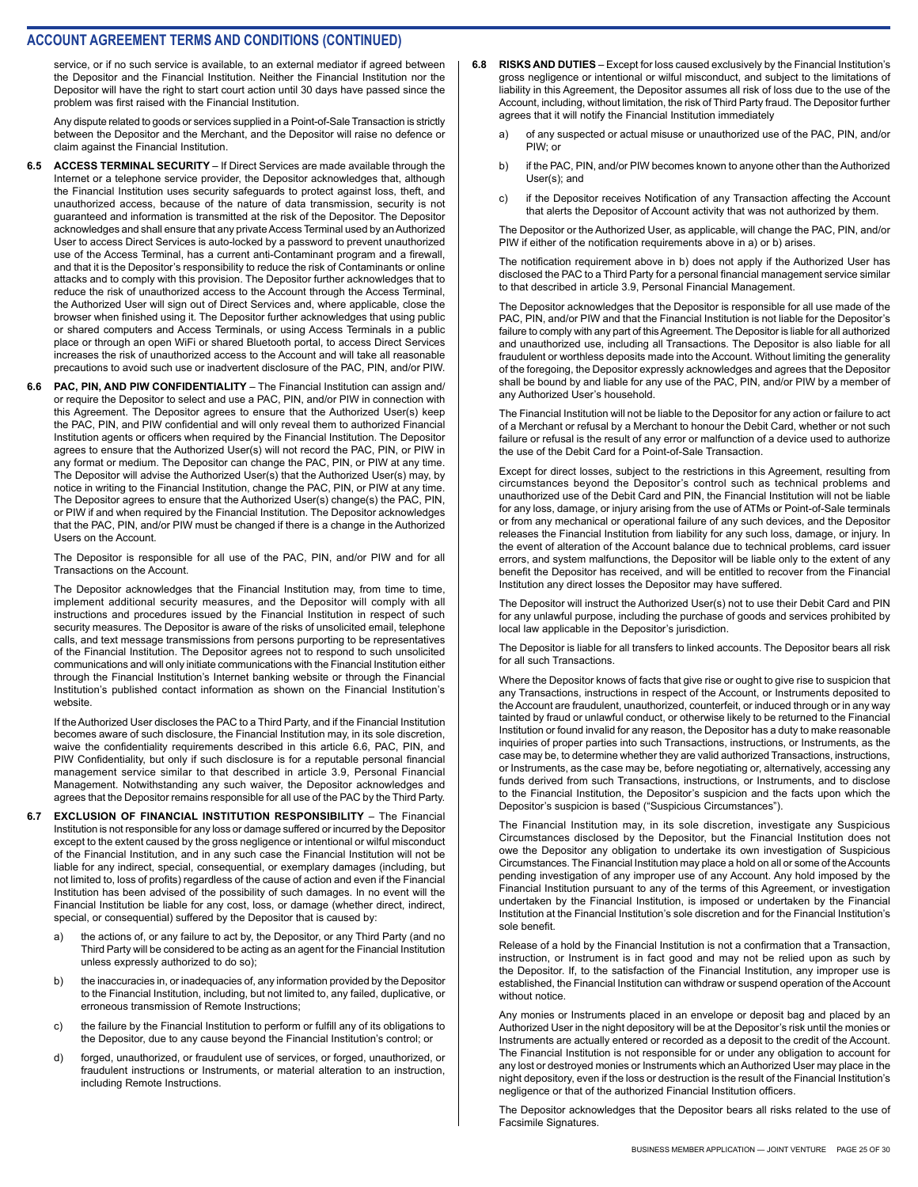## ACCOUNT AGREEMENT TERMS AND CONDITIONS (CONTINUED)

service, or if no such service is available, to an external mediator if agreed between the Depositor and the Financial Institution. Neither the Financial Institution nor the Depositor will have the right to start court action until 30 days have passed since the problem was first raised with the Financial Institution.

Any dispute related to goods or services supplied in a Point-of-Sale Transaction is strictly between the Depositor and the Merchant, and the Depositor will raise no defence or claim against the Financial Institution.

**6.5 ACCESS TERMINAL SECURITY** – If Direct Services are made available through the Internet or a telephone service provider, the Depositor acknowledges that, although the Financial Institution uses security safeguards to protect against loss, theft, and unauthorized access, because of the nature of data transmission, security is not guaranteed and information is transmitted at the risk of the Depositor. The Depositor acknowledges and shall ensure that any private Access Terminal used by an Authorized User to access Direct Services is auto-locked by a password to prevent unauthorized use of the Access Terminal, has a current anti-Contaminant program and a firewall, and that it is the Depositor's responsibility to reduce the risk of Contaminants or online attacks and to comply with this provision. The Depositor further acknowledges that to reduce the risk of unauthorized access to the Account through the Access Terminal, the Authorized User will sign out of Direct Services and, where applicable, close the browser when finished using it. The Depositor further acknowledges that using public or shared computers and Access Terminals, or using Access Terminals in a public place or through an open WiFi or shared Bluetooth portal, to access Direct Services increases the risk of unauthorized access to the Account and will take all reasonable precautions to avoid such use or inadvertent disclosure of the PAC, PIN, and/or PIW.

**6.6 PAC, PIN, AND PIW CONFIDENTIALITY** – The Financial Institution can assign and/or require the Depositor to select and use a PAC, PIN, and/or PIW in connection with this Agreement. The Depositor agrees to ensure that the Authorized User(s) keep the PAC, PIN, and PIW confidential and will only reveal them to authorized Financial Institution agents or officers when required by the Financial Institution. The Depositor agrees to ensure that the Authorized User(s) will not record the PAC, PIN, or PIW in any format or medium. The Depositor can change the PAC, PIN, or PIW at any time. The Depositor will advise the Authorized User(s) that the Authorized User(s) may, by notice in writing to the Financial Institution, change the PAC, PIN, or PIW at any time. The Depositor agrees to ensure that the Authorized User(s) change(s) the PAC, PIN, or PIW if and when required by the Financial Institution. The Depositor acknowledges that the PAC, PIN, and/or PIW must be changed if there is a change in the Authorized Users on the Account.

The Depositor is responsible for all use of the PAC, PIN, and/or PIW and for all Transactions on the Account.

The Depositor acknowledges that the Financial Institution may, from time to time, implement additional security measures, and the Depositor will comply with all instructions and procedures issued by the Financial Institution in respect of such security measures. The Depositor is aware of the risks of unsolicited email, telephone calls, and text message transmissions from persons purporting to be representatives of the Financial Institution. The Depositor agrees not to respond to such unsolicited communications and will only initiate communications with the Financial Institution either through the Financial Institution's Internet banking website or through the Financial Institution's published contact information as shown on the Financial Institution's website.

If the Authorized User discloses the PAC to a Third Party, and if the Financial Institution becomes aware of such disclosure, the Financial Institution may, in its sole discretion, waive the confidentiality requirements described in this article 6.6, PAC, PIN, and PIW Confidentiality, but only if such disclosure is for a reputable personal financial management service similar to that described in article 3.9, Personal Financial Management. Notwithstanding any such waiver, the Depositor acknowledges and agrees that the Depositor remains responsible for all use of the PAC by the Third Party.

**6.7 EXCLUSION OF FINANCIAL INSTITUTION RESPONSIBILITY** – The Financial Institution is not responsible for any loss or damage suffered or incurred by the Depositor except to the extent caused by the gross negligence or intentional or wilful misconduct of the Financial Institution, and in any such case the Financial Institution will not be liable for any indirect, special, consequential, or exemplary damages (including, but not limited to, loss of profits) regardless of the cause of action and even if the Financial Institution has been advised of the possibility of such damages. In no event will the Financial Institution be liable for any cost, loss, or damage (whether direct, indirect, special, or consequential) suffered by the Depositor that is caused by:

a) the actions of, or any failure to act by, the Depositor, or any Third Party (and no Third Party will be considered to be acting as an agent for the Financial Institution unless expressly authorized to do so);

b) the inaccuracies in, or inadequacies of, any information provided by the Depositor to the Financial Institution, including, but not limited to, any failed, duplicative, or erroneous transmission of Remote Instructions;

c) the failure by the Financial Institution to perform or fulfill any of its obligations to the Depositor, due to any cause beyond the Financial Institution's control; or

d) forged, unauthorized, or fraudulent use of services, or forged, unauthorized, or fraudulent instructions or Instruments, or material alteration to an instruction, including Remote Instructions.

**6.8 RISKS AND DUTIES** – Except for loss caused exclusively by the Financial Institution's gross negligence or intentional or wilful misconduct, and subject to the limitations of liability in this Agreement, the Depositor assumes all risk of loss due to the use of the Account, including, without limitation, the risk of Third Party fraud. The Depositor further agrees that it will notify the Financial Institution immediately

a) of any suspected or actual misuse or unauthorized use of the PAC, PIN, and/or PIW; or

b) if the PAC, PIN, and/or PIW becomes known to anyone other than the Authorized User(s); and

c) if the Depositor receives Notification of any Transaction affecting the Account that alerts the Depositor of Account activity that was not authorized by them.

The Depositor or the Authorized User, as applicable, will change the PAC, PIN, and/or PIW if either of the notification requirements above in a) or b) arises.

The notification requirement above in b) does not apply if the Authorized User has disclosed the PAC to a Third Party for a personal financial management service similar to that described in article 3.9, Personal Financial Management.

The Depositor acknowledges that the Depositor is responsible for all use made of the PAC, PIN, and/or PIW and that the Financial Institution is not liable for the Depositor's failure to comply with any part of this Agreement. The Depositor is liable for all authorized and unauthorized use, including all Transactions. The Depositor is also liable for all fraudulent or worthless deposits made into the Account. Without limiting the generality of the foregoing, the Depositor expressly acknowledges and agrees that the Depositor shall be bound by and liable for any use of the PAC, PIN, and/or PIW by a member of any Authorized User's household.

The Financial Institution will not be liable to the Depositor for any action or failure to act of a Merchant or refusal by a Merchant to honour the Debit Card, whether or not such failure or refusal is the result of any error or malfunction of a device used to authorize the use of the Debit Card for a Point-of-Sale Transaction.

Except for direct losses, subject to the restrictions in this Agreement, resulting from circumstances beyond the Depositor's control such as technical problems and unauthorized use of the Debit Card and PIN, the Financial Institution will not be liable for any loss, damage, or injury arising from the use of ATMs or Point-of-Sale terminals or from any mechanical or operational failure of any such devices, and the Depositor releases the Financial Institution from liability for any such loss, damage, or injury. In the event of alteration of the Account balance due to technical problems, card issuer errors, and system malfunctions, the Depositor will be liable only to the extent of any benefit the Depositor has received, and will be entitled to recover from the Financial Institution any direct losses the Depositor may have suffered.

The Depositor will instruct the Authorized User(s) not to use their Debit Card and PIN for any unlawful purpose, including the purchase of goods and services prohibited by local law applicable in the Depositor's jurisdiction.

The Depositor is liable for all transfers to linked accounts. The Depositor bears all risk for all such Transactions.

Where the Depositor knows of facts that give rise or ought to give rise to suspicion that any Transactions, instructions in respect of the Account, or Instruments deposited to the Account are fraudulent, unauthorized, counterfeit, or induced through or in any way tainted by fraud or unlawful conduct, or otherwise likely to be returned to the Financial Institution or found invalid for any reason, the Depositor has a duty to make reasonable inquiries of proper parties into such Transactions, instructions, or Instruments, as the case may be, to determine whether they are valid authorized Transactions, instructions, or Instruments, as the case may be, before negotiating or, alternatively, accessing any funds derived from such Transactions, instructions, or Instruments, and to disclose to the Financial Institution, the Depositor's suspicion and the facts upon which the Depositor's suspicion is based ("Suspicious Circumstances").

The Financial Institution may, in its sole discretion, investigate any Suspicious Circumstances disclosed by the Depositor, but the Financial Institution does not owe the Depositor any obligation to undertake its own investigation of Suspicious Circumstances. The Financial Institution may place a hold on all or some of the Accounts pending investigation of any improper use of any Account. Any hold imposed by the Financial Institution pursuant to any of the terms of this Agreement, or investigation undertaken by the Financial Institution, is imposed or undertaken by the Financial Institution at the Financial Institution's sole discretion and for the Financial Institution's sole benefit.

Release of a hold by the Financial Institution is not a confirmation that a Transaction, instruction, or Instrument is in fact good and may not be relied upon as such by the Depositor. If, to the satisfaction of the Financial Institution, any improper use is established, the Financial Institution can withdraw or suspend operation of the Account without notice.

Any monies or Instruments placed in an envelope or deposit bag and placed by an Authorized User in the night depository will be at the Depositor's risk until the monies or Instruments are actually entered or recorded as a deposit to the credit of the Account. The Financial Institution is not responsible for or under any obligation to account for any lost or destroyed monies or Instruments which an Authorized User may place in the night depository, even if the loss or destruction is the result of the Financial Institution's negligence or that of the authorized Financial Institution officers.

The Depositor acknowledges that the Depositor bears all risks related to the use of Facsimile Signatures.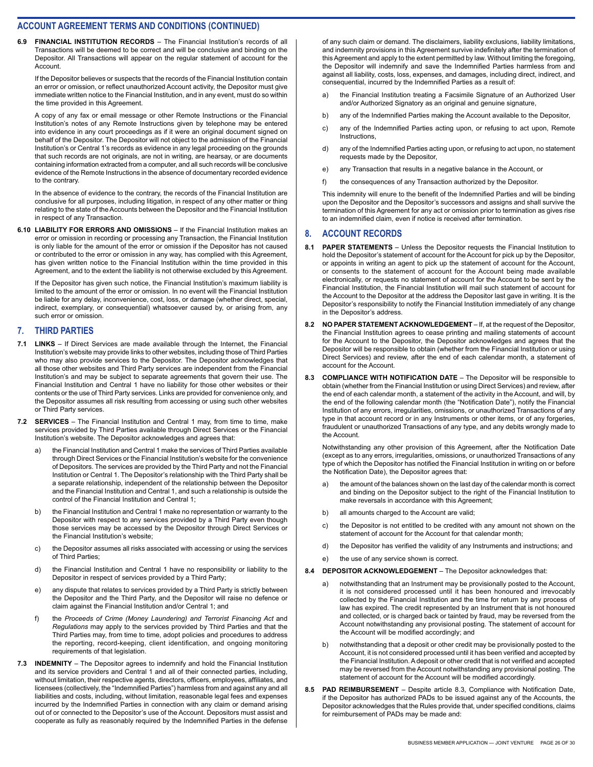## ACCOUNT AGREEMENT TERMS AND CONDITIONS (CONTINUED)

**6.9 FINANCIAL INSTITUTION RECORDS** – The Financial Institution's records of all Transactions will be deemed to be correct and will be conclusive and binding on the Depositor. All Transactions will appear on the regular statement of account for the Account.

If the Depositor believes or suspects that the records of the Financial Institution contain an error or omission, or reflect unauthorized Account activity, the Depositor must give immediate written notice to the Financial Institution, and in any event, must do so within the time provided in this Agreement.

A copy of any fax or email message or other Remote Instructions or the Financial Institution's notes of any Remote Instructions given by telephone may be entered into evidence in any court proceedings as if it were an original document signed on behalf of the Depositor. The Depositor will not object to the admission of the Financial Institution's or Central 1's records as evidence in any legal proceeding on the grounds that such records are not originals, are not in writing, are hearsay, or are documents containing information extracted from a computer, and all such records will be conclusive evidence of the Remote Instructions in the absence of documentary recorded evidence to the contrary.

In the absence of evidence to the contrary, the records of the Financial Institution are conclusive for all purposes, including litigation, in respect of any other matter or thing relating to the state of the Accounts between the Depositor and the Financial Institution in respect of any Transaction.

**6.10 LIABILITY FOR ERRORS AND OMISSIONS** – If the Financial Institution makes an error or omission in recording or processing any Transaction, the Financial Institution is only liable for the amount of the error or omission if the Depositor has not caused or contributed to the error or omission in any way, has complied with this Agreement, has given written notice to the Financial Institution within the time provided in this Agreement, and to the extent the liability is not otherwise excluded by this Agreement.

If the Depositor has given such notice, the Financial Institution's maximum liability is limited to the amount of the error or omission. In no event will the Financial Institution be liable for any delay, inconvenience, cost, loss, or damage (whether direct, special, indirect, exemplary, or consequential) whatsoever caused by, or arising from, any such error or omission.

## 7. THIRD PARTIES

**7.1 LINKS** – If Direct Services are made available through the Internet, the Financial Institution's website may provide links to other websites, including those of Third Parties who may also provide services to the Depositor. The Depositor acknowledges that all those other websites and Third Party services are independent from the Financial Institution's and may be subject to separate agreements that govern their use. The Financial Institution and Central 1 have no liability for those other websites or their contents or the use of Third Party services. Links are provided for convenience only, and the Depositor assumes all risk resulting from accessing or using such other websites or Third Party services.

**7.2 SERVICES** – The Financial Institution and Central 1 may, from time to time, make services provided by Third Parties available through Direct Services or the Financial Institution's website. The Depositor acknowledges and agrees that:

a) the Financial Institution and Central 1 make the services of Third Parties available through Direct Services or the Financial Institution's website for the convenience of Depositors. The services are provided by the Third Party and not the Financial Institution or Central 1. The Depositor's relationship with the Third Party shall be a separate relationship, independent of the relationship between the Depositor and the Financial Institution and Central 1, and such a relationship is outside the control of the Financial Institution and Central 1;

b) the Financial Institution and Central 1 make no representation or warranty to the Depositor with respect to any services provided by a Third Party even though those services may be accessed by the Depositor through Direct Services or the Financial Institution's website;

c) the Depositor assumes all risks associated with accessing or using the services of Third Parties;

d) the Financial Institution and Central 1 have no responsibility or liability to the Depositor in respect of services provided by a Third Party;

e) any dispute that relates to services provided by a Third Party is strictly between the Depositor and the Third Party, and the Depositor will raise no defence or claim against the Financial Institution and/or Central 1; and

f) the *Proceeds of Crime (Money Laundering) and Terrorist Financing Act* and *Regulations* may apply to the services provided by Third Parties and that the Third Parties may, from time to time, adopt policies and procedures to address the reporting, record-keeping, client identification, and ongoing monitoring requirements of that legislation.

**7.3 INDEMNITY** – The Depositor agrees to indemnify and hold the Financial Institution and its service providers and Central 1 and all of their connected parties, including, without limitation, their respective agents, directors, officers, employees, affiliates, and licensees (collectively, the "Indemnified Parties") harmless from and against any and all liabilities and costs, including, without limitation, reasonable legal fees and expenses incurred by the Indemnified Parties in connection with any claim or demand arising out of or connected to the Depositor's use of the Account. Depositors must assist and cooperate as fully as reasonably required by the Indemnified Parties in the defense of any such claim or demand. The disclaimers, liability exclusions, liability limitations, and indemnity provisions in this Agreement survive indefinitely after the termination of this Agreement and apply to the extent permitted by law. Without limiting the foregoing, the Depositor will indemnify and save the Indemnified Parties harmless from and against all liability, costs, loss, expenses, and damages, including direct, indirect, and consequential, incurred by the Indemnified Parties as a result of:

a) the Financial Institution treating a Facsimile Signature of an Authorized User and/or Authorized Signatory as an original and genuine signature,

b) any of the Indemnified Parties making the Account available to the Depositor,

c) any of the Indemnified Parties acting upon, or refusing to act upon, Remote Instructions,

d) any of the Indemnified Parties acting upon, or refusing to act upon, no statement requests made by the Depositor,

e) any Transaction that results in a negative balance in the Account, or

f) the consequences of any Transaction authorized by the Depositor.

This indemnity will enure to the benefit of the Indemnified Parties and will be binding upon the Depositor and the Depositor's successors and assigns and shall survive the termination of this Agreement for any act or omission prior to termination as gives rise to an indemnified claim, even if notice is received after termination.

## 8. ACCOUNT RECORDS

**8.1 PAPER STATEMENTS** – Unless the Depositor requests the Financial Institution to hold the Depositor's statement of account for the Account for pick up by the Depositor, or appoints in writing an agent to pick up the statement of account for the Account, or consents to the statement of account for the Account being made available electronically, or requests no statement of account for the Account to be sent by the Financial Institution, the Financial Institution will mail such statement of account for the Account to the Depositor at the address the Depositor last gave in writing. It is the Depositor's responsibility to notify the Financial Institution immediately of any change in the Depositor's address.

**8.2 NO PAPER STATEMENT ACKNOWLEDGEMENT** – If, at the request of the Depositor, the Financial Institution agrees to cease printing and mailing statements of account for the Account to the Depositor, the Depositor acknowledges and agrees that the Depositor will be responsible to obtain (whether from the Financial Institution or using Direct Services) and review, after the end of each calendar month, a statement of account for the Account.

**8.3 COMPLIANCE WITH NOTIFICATION DATE** – The Depositor will be responsible to obtain (whether from the Financial Institution or using Direct Services) and review, after the end of each calendar month, a statement of the activity in the Account, and will, by the end of the following calendar month (the "Notification Date"), notify the Financial Institution of any errors, irregularities, omissions, or unauthorized Transactions of any type in that account record or in any Instruments or other items, or of any forgeries, fraudulent or unauthorized Transactions of any type, and any debits wrongly made to the Account.

Notwithstanding any other provision of this Agreement, after the Notification Date (except as to any errors, irregularities, omissions, or unauthorized Transactions of any type of which the Depositor has notified the Financial Institution in writing on or before the Notification Date), the Depositor agrees that:

a) the amount of the balances shown on the last day of the calendar month is correct and binding on the Depositor subject to the right of the Financial Institution to make reversals in accordance with this Agreement;

b) all amounts charged to the Account are valid;

c) the Depositor is not entitled to be credited with any amount not shown on the statement of account for the Account for that calendar month;

d) the Depositor has verified the validity of any Instruments and instructions; and

e) the use of any service shown is correct.

**8.4 DEPOSITOR ACKNOWLEDGEMENT** – The Depositor acknowledges that:

a) notwithstanding that an Instrument may be provisionally posted to the Account, it is not considered processed until it has been honoured and irrevocably collected by the Financial Institution and the time for return by any process of law has expired. The credit represented by an Instrument that is not honoured and collected, or is charged back or tainted by fraud, may be reversed from the Account notwithstanding any provisional posting. The statement of account for the Account will be modified accordingly; and

b) notwithstanding that a deposit or other credit may be provisionally posted to the Account, it is not considered processed until it has been verified and accepted by the Financial Institution. A deposit or other credit that is not verified and accepted may be reversed from the Account notwithstanding any provisional posting. The statement of account for the Account will be modified accordingly.

**8.5 PAD REIMBURSEMENT** – Despite article 8.3, Compliance with Notification Date, if the Depositor has authorized PADs to be issued against any of the Accounts, the Depositor acknowledges that the Rules provide that, under specified conditions, claims for reimbursement of PADs may be made and: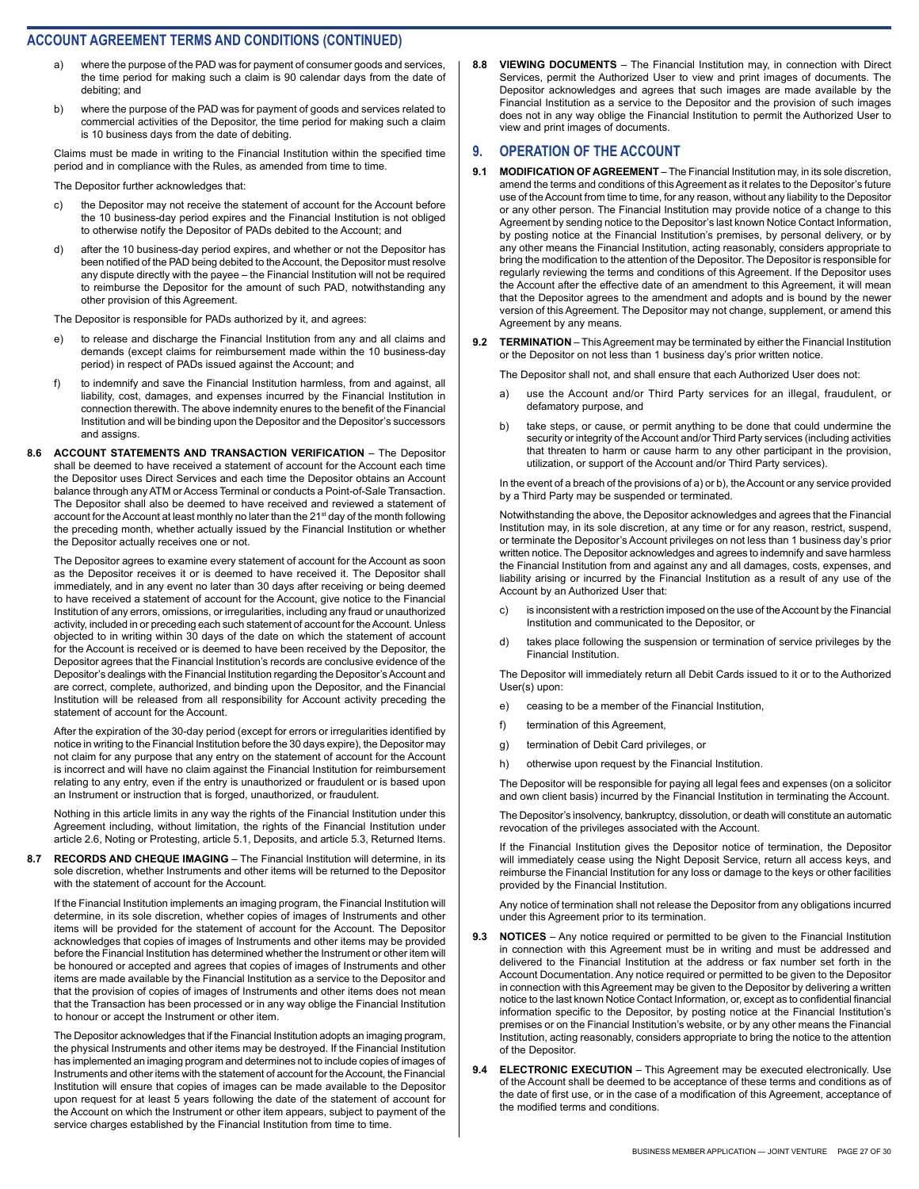## ACCOUNT AGREEMENT TERMS AND CONDITIONS (CONTINUED)

a) where the purpose of the PAD was for payment of consumer goods and services, the time period for making such a claim is 90 calendar days from the date of debiting; and

b) where the purpose of the PAD was for payment of goods and services related to commercial activities of the Depositor, the time period for making such a claim is 10 business days from the date of debiting.

Claims must be made in writing to the Financial Institution within the specified time period and in compliance with the Rules, as amended from time to time.

The Depositor further acknowledges that:

c) the Depositor may not receive the statement of account for the Account before the 10 business-day period expires and the Financial Institution is not obliged to otherwise notify the Depositor of PADs debited to the Account; and

d) after the 10 business-day period expires, and whether or not the Depositor has been notified of the PAD being debited to the Account, the Depositor must resolve any dispute directly with the payee – the Financial Institution will not be required to reimburse the Depositor for the amount of such PAD, notwithstanding any other provision of this Agreement.

The Depositor is responsible for PADs authorized by it, and agrees:

e) to release and discharge the Financial Institution from any and all claims and demands (except claims for reimbursement made within the 10 business-day period) in respect of PADs issued against the Account; and

f) to indemnify and save the Financial Institution harmless, from and against, all liability, cost, damages, and expenses incurred by the Financial Institution in connection therewith. The above indemnity enures to the benefit of the Financial Institution and will be binding upon the Depositor and the Depositor's successors and assigns.

**8.6 ACCOUNT STATEMENTS AND TRANSACTION VERIFICATION** – The Depositor shall be deemed to have received a statement of account for the Account each time the Depositor uses Direct Services and each time the Depositor obtains an Account balance through any ATM or Access Terminal or conducts a Point-of-Sale Transaction. The Depositor shall also be deemed to have received and reviewed a statement of account for the Account at least monthly no later than the 21st day of the month following the preceding month, whether actually issued by the Financial Institution or whether the Depositor actually receives one or not.

The Depositor agrees to examine every statement of account for the Account as soon as the Depositor receives it or is deemed to have received it. The Depositor shall immediately, and in any event no later than 30 days after receiving or being deemed to have received a statement of account for the Account, give notice to the Financial Institution of any errors, omissions, or irregularities, including any fraud or unauthorized activity, included in or preceding each such statement of account for the Account. Unless objected to in writing within 30 days of the date on which the statement of account for the Account is received or is deemed to have been received by the Depositor, the Depositor agrees that the Financial Institution's records are conclusive evidence of the Depositor's dealings with the Financial Institution regarding the Depositor's Account and are correct, complete, authorized, and binding upon the Depositor, and the Financial Institution will be released from all responsibility for Account activity preceding the statement of account for the Account.

After the expiration of the 30-day period (except for errors or irregularities identified by notice in writing to the Financial Institution before the 30 days expire), the Depositor may not claim for any purpose that any entry on the statement of account for the Account is incorrect and will have no claim against the Financial Institution for reimbursement relating to any entry, even if the entry is unauthorized or fraudulent or is based upon an Instrument or instruction that is forged, unauthorized, or fraudulent.

Nothing in this article limits in any way the rights of the Financial Institution under this Agreement including, without limitation, the rights of the Financial Institution under article 2.6, Noting or Protesting, article 5.1, Deposits, and article 5.3, Returned Items.

**8.7 RECORDS AND CHEQUE IMAGING** – The Financial Institution will determine, in its sole discretion, whether Instruments and other items will be returned to the Depositor with the statement of account for the Account.

If the Financial Institution implements an imaging program, the Financial Institution will determine, in its sole discretion, whether copies of images of Instruments and other items will be provided for the statement of account for the Account. The Depositor acknowledges that copies of images of Instruments and other items may be provided before the Financial Institution has determined whether the Instrument or other item will be honoured or accepted and agrees that copies of images of Instruments and other items are made available by the Financial Institution as a service to the Depositor and that the provision of copies of images of Instruments and other items does not mean that the Transaction has been processed or in any way oblige the Financial Institution to honour or accept the Instrument or other item.

The Depositor acknowledges that if the Financial Institution adopts an imaging program, the physical Instruments and other items may be destroyed. If the Financial Institution has implemented an imaging program and determines not to include copies of images of Instruments and other items with the statement of account for the Account, the Financial Institution will ensure that copies of images can be made available to the Depositor upon request for at least 5 years following the date of the statement of account for the Account on which the Instrument or other item appears, subject to payment of the service charges established by the Financial Institution from time to time.

**8.8 VIEWING DOCUMENTS** – The Financial Institution may, in connection with Direct Services, permit the Authorized User to view and print images of documents. The Depositor acknowledges and agrees that such images are made available by the Financial Institution as a service to the Depositor and the provision of such images does not in any way oblige the Financial Institution to permit the Authorized User to view and print images of documents.

## 9. OPERATION OF THE ACCOUNT

**9.1 MODIFICATION OF AGREEMENT** – The Financial Institution may, in its sole discretion, amend the terms and conditions of this Agreement as it relates to the Depositor's future use of the Account from time to time, for any reason, without any liability to the Depositor or any other person. The Financial Institution may provide notice of a change to this Agreement by sending notice to the Depositor's last known Notice Contact Information, by posting notice at the Financial Institution's premises, by personal delivery, or by any other means the Financial Institution, acting reasonably, considers appropriate to bring the modification to the attention of the Depositor. The Depositor is responsible for regularly reviewing the terms and conditions of this Agreement. If the Depositor uses the Account after the effective date of an amendment to this Agreement, it will mean that the Depositor agrees to the amendment and adopts and is bound by the newer version of this Agreement. The Depositor may not change, supplement, or amend this Agreement by any means.

**9.2 TERMINATION** – This Agreement may be terminated by either the Financial Institution or the Depositor on not less than 1 business day's prior written notice.

The Depositor shall not, and shall ensure that each Authorized User does not:

a) use the Account and/or Third Party services for an illegal, fraudulent, or defamatory purpose, and

b) take steps, or cause, or permit anything to be done that could undermine the security or integrity of the Account and/or Third Party services (including activities that threaten to harm or cause harm to any other participant in the provision, utilization, or support of the Account and/or Third Party services).

In the event of a breach of the provisions of a) or b), the Account or any service provided by a Third Party may be suspended or terminated.

Notwithstanding the above, the Depositor acknowledges and agrees that the Financial Institution may, in its sole discretion, at any time or for any reason, restrict, suspend, or terminate the Depositor's Account privileges on not less than 1 business day's prior written notice. The Depositor acknowledges and agrees to indemnify and save harmless the Financial Institution from and against any and all damages, costs, expenses, and liability arising or incurred by the Financial Institution as a result of any use of the Account by an Authorized User that:

c) is inconsistent with a restriction imposed on the use of the Account by the Financial Institution and communicated to the Depositor, or

d) takes place following the suspension or termination of service privileges by the Financial Institution.

The Depositor will immediately return all Debit Cards issued to it or to the Authorized User(s) upon:

e) ceasing to be a member of the Financial Institution,

f) termination of this Agreement,

g) termination of Debit Card privileges, or

h) otherwise upon request by the Financial Institution.

The Depositor will be responsible for paying all legal fees and expenses (on a solicitor and own client basis) incurred by the Financial Institution in terminating the Account.

The Depositor's insolvency, bankruptcy, dissolution, or death will constitute an automatic revocation of the privileges associated with the Account.

If the Financial Institution gives the Depositor notice of termination, the Depositor will immediately cease using the Night Deposit Service, return all access keys, and reimburse the Financial Institution for any loss or damage to the keys or other facilities provided by the Financial Institution.

Any notice of termination shall not release the Depositor from any obligations incurred under this Agreement prior to its termination.

**9.3 NOTICES** – Any notice required or permitted to be given to the Financial Institution in connection with this Agreement must be in writing and must be addressed and delivered to the Financial Institution at the address or fax number set forth in the Account Documentation. Any notice required or permitted to be given to the Depositor in connection with this Agreement may be given to the Depositor by delivering a written notice to the last known Notice Contact Information, or, except as to confidential financial information specific to the Depositor, by posting notice at the Financial Institution's premises or on the Financial Institution's website, or by any other means the Financial Institution, acting reasonably, considers appropriate to bring the notice to the attention of the Depositor.

**9.4 ELECTRONIC EXECUTION** – This Agreement may be executed electronically. Use of the Account shall be deemed to be acceptance of these terms and conditions as of the date of first use, or in the case of a modification of this Agreement, acceptance of the modified terms and conditions.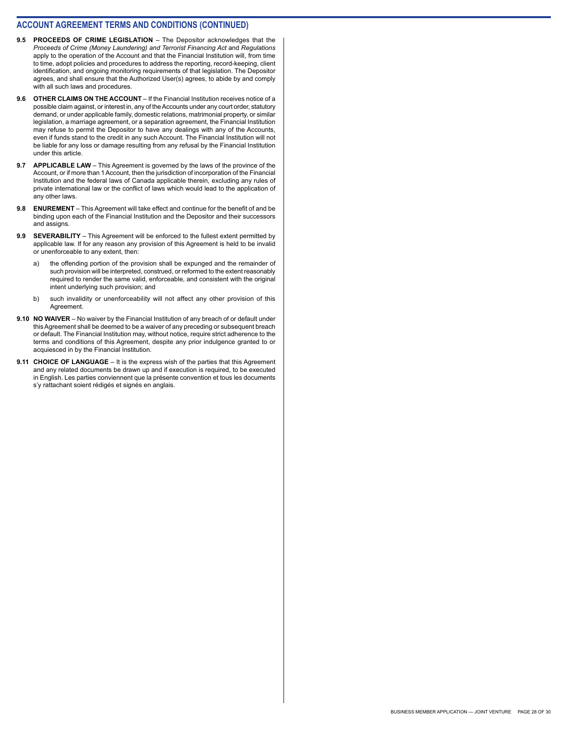## ACCOUNT AGREEMENT TERMS AND CONDITIONS (CONTINUED)

**9.5 PROCEEDS OF CRIME LEGISLATION** – The Depositor acknowledges that the *Proceeds of Crime (Money Laundering) and Terrorist Financing Act* and *Regulations* apply to the operation of the Account and that the Financial Institution will, from time to time, adopt policies and procedures to address the reporting, record-keeping, client identification, and ongoing monitoring requirements of that legislation. The Depositor agrees, and shall ensure that the Authorized User(s) agrees, to abide by and comply with all such laws and procedures.

**9.6 OTHER CLAIMS ON THE ACCOUNT** – If the Financial Institution receives notice of a possible claim against, or interest in, any of the Accounts under any court order, statutory demand, or under applicable family, domestic relations, matrimonial property, or similar legislation, a marriage agreement, or a separation agreement, the Financial Institution may refuse to permit the Depositor to have any dealings with any of the Accounts, even if funds stand to the credit in any such Account. The Financial Institution will not be liable for any loss or damage resulting from any refusal by the Financial Institution under this article.

**9.7 APPLICABLE LAW** – This Agreement is governed by the laws of the province of the Account, or if more than 1 Account, then the jurisdiction of incorporation of the Financial Institution and the federal laws of Canada applicable therein, excluding any rules of private international law or the conflict of laws which would lead to the application of any other laws.

**9.8 ENUREMENT** – This Agreement will take effect and continue for the benefit of and be binding upon each of the Financial Institution and the Depositor and their successors and assigns.

**9.9 SEVERABILITY** – This Agreement will be enforced to the fullest extent permitted by applicable law. If for any reason any provision of this Agreement is held to be invalid or unenforceable to any extent, then:

a) the offending portion of the provision shall be expunged and the remainder of such provision will be interpreted, construed, or reformed to the extent reasonably required to render the same valid, enforceable, and consistent with the original intent underlying such provision; and

b) such invalidity or unenforceability will not affect any other provision of this Agreement.

**9.10 NO WAIVER** – No waiver by the Financial Institution of any breach of or default under this Agreement shall be deemed to be a waiver of any preceding or subsequent breach or default. The Financial Institution may, without notice, require strict adherence to the terms and conditions of this Agreement, despite any prior indulgence granted to or acquiesced in by the Financial Institution.

**9.11 CHOICE OF LANGUAGE** – It is the express wish of the parties that this Agreement and any related documents be drawn up and if execution is required, to be executed in English. Les parties conviennent que la présente convention et tous les documents s'y rattachant soient rédigés et signés en anglais.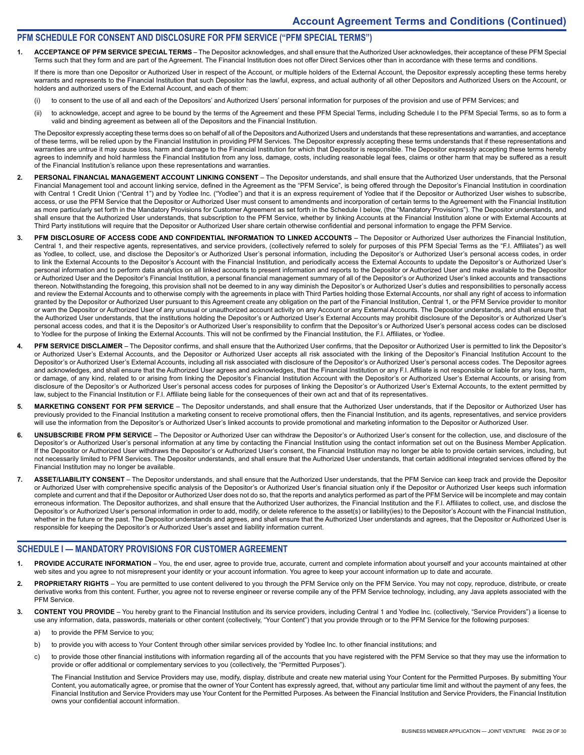# Account Agreement Terms and Conditions (Continued)

## PFM SCHEDULE FOR CONSENT AND DISCLOSURE FOR PFM SERVICE ("PFM SPECIAL TERMS")

1. **ACCEPTANCE OF PFM SERVICE SPECIAL TERMS** – The Depositor acknowledges, and shall ensure that the Authorized User acknowledges, their acceptance of these PFM Special Terms such that they form and are part of the Agreement. The Financial Institution does not offer Direct Services other than in accordance with these terms and conditions.

   If there is more than one Depositor or Authorized User in respect of the Account, or multiple holders of the External Account, the Depositor expressly accepting these terms hereby warrants and represents to the Financial Institution that such Depositor has the lawful, express, and actual authority of all other Depositors and Authorized Users on the Account, or holders and authorized users of the External Account, and each of them:

   (i) to consent to the use of all and each of the Depositors' and Authorized Users' personal information for purposes of the provision and use of PFM Services; and

   (ii) to acknowledge, accept and agree to be bound by the terms of the Agreement and these PFM Special Terms, including Schedule I to the PFM Special Terms, so as to form a valid and binding agreement as between all of the Depositors and the Financial Institution.

   The Depositor expressly accepting these terms does so on behalf of all of the Depositors and Authorized Users and understands that these representations and warranties, and acceptance of these terms, will be relied upon by the Financial Institution in providing PFM Services. The Depositor expressly accepting these terms understands that if these representations and warranties are untrue it may cause loss, harm and damage to the Financial Institution for which that Depositor is responsible. The Depositor expressly accepting these terms hereby agrees to indemnify and hold harmless the Financial Institution from any loss, damage, costs, including reasonable legal fees, claims or other harm that may be suffered as a result of the Financial Institution's reliance upon these representations and warranties.

2. **PERSONAL FINANCIAL MANAGEMENT ACCOUNT LINKING CONSENT** – The Depositor understands, and shall ensure that the Authorized User understands, that the Personal Financial Management tool and account linking service, defined in the Agreement as the "PFM Service", is being offered through the Depositor's Financial Institution in coordination with Central 1 Credit Union ("Central 1") and by Yodlee Inc. ("Yodlee") and that it is an express requirement of Yodlee that if the Depositor or Authorized User wishes to subscribe, access, or use the PFM Service that the Depositor or Authorized User must consent to amendments and incorporation of certain terms to the Agreement with the Financial Institution as more particularly set forth in the Mandatory Provisions for Customer Agreement as set forth in the Schedule I below, (the "Mandatory Provisions"). The Depositor understands, and shall ensure that the Authorized User understands, that subscription to the PFM Service, whether by linking Accounts at the Financial Institution alone or with External Accounts at Third Party institutions will require that the Depositor or Authorized User share certain otherwise confidential and personal information to engage the PFM Service.

3. **PFM DISCLOSURE OF ACCESS CODE AND CONFIDENTIAL INFORMATION TO LINKED ACCOUNTS** – The Depositor or Authorized User authorizes the Financial Institution, Central 1, and their respective agents, representatives, and service providers, (collectively referred to solely for purposes of this PFM Special Terms as the "F.I. Affiliates") as well as Yodlee, to collect, use, and disclose the Depositor's or Authorized User's personal information, including the Depositor's or Authorized User's personal access codes, in order to link the External Accounts to the Depositor's Account with the Financial Institution, and periodically access the External Accounts to update the Depositor's or Authorized User's personal information and to perform data analytics on all linked accounts to present information and reports to the Depositor or Authorized User and make available to the Depositor or Authorized User and the Depositor's Financial Institution, a personal financial management summary of all of the Depositor's or Authorized User's linked accounts and transactions thereon. Notwithstanding the foregoing, this provision shall not be deemed to in any way diminish the Depositor's or Authorized User's duties and responsibilities to personally access and review the External Accounts and to otherwise comply with the agreements in place with Third Parties holding those External Accounts, nor shall any right of access to information granted by the Depositor or Authorized User pursuant to this Agreement create any obligation on the part of the Financial Institution, Central 1, or the PFM Service provider to monitor or warn the Depositor or Authorized User of any unusual or unauthorized account activity on any Account or any External Accounts. The Depositor understands, and shall ensure that the Authorized User understands, that the institutions holding the Depositor's or Authorized User's External Accounts may prohibit disclosure of the Depositor's or Authorized User's personal access codes, and that it is the Depositor's or Authorized User's responsibility to confirm that the Depositor's or Authorized User's personal access codes can be disclosed to Yodlee for the purpose of linking the External Accounts. This will not be confirmed by the Financial Institution, the F.I. Affiliates, or Yodlee.

4. **PFM SERVICE DISCLAIMER** – The Depositor confirms, and shall ensure that the Authorized User confirms, that the Depositor or Authorized User is permitted to link the Depositor's or Authorized User's External Accounts, and the Depositor or Authorized User accepts all risk associated with the linking of the Depositor's Financial Institution Account to the Depositor's or Authorized User's External Accounts, including all risk associated with disclosure of the Depositor's or Authorized User's personal access codes. The Depositor agrees and acknowledges, and shall ensure that the Authorized User agrees and acknowledges, that the Financial Institution or any F.I. Affiliate is not responsible or liable for any loss, harm, or damage, of any kind, related to or arising from linking the Depositor's Financial Institution Account with the Depositor's or Authorized User's External Accounts, or arising from disclosure of the Depositor's or Authorized User's personal access codes for purposes of linking the Depositor's or Authorized User's External Accounts, to the extent permitted by law, subject to the Financial Institution or F.I. Affiliate being liable for the consequences of their own act and that of its representatives.

5. **MARKETING CONSENT FOR PFM SERVICE** – The Depositor understands, and shall ensure that the Authorized User understands, that if the Depositor or Authorized User has previously provided to the Financial Institution a marketing consent to receive promotional offers, then the Financial Institution, and its agents, representatives, and service providers will use the information from the Depositor's or Authorized User's linked accounts to provide promotional and marketing information to the Depositor or Authorized User.

6. **UNSUBSCRIBE FROM PFM SERVICE** – The Depositor or Authorized User can withdraw the Depositor's or Authorized User's consent for the collection, use, and disclosure of the Depositor's or Authorized User's personal information at any time by contacting the Financial Institution using the contact information set out on the Business Member Application. If the Depositor or Authorized User withdraws the Depositor's or Authorized User's consent, the Financial Institution may no longer be able to provide certain services, including, but not necessarily limited to PFM Services. The Depositor understands, and shall ensure that the Authorized User understands, that certain additional integrated services offered by the Financial Institution may no longer be available.

7. **ASSET/LIABILITY CONSENT** – The Depositor understands, and shall ensure that the Authorized User understands, that the PFM Service can keep track and provide the Depositor or Authorized User with comprehensive specific analysis of the Depositor's or Authorized User's financial situation only if the Depositor or Authorized User keeps such information complete and current and that if the Depositor or Authorized User does not do so, that the reports and analytics performed as part of the PFM Service will be incomplete and may contain erroneous information. The Depositor authorizes, and shall ensure that the Authorized User authorizes, the Financial Institution and the F.I. Affiliates to collect, use, and disclose the Depositor's or Authorized User's personal information in order to add, modify, or delete reference to the asset(s) or liability(ies) to the Depositor's Account with the Financial Institution, whether in the future or the past. The Depositor understands and agrees, and shall ensure that the Authorized User understands and agrees, that the Depositor or Authorized User is responsible for keeping the Depositor's or Authorized User's asset and liability information current.

## SCHEDULE I — MANDATORY PROVISIONS FOR CUSTOMER AGREEMENT

1. **PROVIDE ACCURATE INFORMATION** – You, the end user, agree to provide true, accurate, current and complete information about yourself and your accounts maintained at other web sites and you agree to not misrepresent your identity or your account information. You agree to keep your account information up to date and accurate.

2. **PROPRIETARY RIGHTS** – You are permitted to use content delivered to you through the PFM Service only on the PFM Service. You may not copy, reproduce, distribute, or create derivative works from this content. Further, you agree not to reverse engineer or reverse compile any of the PFM Service technology, including, any Java applets associated with the PFM Service.

3. **CONTENT YOU PROVIDE** – You hereby grant to the Financial Institution and its service providers, including Central 1 and Yodlee Inc. (collectively, "Service Providers") a license to use any information, data, passwords, materials or other content (collectively, "Your Content") that you provide through or to the PFM Service for the following purposes:

   a) to provide the PFM Service to you;

   b) to provide you with access to Your Content through other similar services provided by Yodlee Inc. to other financial institutions; and

   c) to provide those other financial institutions with information regarding all of the accounts that you have registered with the PFM Service so that they may use the information to provide or offer additional or complementary services to you (collectively, the "Permitted Purposes").

   The Financial Institution and Service Providers may use, modify, display, distribute and create new material using Your Content for the Permitted Purposes. By submitting Your Content, you automatically agree, or promise that the owner of Your Content has expressly agreed, that, without any particular time limit and without the payment of any fees, the Financial Institution and Service Providers may use Your Content for the Permitted Purposes. As between the Financial Institution and Service Providers, the Financial Institution owns your confidential account information.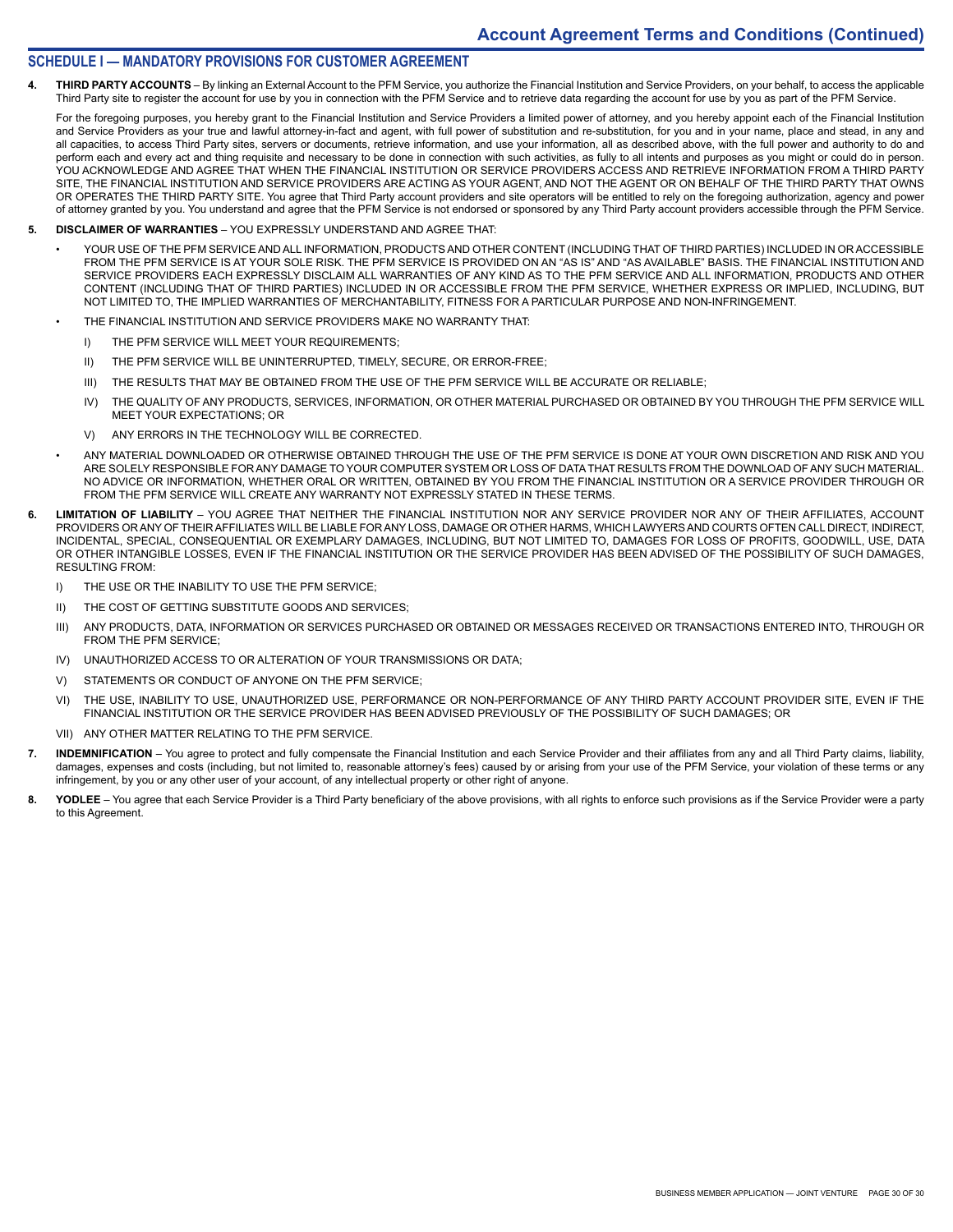## SCHEDULE I — MANDATORY PROVISIONS FOR CUSTOMER AGREEMENT

4. **THIRD PARTY ACCOUNTS** – By linking an External Account to the PFM Service, you authorize the Financial Institution and Service Providers, on your behalf, to access the applicable Third Party site to register the account for use by you in connection with the PFM Service and to retrieve data regarding the account for use by you as part of the PFM Service.

   For the foregoing purposes, you hereby grant to the Financial Institution and Service Providers a limited power of attorney, and you hereby appoint each of the Financial Institution and Service Providers as your true and lawful attorney-in-fact and agent, with full power of substitution and re-substitution, for you and in your name, place and stead, in any and all capacities, to access Third Party sites, servers or documents, retrieve information, and use your information, all as described above, with the full power and authority to do and perform each and every act and thing requisite and necessary to be done in connection with such activities, as fully to all intents and purposes as you might or could do in person. YOU ACKNOWLEDGE AND AGREE THAT WHEN THE FINANCIAL INSTITUTION OR SERVICE PROVIDERS ACCESS AND RETRIEVE INFORMATION FROM A THIRD PARTY SITE, THE FINANCIAL INSTITUTION AND SERVICE PROVIDERS ARE ACTING AS YOUR AGENT, AND NOT THE AGENT OR ON BEHALF OF THE THIRD PARTY THAT OWNS OR OPERATES THE THIRD PARTY SITE. You agree that Third Party account providers and site operators will be entitled to rely on the foregoing authorization, agency and power of attorney granted by you. You understand and agree that the PFM Service is not endorsed or sponsored by any Third Party account providers accessible through the PFM Service.

5. **DISCLAIMER OF WARRANTIES** – YOU EXPRESSLY UNDERSTAND AND AGREE THAT:

   - YOUR USE OF THE PFM SERVICE AND ALL INFORMATION, PRODUCTS AND OTHER CONTENT (INCLUDING THAT OF THIRD PARTIES) INCLUDED IN OR ACCESSIBLE FROM THE PFM SERVICE IS AT YOUR SOLE RISK. THE PFM SERVICE IS PROVIDED ON AN "AS IS" AND "AS AVAILABLE" BASIS. THE FINANCIAL INSTITUTION AND SERVICE PROVIDERS EACH EXPRESSLY DISCLAIM ALL WARRANTIES OF ANY KIND AS TO THE PFM SERVICE AND ALL INFORMATION, PRODUCTS AND OTHER CONTENT (INCLUDING THAT OF THIRD PARTIES) INCLUDED IN OR ACCESSIBLE FROM THE PFM SERVICE, WHETHER EXPRESS OR IMPLIED, INCLUDING, BUT NOT LIMITED TO, THE IMPLIED WARRANTIES OF MERCHANTABILITY, FITNESS FOR A PARTICULAR PURPOSE AND NON-INFRINGEMENT.
   - THE FINANCIAL INSTITUTION AND SERVICE PROVIDERS MAKE NO WARRANTY THAT:
     - I) THE PFM SERVICE WILL MEET YOUR REQUIREMENTS;
     - II) THE PFM SERVICE WILL BE UNINTERRUPTED, TIMELY, SECURE, OR ERROR-FREE;
     - III) THE RESULTS THAT MAY BE OBTAINED FROM THE USE OF THE PFM SERVICE WILL BE ACCURATE OR RELIABLE;
     - IV) THE QUALITY OF ANY PRODUCTS, SERVICES, INFORMATION, OR OTHER MATERIAL PURCHASED OR OBTAINED BY YOU THROUGH THE PFM SERVICE WILL MEET YOUR EXPECTATIONS; OR
     - V) ANY ERRORS IN THE TECHNOLOGY WILL BE CORRECTED.
   - ANY MATERIAL DOWNLOADED OR OTHERWISE OBTAINED THROUGH THE USE OF THE PFM SERVICE IS DONE AT YOUR OWN DISCRETION AND RISK AND YOU ARE SOLELY RESPONSIBLE FOR ANY DAMAGE TO YOUR COMPUTER SYSTEM OR LOSS OF DATA THAT RESULTS FROM THE DOWNLOAD OF ANY SUCH MATERIAL. NO ADVICE OR INFORMATION, WHETHER ORAL OR WRITTEN, OBTAINED BY YOU FROM THE FINANCIAL INSTITUTION OR A SERVICE PROVIDER THROUGH OR FROM THE PFM SERVICE WILL CREATE ANY WARRANTY NOT EXPRESSLY STATED IN THESE TERMS.

6. **LIMITATION OF LIABILITY** – YOU AGREE THAT NEITHER THE FINANCIAL INSTITUTION NOR ANY SERVICE PROVIDER NOR ANY OF THEIR AFFILIATES, ACCOUNT PROVIDERS OR ANY OF THEIR AFFILIATES WILL BE LIABLE FOR ANY LOSS, DAMAGE OR OTHER HARMS, WHICH LAWYERS AND COURTS OFTEN CALL DIRECT, INDIRECT, INCIDENTAL, SPECIAL, CONSEQUENTIAL OR EXEMPLARY DAMAGES, INCLUDING, BUT NOT LIMITED TO, DAMAGES FOR LOSS OF PROFITS, GOODWILL, USE, DATA OR OTHER INTANGIBLE LOSSES, EVEN IF THE FINANCIAL INSTITUTION OR THE SERVICE PROVIDER HAS BEEN ADVISED OF THE POSSIBILITY OF SUCH DAMAGES, RESULTING FROM:
   - I) THE USE OR THE INABILITY TO USE THE PFM SERVICE;
   - II) THE COST OF GETTING SUBSTITUTE GOODS AND SERVICES;
   - III) ANY PRODUCTS, DATA, INFORMATION OR SERVICES PURCHASED OR OBTAINED OR MESSAGES RECEIVED OR TRANSACTIONS ENTERED INTO, THROUGH OR FROM THE PFM SERVICE;
   - IV) UNAUTHORIZED ACCESS TO OR ALTERATION OF YOUR TRANSMISSIONS OR DATA;
   - V) STATEMENTS OR CONDUCT OF ANYONE ON THE PFM SERVICE;
   - VI) THE USE, INABILITY TO USE, UNAUTHORIZED USE, PERFORMANCE OR NON-PERFORMANCE OF ANY THIRD PARTY ACCOUNT PROVIDER SITE, EVEN IF THE FINANCIAL INSTITUTION OR THE SERVICE PROVIDER HAS BEEN ADVISED PREVIOUSLY OF THE POSSIBILITY OF SUCH DAMAGES; OR
   - VII) ANY OTHER MATTER RELATING TO THE PFM SERVICE.

7. **INDEMNIFICATION** – You agree to protect and fully compensate the Financial Institution and each Service Provider and their affiliates from any and all Third Party claims, liability, damages, expenses and costs (including, but not limited to, reasonable attorney's fees) caused by or arising from your use of the PFM Service, your violation of these terms or any infringement, by you or any other user of your account, of any intellectual property or other right of anyone.

8. **YODLEE** – You agree that each Service Provider is a Third Party beneficiary of the above provisions, with all rights to enforce such provisions as if the Service Provider were a party to this Agreement.